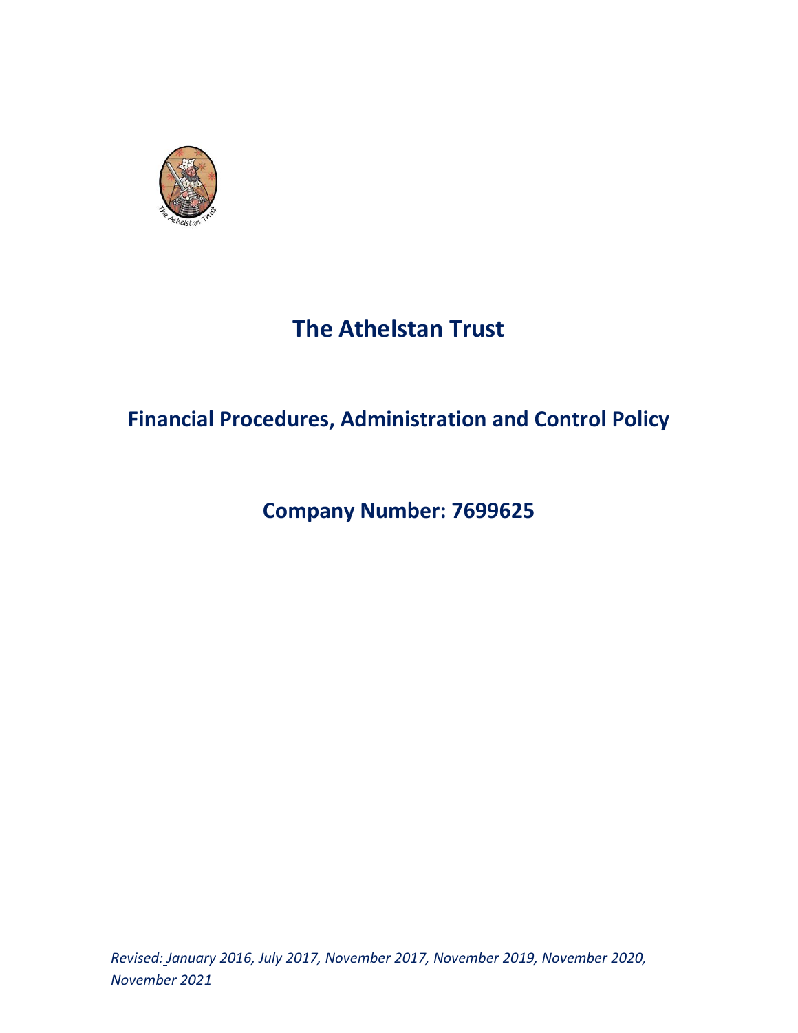# The Athelstan Trust

## Financial Procedures, Administration and Control Policy

## Company Number: 7699625

*Revised: January 2016, July 2017, November 2017, November 2019, November 2020, November 2021*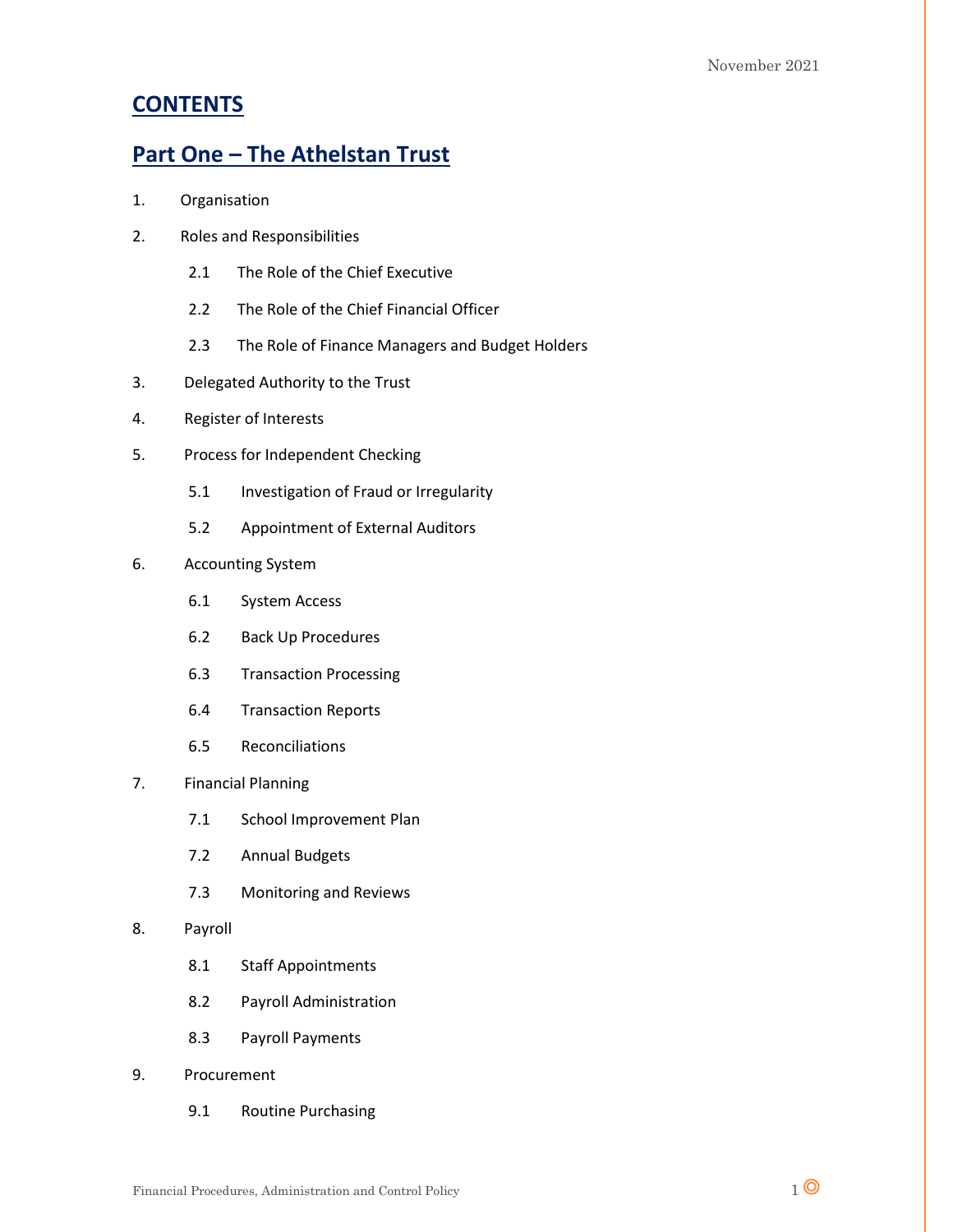# CONTENTS

## Part One – The Athelstan Trust

1. Organisation
2. Roles and Responsibilities
    - 2.1 The Role of the Chief Executive
    - 2.2 The Role of the Chief Financial Officer
    - 2.3 The Role of Finance Managers and Budget Holders
3. Delegated Authority to the Trust
4. Register of Interests
5. Process for Independent Checking
    - 5.1 Investigation of Fraud or Irregularity
    - 5.2 Appointment of External Auditors
6. Accounting System
    - 6.1 System Access
    - 6.2 Back Up Procedures
    - 6.3 Transaction Processing
    - 6.4 Transaction Reports
    - 6.5 Reconciliations
7. Financial Planning
    - 7.1 School Improvement Plan
    - 7.2 Annual Budgets
    - 7.3 Monitoring and Reviews
8. Payroll
    - 8.1 Staff Appointments
    - 8.2 Payroll Administration
    - 8.3 Payroll Payments
9. Procurement
    - 9.1 Routine Purchasing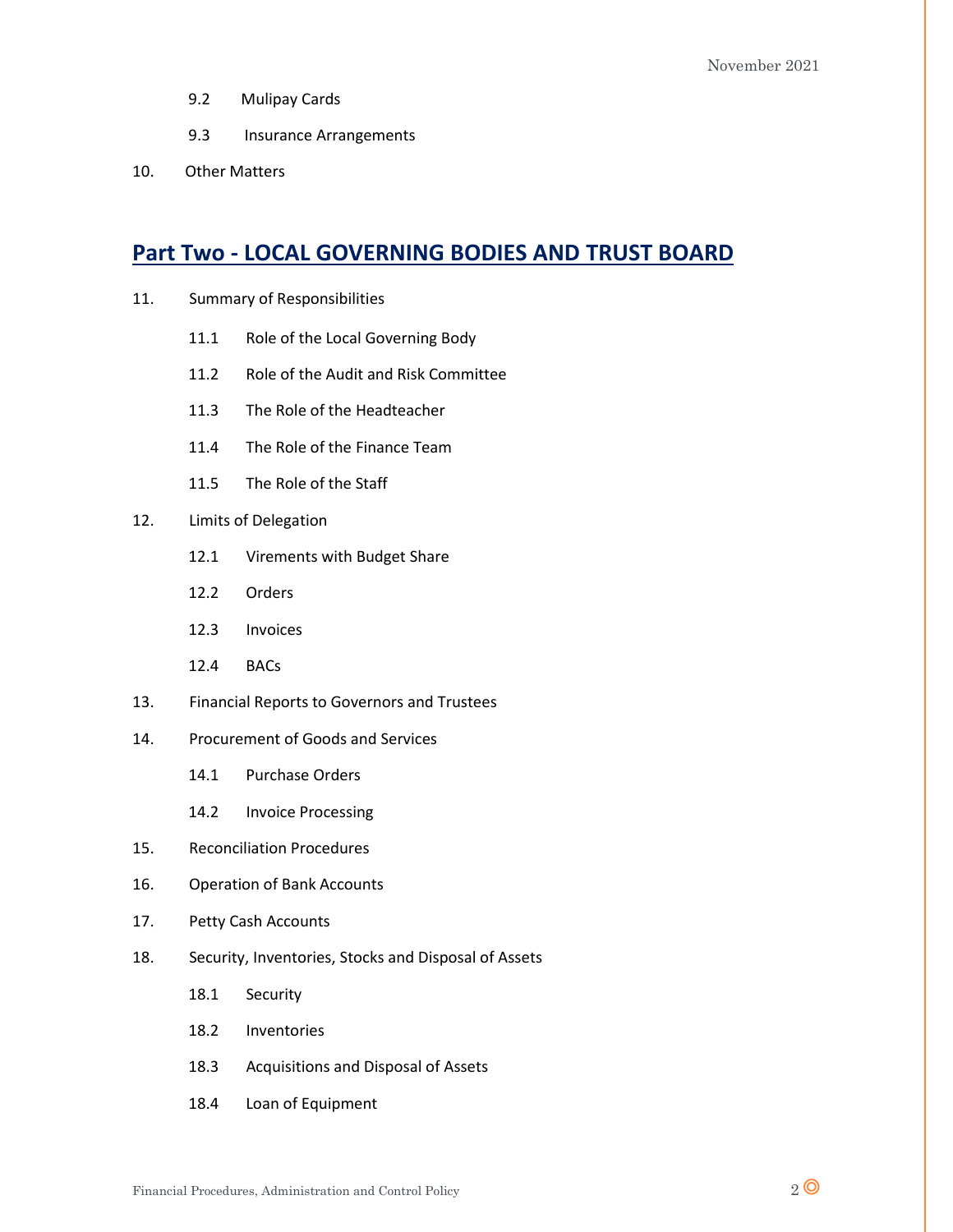9.2 Mulipay Cards

9.3 Insurance Arrangements

10. Other Matters

## Part Two - LOCAL GOVERNING BODIES AND TRUST BOARD

11. Summary of Responsibilities

    11.1 Role of the Local Governing Body

    11.2 Role of the Audit and Risk Committee

    11.3 The Role of the Headteacher

    11.4 The Role of the Finance Team

    11.5 The Role of the Staff

12. Limits of Delegation

    12.1 Virements with Budget Share

    12.2 Orders

    12.3 Invoices

    12.4 BACs

13. Financial Reports to Governors and Trustees

14. Procurement of Goods and Services

    14.1 Purchase Orders

    14.2 Invoice Processing

15. Reconciliation Procedures

16. Operation of Bank Accounts

17. Petty Cash Accounts

18. Security, Inventories, Stocks and Disposal of Assets

    18.1 Security

    18.2 Inventories

    18.3 Acquisitions and Disposal of Assets

    18.4 Loan of Equipment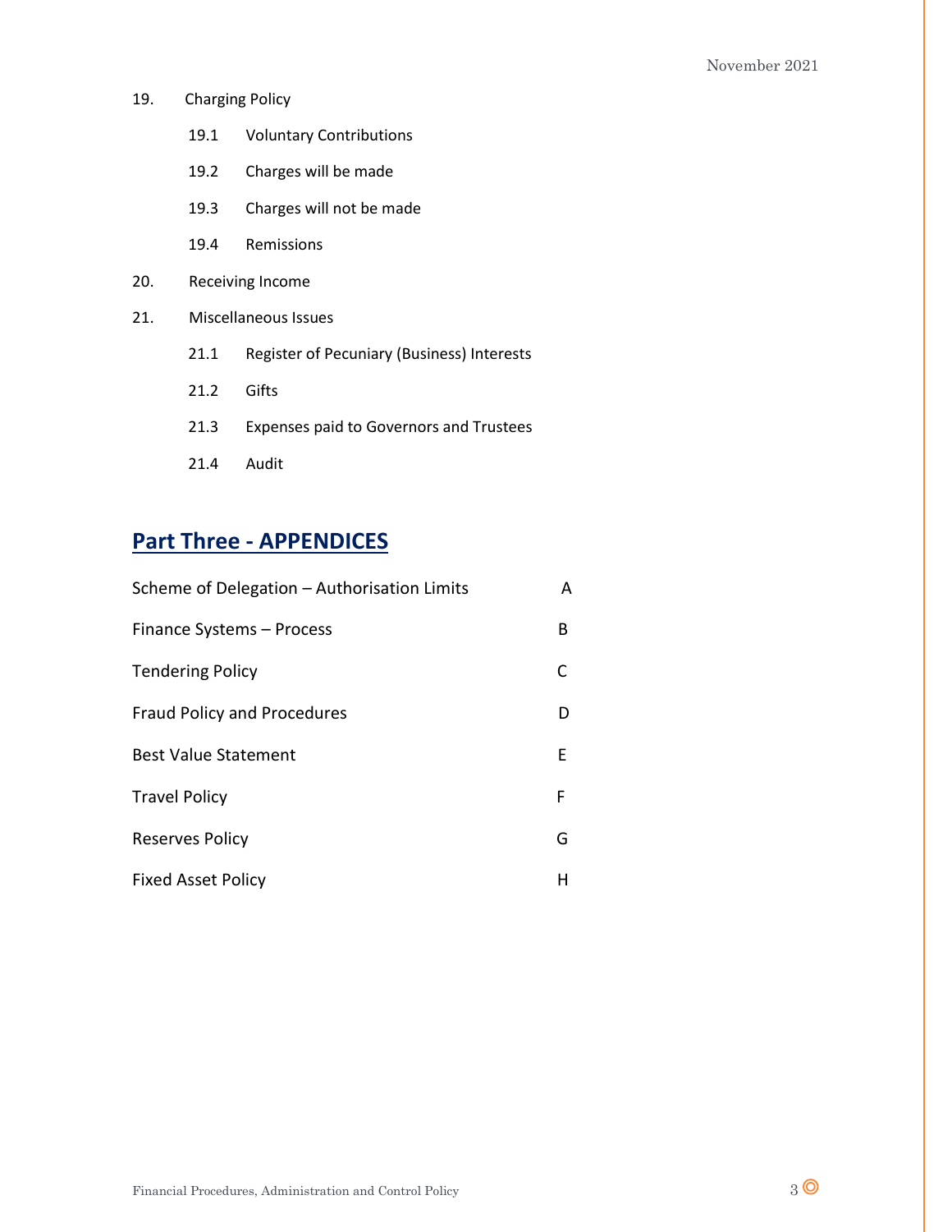19. Charging Policy

    19.1 Voluntary Contributions

    19.2 Charges will be made

    19.3 Charges will not be made

    19.4 Remissions

20. Receiving Income

21. Miscellaneous Issues

    21.1 Register of Pecuniary (Business) Interests

    21.2 Gifts

    21.3 Expenses paid to Governors and Trustees

    21.4 Audit

## Part Three - APPENDICES

| | |
|---|---|
| Scheme of Delegation – Authorisation Limits | A |
| Finance Systems – Process | B |
| Tendering Policy | C |
| Fraud Policy and Procedures | D |
| Best Value Statement | E |
| Travel Policy | F |
| Reserves Policy | G |
| Fixed Asset Policy | H |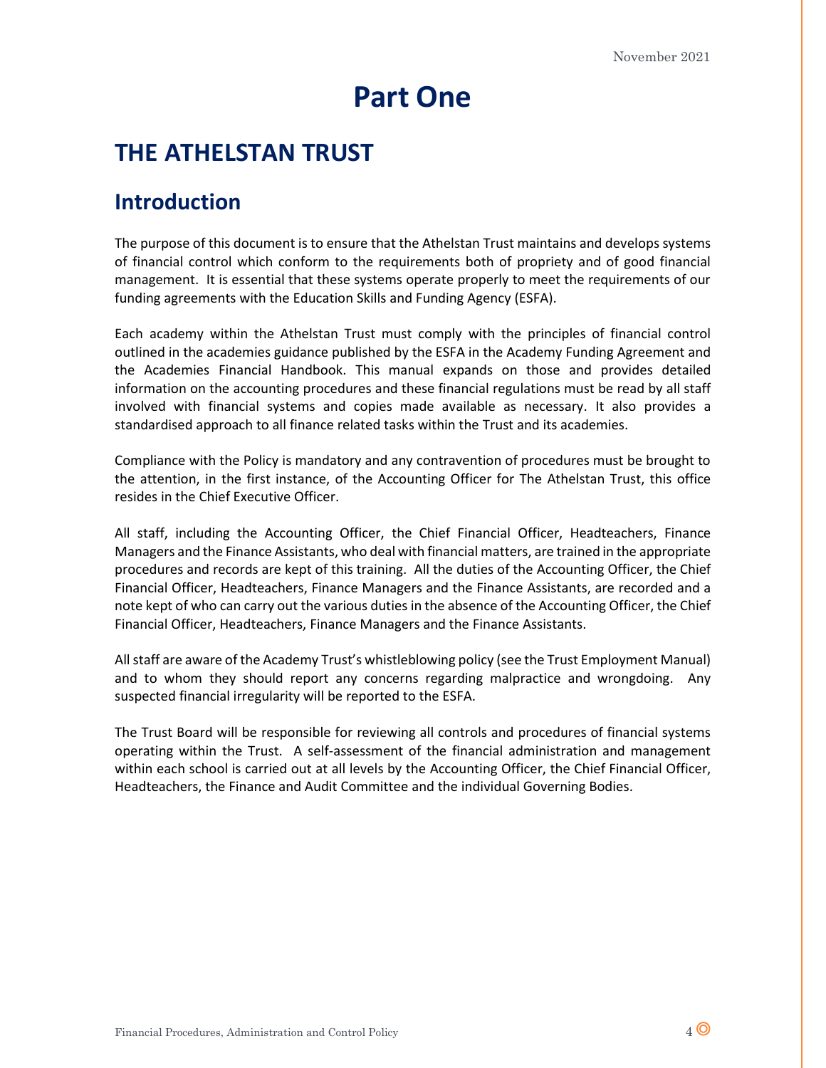# Part One

## THE ATHELSTAN TRUST

## Introduction

The purpose of this document is to ensure that the Athelstan Trust maintains and develops systems of financial control which conform to the requirements both of propriety and of good financial management. It is essential that these systems operate properly to meet the requirements of our funding agreements with the Education Skills and Funding Agency (ESFA).

Each academy within the Athelstan Trust must comply with the principles of financial control outlined in the academies guidance published by the ESFA in the Academy Funding Agreement and the Academies Financial Handbook. This manual expands on those and provides detailed information on the accounting procedures and these financial regulations must be read by all staff involved with financial systems and copies made available as necessary. It also provides a standardised approach to all finance related tasks within the Trust and its academies.

Compliance with the Policy is mandatory and any contravention of procedures must be brought to the attention, in the first instance, of the Accounting Officer for The Athelstan Trust, this office resides in the Chief Executive Officer.

All staff, including the Accounting Officer, the Chief Financial Officer, Headteachers, Finance Managers and the Finance Assistants, who deal with financial matters, are trained in the appropriate procedures and records are kept of this training. All the duties of the Accounting Officer, the Chief Financial Officer, Headteachers, Finance Managers and the Finance Assistants, are recorded and a note kept of who can carry out the various duties in the absence of the Accounting Officer, the Chief Financial Officer, Headteachers, Finance Managers and the Finance Assistants.

All staff are aware of the Academy Trust's whistleblowing policy (see the Trust Employment Manual) and to whom they should report any concerns regarding malpractice and wrongdoing. Any suspected financial irregularity will be reported to the ESFA.

The Trust Board will be responsible for reviewing all controls and procedures of financial systems operating within the Trust. A self-assessment of the financial administration and management within each school is carried out at all levels by the Accounting Officer, the Chief Financial Officer, Headteachers, the Finance and Audit Committee and the individual Governing Bodies.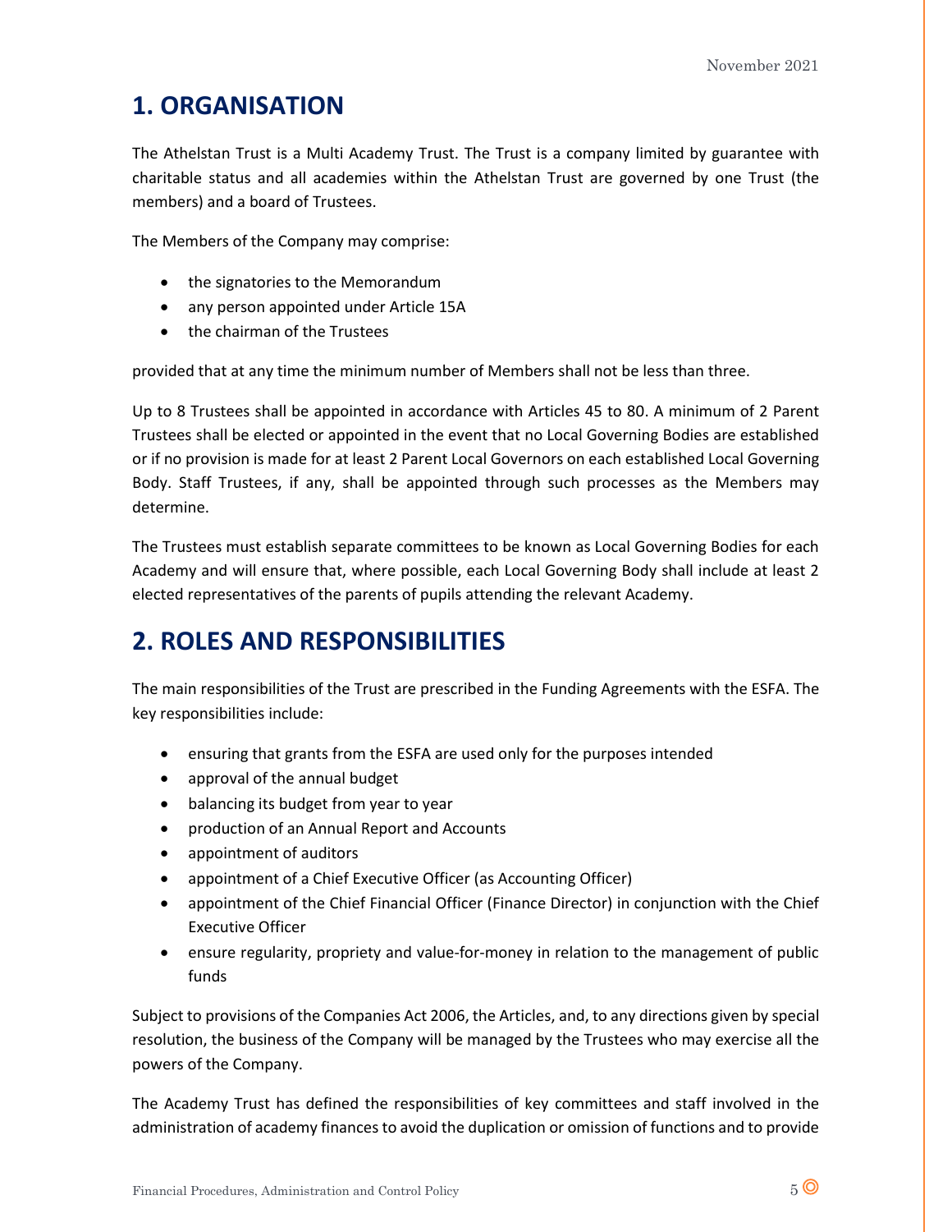# 1. ORGANISATION

The Athelstan Trust is a Multi Academy Trust. The Trust is a company limited by guarantee with charitable status and all academies within the Athelstan Trust are governed by one Trust (the members) and a board of Trustees.

The Members of the Company may comprise:

- the signatories to the Memorandum
- any person appointed under Article 15A
- the chairman of the Trustees

provided that at any time the minimum number of Members shall not be less than three.

Up to 8 Trustees shall be appointed in accordance with Articles 45 to 80. A minimum of 2 Parent Trustees shall be elected or appointed in the event that no Local Governing Bodies are established or if no provision is made for at least 2 Parent Local Governors on each established Local Governing Body. Staff Trustees, if any, shall be appointed through such processes as the Members may determine.

The Trustees must establish separate committees to be known as Local Governing Bodies for each Academy and will ensure that, where possible, each Local Governing Body shall include at least 2 elected representatives of the parents of pupils attending the relevant Academy.

# 2. ROLES AND RESPONSIBILITIES

The main responsibilities of the Trust are prescribed in the Funding Agreements with the ESFA. The key responsibilities include:

- ensuring that grants from the ESFA are used only for the purposes intended
- approval of the annual budget
- balancing its budget from year to year
- production of an Annual Report and Accounts
- appointment of auditors
- appointment of a Chief Executive Officer (as Accounting Officer)
- appointment of the Chief Financial Officer (Finance Director) in conjunction with the Chief Executive Officer
- ensure regularity, propriety and value-for-money in relation to the management of public funds

Subject to provisions of the Companies Act 2006, the Articles, and, to any directions given by special resolution, the business of the Company will be managed by the Trustees who may exercise all the powers of the Company.

The Academy Trust has defined the responsibilities of key committees and staff involved in the administration of academy finances to avoid the duplication or omission of functions and to provide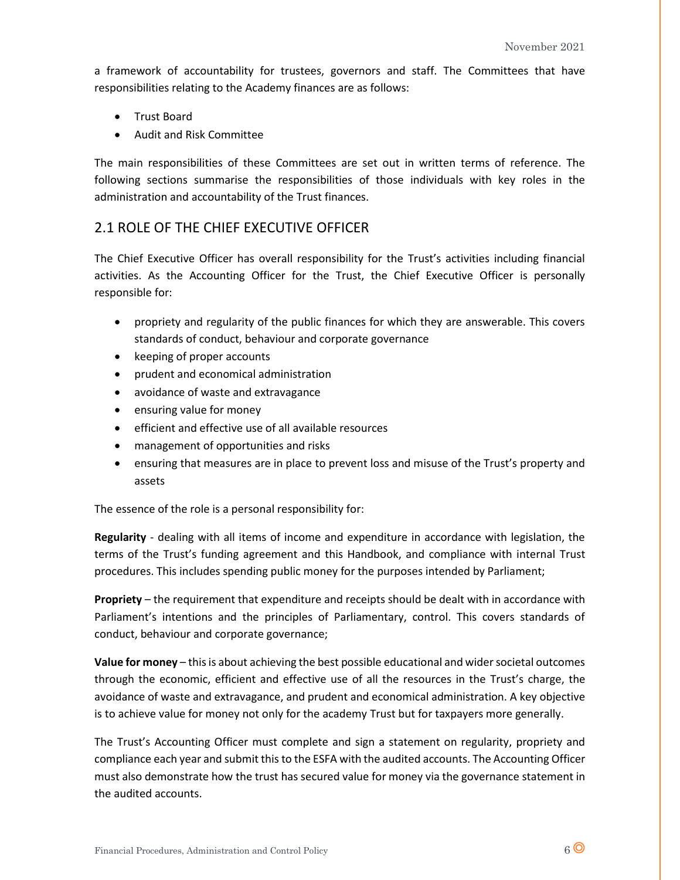a framework of accountability for trustees, governors and staff. The Committees that have responsibilities relating to the Academy finances are as follows:

- Trust Board
- Audit and Risk Committee

The main responsibilities of these Committees are set out in written terms of reference. The following sections summarise the responsibilities of those individuals with key roles in the administration and accountability of the Trust finances.

## 2.1 ROLE OF THE CHIEF EXECUTIVE OFFICER

The Chief Executive Officer has overall responsibility for the Trust's activities including financial activities. As the Accounting Officer for the Trust, the Chief Executive Officer is personally responsible for:

- propriety and regularity of the public finances for which they are answerable. This covers standards of conduct, behaviour and corporate governance
- keeping of proper accounts
- prudent and economical administration
- avoidance of waste and extravagance
- ensuring value for money
- efficient and effective use of all available resources
- management of opportunities and risks
- ensuring that measures are in place to prevent loss and misuse of the Trust's property and assets

The essence of the role is a personal responsibility for:

**Regularity** - dealing with all items of income and expenditure in accordance with legislation, the terms of the Trust's funding agreement and this Handbook, and compliance with internal Trust procedures. This includes spending public money for the purposes intended by Parliament;

**Propriety** – the requirement that expenditure and receipts should be dealt with in accordance with Parliament's intentions and the principles of Parliamentary, control. This covers standards of conduct, behaviour and corporate governance;

**Value for money** – this is about achieving the best possible educational and wider societal outcomes through the economic, efficient and effective use of all the resources in the Trust's charge, the avoidance of waste and extravagance, and prudent and economical administration. A key objective is to achieve value for money not only for the academy Trust but for taxpayers more generally.

The Trust's Accounting Officer must complete and sign a statement on regularity, propriety and compliance each year and submit this to the ESFA with the audited accounts. The Accounting Officer must also demonstrate how the trust has secured value for money via the governance statement in the audited accounts.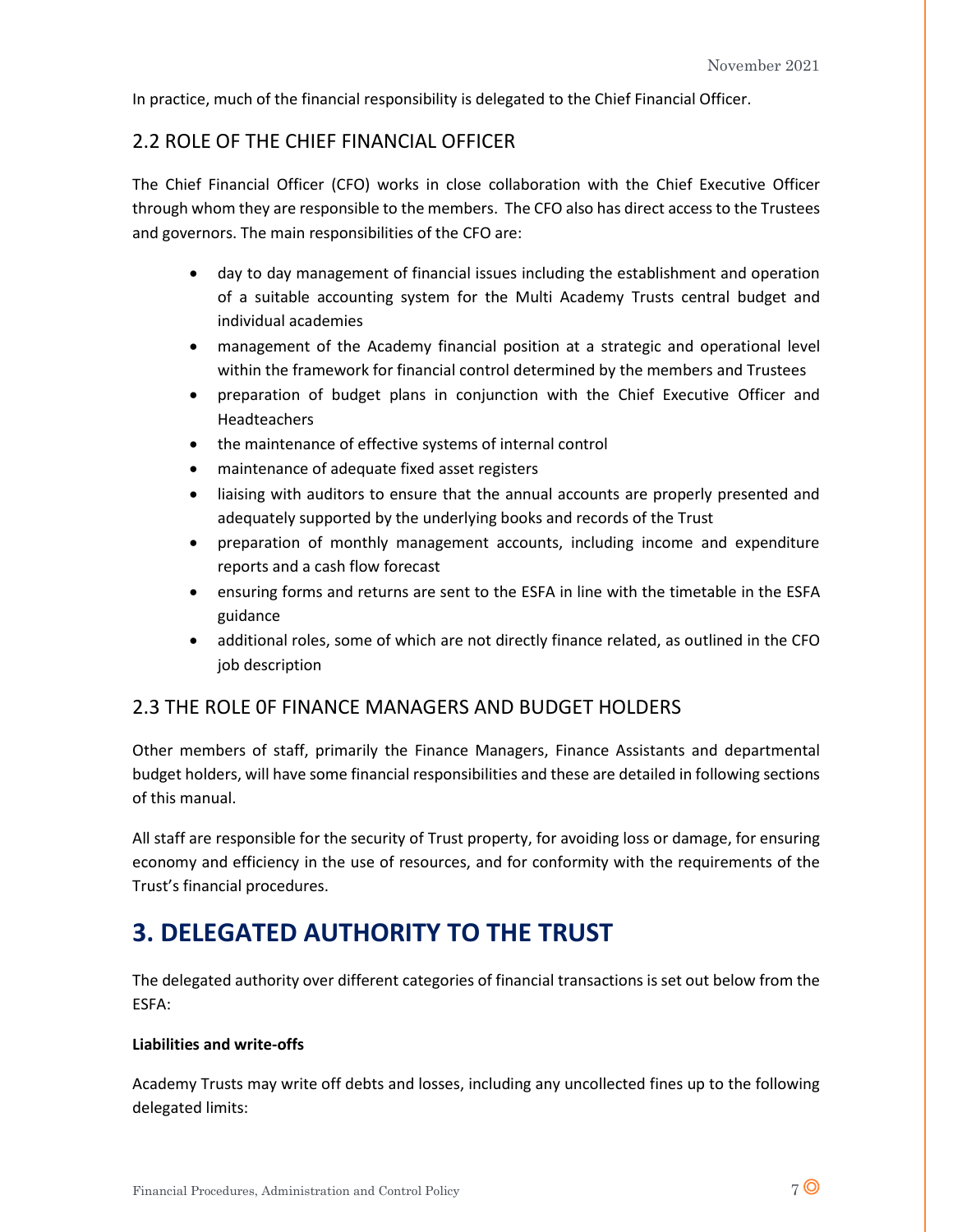In practice, much of the financial responsibility is delegated to the Chief Financial Officer.

## 2.2 ROLE OF THE CHIEF FINANCIAL OFFICER

The Chief Financial Officer (CFO) works in close collaboration with the Chief Executive Officer through whom they are responsible to the members. The CFO also has direct access to the Trustees and governors. The main responsibilities of the CFO are:

- day to day management of financial issues including the establishment and operation of a suitable accounting system for the Multi Academy Trusts central budget and individual academies
- management of the Academy financial position at a strategic and operational level within the framework for financial control determined by the members and Trustees
- preparation of budget plans in conjunction with the Chief Executive Officer and Headteachers
- the maintenance of effective systems of internal control
- maintenance of adequate fixed asset registers
- liaising with auditors to ensure that the annual accounts are properly presented and adequately supported by the underlying books and records of the Trust
- preparation of monthly management accounts, including income and expenditure reports and a cash flow forecast
- ensuring forms and returns are sent to the ESFA in line with the timetable in the ESFA guidance
- additional roles, some of which are not directly finance related, as outlined in the CFO job description

## 2.3 THE ROLE 0F FINANCE MANAGERS AND BUDGET HOLDERS

Other members of staff, primarily the Finance Managers, Finance Assistants and departmental budget holders, will have some financial responsibilities and these are detailed in following sections of this manual.

All staff are responsible for the security of Trust property, for avoiding loss or damage, for ensuring economy and efficiency in the use of resources, and for conformity with the requirements of the Trust's financial procedures.

# 3. DELEGATED AUTHORITY TO THE TRUST

The delegated authority over different categories of financial transactions is set out below from the ESFA:

**Liabilities and write-offs**

Academy Trusts may write off debts and losses, including any uncollected fines up to the following delegated limits: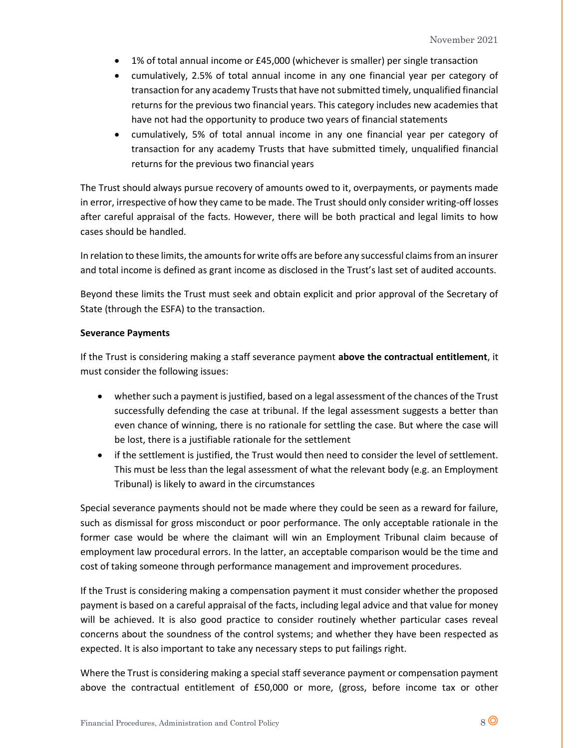- 1% of total annual income or £45,000 (whichever is smaller) per single transaction
- cumulatively, 2.5% of total annual income in any one financial year per category of transaction for any academy Trusts that have not submitted timely, unqualified financial returns for the previous two financial years. This category includes new academies that have not had the opportunity to produce two years of financial statements
- cumulatively, 5% of total annual income in any one financial year per category of transaction for any academy Trusts that have submitted timely, unqualified financial returns for the previous two financial years

The Trust should always pursue recovery of amounts owed to it, overpayments, or payments made in error, irrespective of how they came to be made. The Trust should only consider writing-off losses after careful appraisal of the facts. However, there will be both practical and legal limits to how cases should be handled.

In relation to these limits, the amounts for write offs are before any successful claims from an insurer and total income is defined as grant income as disclosed in the Trust's last set of audited accounts.

Beyond these limits the Trust must seek and obtain explicit and prior approval of the Secretary of State (through the ESFA) to the transaction.

**Severance Payments**

If the Trust is considering making a staff severance payment **above the contractual entitlement**, it must consider the following issues:

- whether such a payment is justified, based on a legal assessment of the chances of the Trust successfully defending the case at tribunal. If the legal assessment suggests a better than even chance of winning, there is no rationale for settling the case. But where the case will be lost, there is a justifiable rationale for the settlement
- if the settlement is justified, the Trust would then need to consider the level of settlement. This must be less than the legal assessment of what the relevant body (e.g. an Employment Tribunal) is likely to award in the circumstances

Special severance payments should not be made where they could be seen as a reward for failure, such as dismissal for gross misconduct or poor performance. The only acceptable rationale in the former case would be where the claimant will win an Employment Tribunal claim because of employment law procedural errors. In the latter, an acceptable comparison would be the time and cost of taking someone through performance management and improvement procedures.

If the Trust is considering making a compensation payment it must consider whether the proposed payment is based on a careful appraisal of the facts, including legal advice and that value for money will be achieved. It is also good practice to consider routinely whether particular cases reveal concerns about the soundness of the control systems; and whether they have been respected as expected. It is also important to take any necessary steps to put failings right.

Where the Trust is considering making a special staff severance payment or compensation payment above the contractual entitlement of £50,000 or more, (gross, before income tax or other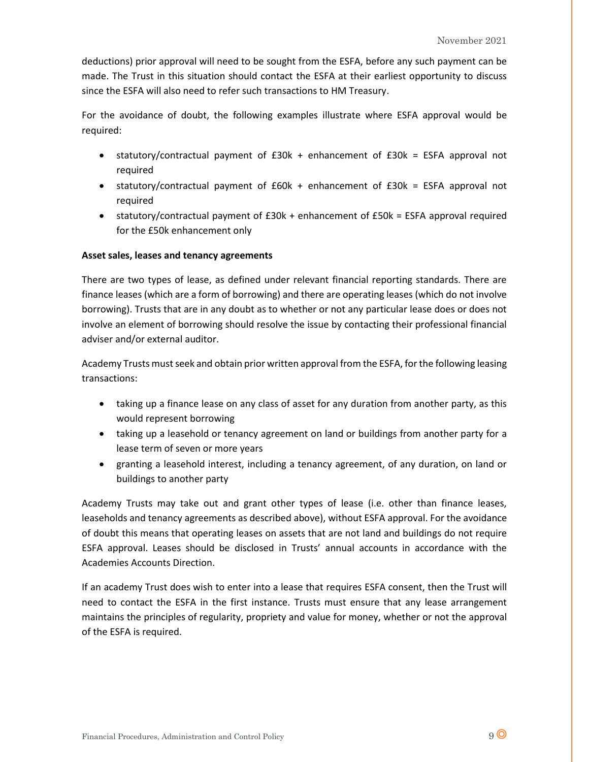deductions) prior approval will need to be sought from the ESFA, before any such payment can be made. The Trust in this situation should contact the ESFA at their earliest opportunity to discuss since the ESFA will also need to refer such transactions to HM Treasury.

For the avoidance of doubt, the following examples illustrate where ESFA approval would be required:

- statutory/contractual payment of £30k + enhancement of £30k = ESFA approval not required
- statutory/contractual payment of £60k + enhancement of £30k = ESFA approval not required
- statutory/contractual payment of £30k + enhancement of £50k = ESFA approval required for the £50k enhancement only

**Asset sales, leases and tenancy agreements**

There are two types of lease, as defined under relevant financial reporting standards. There are finance leases (which are a form of borrowing) and there are operating leases (which do not involve borrowing). Trusts that are in any doubt as to whether or not any particular lease does or does not involve an element of borrowing should resolve the issue by contacting their professional financial adviser and/or external auditor.

Academy Trusts must seek and obtain prior written approval from the ESFA, for the following leasing transactions:

- taking up a finance lease on any class of asset for any duration from another party, as this would represent borrowing
- taking up a leasehold or tenancy agreement on land or buildings from another party for a lease term of seven or more years
- granting a leasehold interest, including a tenancy agreement, of any duration, on land or buildings to another party

Academy Trusts may take out and grant other types of lease (i.e. other than finance leases, leaseholds and tenancy agreements as described above), without ESFA approval. For the avoidance of doubt this means that operating leases on assets that are not land and buildings do not require ESFA approval. Leases should be disclosed in Trusts' annual accounts in accordance with the Academies Accounts Direction.

If an academy Trust does wish to enter into a lease that requires ESFA consent, then the Trust will need to contact the ESFA in the first instance. Trusts must ensure that any lease arrangement maintains the principles of regularity, propriety and value for money, whether or not the approval of the ESFA is required.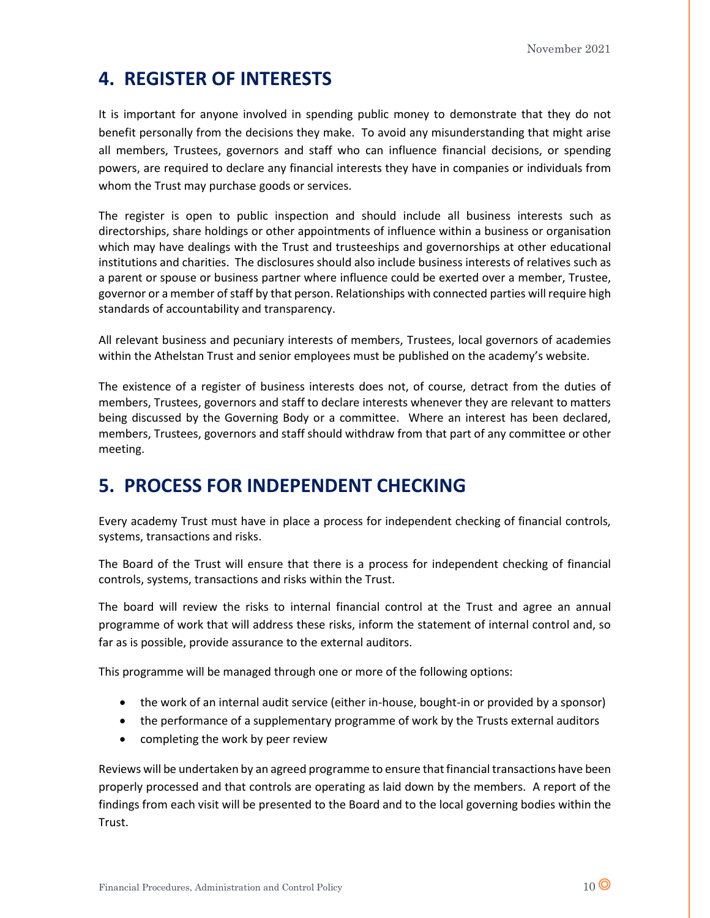## 4. REGISTER OF INTERESTS

It is important for anyone involved in spending public money to demonstrate that they do not benefit personally from the decisions they make. To avoid any misunderstanding that might arise all members, Trustees, governors and staff who can influence financial decisions, or spending powers, are required to declare any financial interests they have in companies or individuals from whom the Trust may purchase goods or services.

The register is open to public inspection and should include all business interests such as directorships, share holdings or other appointments of influence within a business or organisation which may have dealings with the Trust and trusteeships and governorships at other educational institutions and charities. The disclosures should also include business interests of relatives such as a parent or spouse or business partner where influence could be exerted over a member, Trustee, governor or a member of staff by that person. Relationships with connected parties will require high standards of accountability and transparency.

All relevant business and pecuniary interests of members, Trustees, local governors of academies within the Athelstan Trust and senior employees must be published on the academy's website.

The existence of a register of business interests does not, of course, detract from the duties of members, Trustees, governors and staff to declare interests whenever they are relevant to matters being discussed by the Governing Body or a committee. Where an interest has been declared, members, Trustees, governors and staff should withdraw from that part of any committee or other meeting.

## 5. PROCESS FOR INDEPENDENT CHECKING

Every academy Trust must have in place a process for independent checking of financial controls, systems, transactions and risks.

The Board of the Trust will ensure that there is a process for independent checking of financial controls, systems, transactions and risks within the Trust.

The board will review the risks to internal financial control at the Trust and agree an annual programme of work that will address these risks, inform the statement of internal control and, so far as is possible, provide assurance to the external auditors.

This programme will be managed through one or more of the following options:

- the work of an internal audit service (either in-house, bought-in or provided by a sponsor)
- the performance of a supplementary programme of work by the Trusts external auditors
- completing the work by peer review

Reviews will be undertaken by an agreed programme to ensure that financial transactions have been properly processed and that controls are operating as laid down by the members. A report of the findings from each visit will be presented to the Board and to the local governing bodies within the Trust.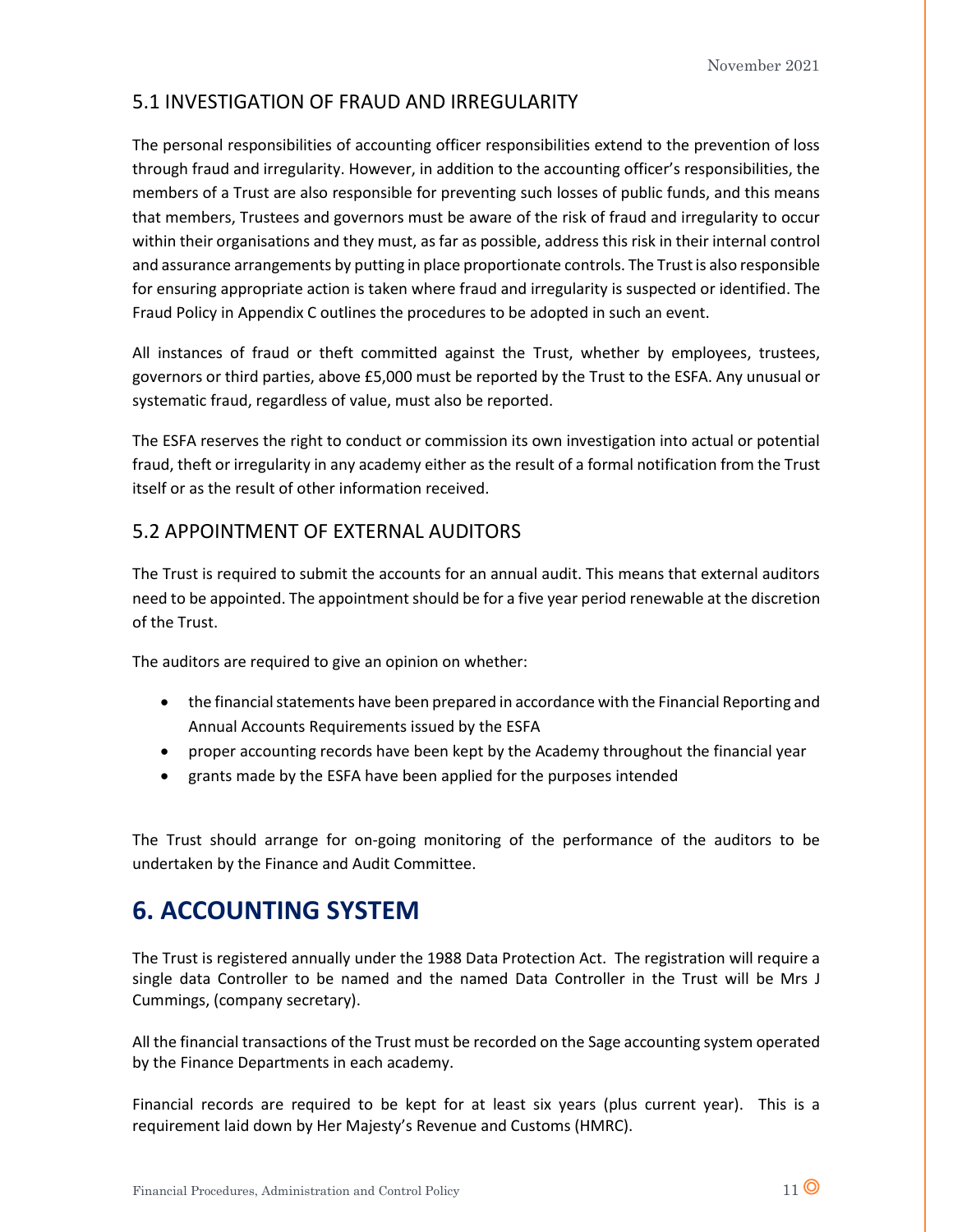## 5.1 INVESTIGATION OF FRAUD AND IRREGULARITY

The personal responsibilities of accounting officer responsibilities extend to the prevention of loss through fraud and irregularity. However, in addition to the accounting officer's responsibilities, the members of a Trust are also responsible for preventing such losses of public funds, and this means that members, Trustees and governors must be aware of the risk of fraud and irregularity to occur within their organisations and they must, as far as possible, address this risk in their internal control and assurance arrangements by putting in place proportionate controls. The Trust is also responsible for ensuring appropriate action is taken where fraud and irregularity is suspected or identified. The Fraud Policy in Appendix C outlines the procedures to be adopted in such an event.

All instances of fraud or theft committed against the Trust, whether by employees, trustees, governors or third parties, above £5,000 must be reported by the Trust to the ESFA. Any unusual or systematic fraud, regardless of value, must also be reported.

The ESFA reserves the right to conduct or commission its own investigation into actual or potential fraud, theft or irregularity in any academy either as the result of a formal notification from the Trust itself or as the result of other information received.

## 5.2 APPOINTMENT OF EXTERNAL AUDITORS

The Trust is required to submit the accounts for an annual audit. This means that external auditors need to be appointed. The appointment should be for a five year period renewable at the discretion of the Trust.

The auditors are required to give an opinion on whether:

- the financial statements have been prepared in accordance with the Financial Reporting and Annual Accounts Requirements issued by the ESFA
- proper accounting records have been kept by the Academy throughout the financial year
- grants made by the ESFA have been applied for the purposes intended

The Trust should arrange for on-going monitoring of the performance of the auditors to be undertaken by the Finance and Audit Committee.

# 6. ACCOUNTING SYSTEM

The Trust is registered annually under the 1988 Data Protection Act. The registration will require a single data Controller to be named and the named Data Controller in the Trust will be Mrs J Cummings, (company secretary).

All the financial transactions of the Trust must be recorded on the Sage accounting system operated by the Finance Departments in each academy.

Financial records are required to be kept for at least six years (plus current year). This is a requirement laid down by Her Majesty's Revenue and Customs (HMRC).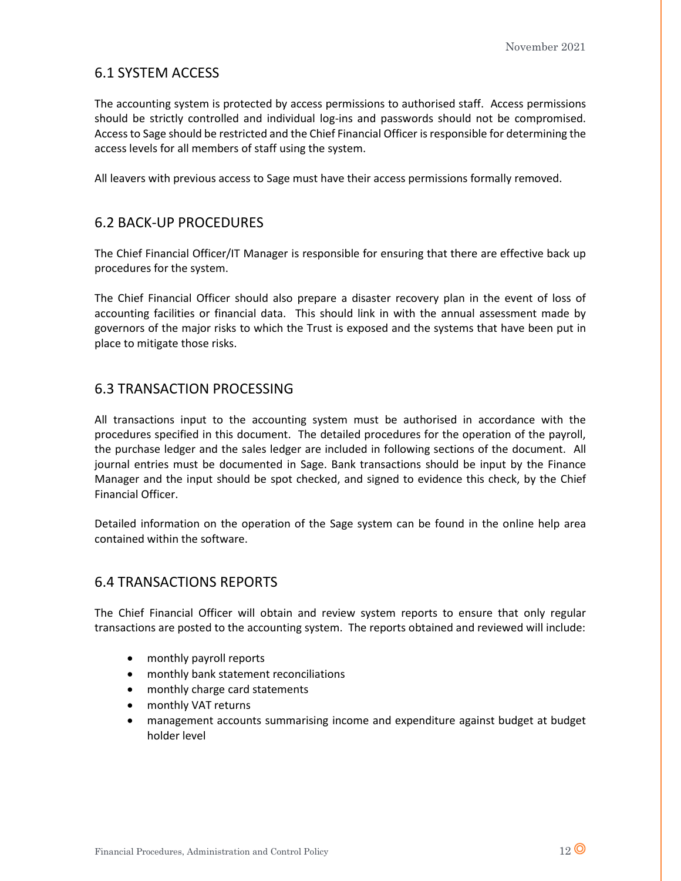## 6.1 SYSTEM ACCESS

The accounting system is protected by access permissions to authorised staff. Access permissions should be strictly controlled and individual log-ins and passwords should not be compromised. Access to Sage should be restricted and the Chief Financial Officer is responsible for determining the access levels for all members of staff using the system.

All leavers with previous access to Sage must have their access permissions formally removed.

## 6.2 BACK-UP PROCEDURES

The Chief Financial Officer/IT Manager is responsible for ensuring that there are effective back up procedures for the system.

The Chief Financial Officer should also prepare a disaster recovery plan in the event of loss of accounting facilities or financial data. This should link in with the annual assessment made by governors of the major risks to which the Trust is exposed and the systems that have been put in place to mitigate those risks.

## 6.3 TRANSACTION PROCESSING

All transactions input to the accounting system must be authorised in accordance with the procedures specified in this document. The detailed procedures for the operation of the payroll, the purchase ledger and the sales ledger are included in following sections of the document. All journal entries must be documented in Sage. Bank transactions should be input by the Finance Manager and the input should be spot checked, and signed to evidence this check, by the Chief Financial Officer.

Detailed information on the operation of the Sage system can be found in the online help area contained within the software.

## 6.4 TRANSACTIONS REPORTS

The Chief Financial Officer will obtain and review system reports to ensure that only regular transactions are posted to the accounting system. The reports obtained and reviewed will include:

- monthly payroll reports
- monthly bank statement reconciliations
- monthly charge card statements
- monthly VAT returns
- management accounts summarising income and expenditure against budget at budget holder level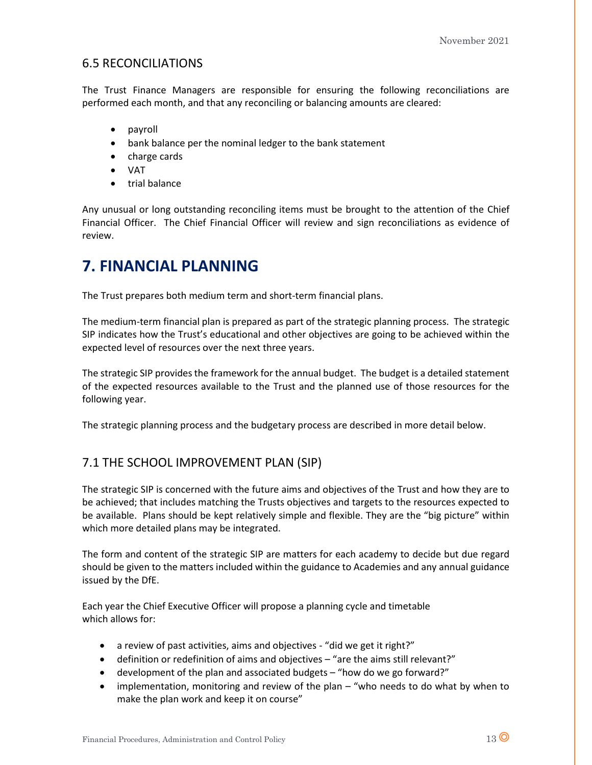## 6.5 RECONCILIATIONS

The Trust Finance Managers are responsible for ensuring the following reconciliations are performed each month, and that any reconciling or balancing amounts are cleared:

- payroll
- bank balance per the nominal ledger to the bank statement
- charge cards
- VAT
- trial balance

Any unusual or long outstanding reconciling items must be brought to the attention of the Chief Financial Officer. The Chief Financial Officer will review and sign reconciliations as evidence of review.

# 7. FINANCIAL PLANNING

The Trust prepares both medium term and short-term financial plans.

The medium-term financial plan is prepared as part of the strategic planning process. The strategic SIP indicates how the Trust's educational and other objectives are going to be achieved within the expected level of resources over the next three years.

The strategic SIP provides the framework for the annual budget. The budget is a detailed statement of the expected resources available to the Trust and the planned use of those resources for the following year.

The strategic planning process and the budgetary process are described in more detail below.

## 7.1 THE SCHOOL IMPROVEMENT PLAN (SIP)

The strategic SIP is concerned with the future aims and objectives of the Trust and how they are to be achieved; that includes matching the Trusts objectives and targets to the resources expected to be available. Plans should be kept relatively simple and flexible. They are the "big picture" within which more detailed plans may be integrated.

The form and content of the strategic SIP are matters for each academy to decide but due regard should be given to the matters included within the guidance to Academies and any annual guidance issued by the DfE.

Each year the Chief Executive Officer will propose a planning cycle and timetable which allows for:

- a review of past activities, aims and objectives - "did we get it right?"
- definition or redefinition of aims and objectives – "are the aims still relevant?"
- development of the plan and associated budgets – "how do we go forward?"
- implementation, monitoring and review of the plan – "who needs to do what by when to make the plan work and keep it on course"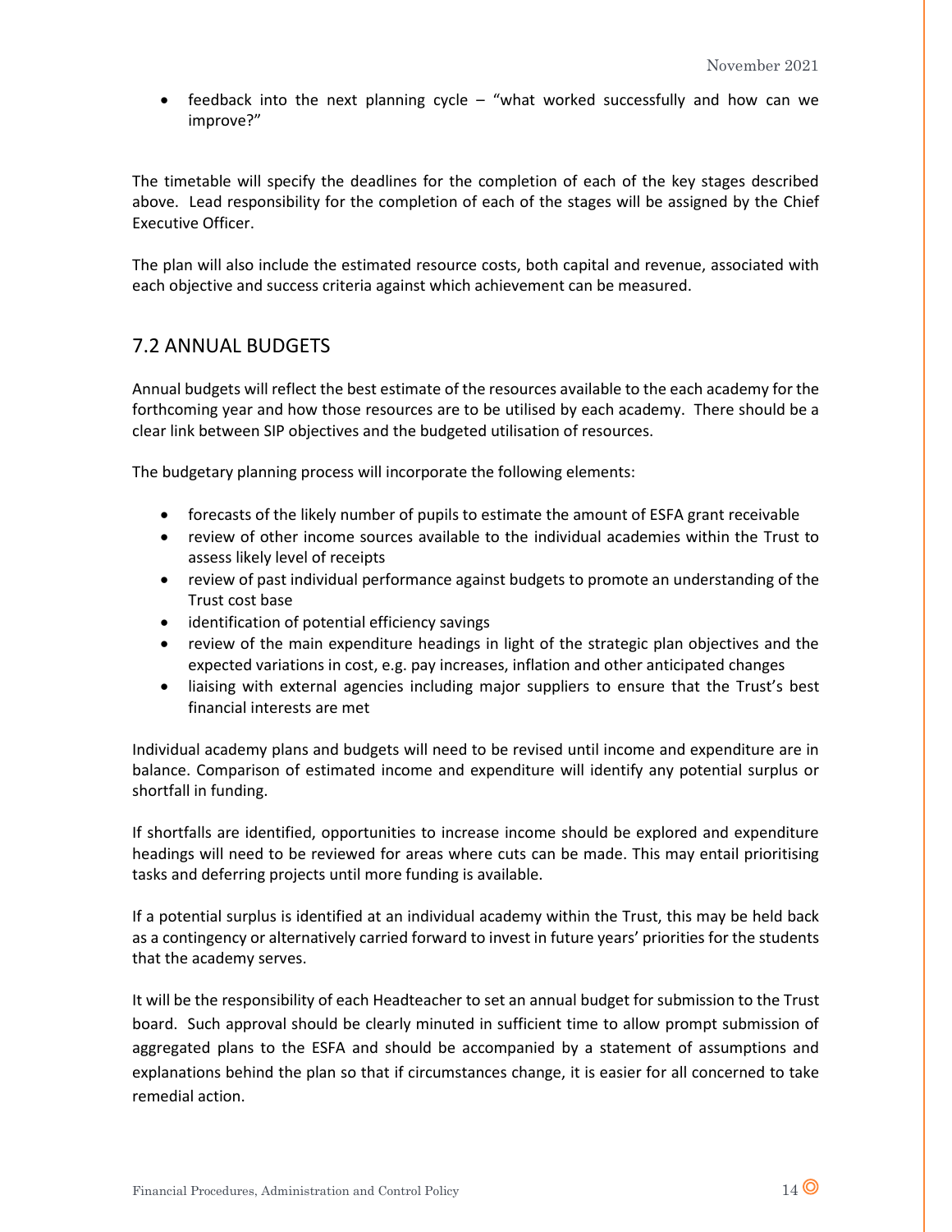- feedback into the next planning cycle – "what worked successfully and how can we improve?"

The timetable will specify the deadlines for the completion of each of the key stages described above. Lead responsibility for the completion of each of the stages will be assigned by the Chief Executive Officer.

The plan will also include the estimated resource costs, both capital and revenue, associated with each objective and success criteria against which achievement can be measured.

## 7.2 ANNUAL BUDGETS

Annual budgets will reflect the best estimate of the resources available to the each academy for the forthcoming year and how those resources are to be utilised by each academy. There should be a clear link between SIP objectives and the budgeted utilisation of resources.

The budgetary planning process will incorporate the following elements:

- forecasts of the likely number of pupils to estimate the amount of ESFA grant receivable
- review of other income sources available to the individual academies within the Trust to assess likely level of receipts
- review of past individual performance against budgets to promote an understanding of the Trust cost base
- identification of potential efficiency savings
- review of the main expenditure headings in light of the strategic plan objectives and the expected variations in cost, e.g. pay increases, inflation and other anticipated changes
- liaising with external agencies including major suppliers to ensure that the Trust's best financial interests are met

Individual academy plans and budgets will need to be revised until income and expenditure are in balance. Comparison of estimated income and expenditure will identify any potential surplus or shortfall in funding.

If shortfalls are identified, opportunities to increase income should be explored and expenditure headings will need to be reviewed for areas where cuts can be made. This may entail prioritising tasks and deferring projects until more funding is available.

If a potential surplus is identified at an individual academy within the Trust, this may be held back as a contingency or alternatively carried forward to invest in future years' priorities for the students that the academy serves.

It will be the responsibility of each Headteacher to set an annual budget for submission to the Trust board. Such approval should be clearly minuted in sufficient time to allow prompt submission of aggregated plans to the ESFA and should be accompanied by a statement of assumptions and explanations behind the plan so that if circumstances change, it is easier for all concerned to take remedial action.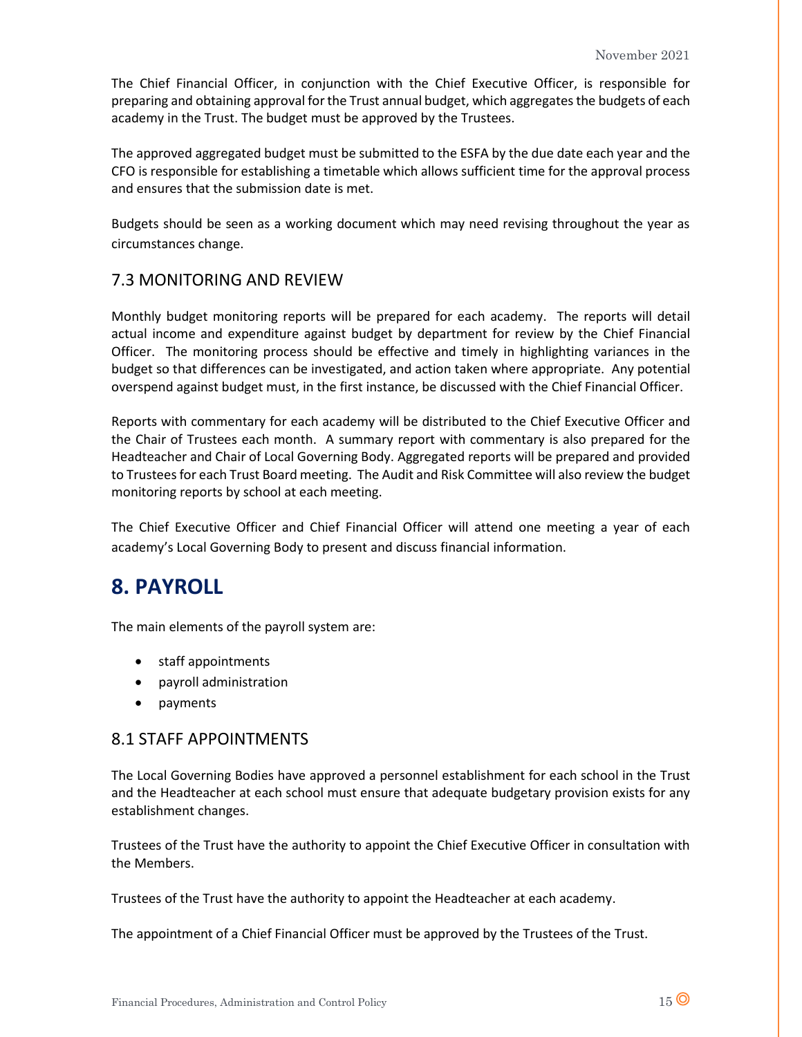The Chief Financial Officer, in conjunction with the Chief Executive Officer, is responsible for preparing and obtaining approval for the Trust annual budget, which aggregates the budgets of each academy in the Trust. The budget must be approved by the Trustees.

The approved aggregated budget must be submitted to the ESFA by the due date each year and the CFO is responsible for establishing a timetable which allows sufficient time for the approval process and ensures that the submission date is met.

Budgets should be seen as a working document which may need revising throughout the year as circumstances change.

### 7.3 MONITORING AND REVIEW

Monthly budget monitoring reports will be prepared for each academy. The reports will detail actual income and expenditure against budget by department for review by the Chief Financial Officer. The monitoring process should be effective and timely in highlighting variances in the budget so that differences can be investigated, and action taken where appropriate. Any potential overspend against budget must, in the first instance, be discussed with the Chief Financial Officer.

Reports with commentary for each academy will be distributed to the Chief Executive Officer and the Chair of Trustees each month. A summary report with commentary is also prepared for the Headteacher and Chair of Local Governing Body. Aggregated reports will be prepared and provided to Trustees for each Trust Board meeting. The Audit and Risk Committee will also review the budget monitoring reports by school at each meeting.

The Chief Executive Officer and Chief Financial Officer will attend one meeting a year of each academy's Local Governing Body to present and discuss financial information.

## 8. PAYROLL

The main elements of the payroll system are:

- staff appointments
- payroll administration
- payments

### 8.1 STAFF APPOINTMENTS

The Local Governing Bodies have approved a personnel establishment for each school in the Trust and the Headteacher at each school must ensure that adequate budgetary provision exists for any establishment changes.

Trustees of the Trust have the authority to appoint the Chief Executive Officer in consultation with the Members.

Trustees of the Trust have the authority to appoint the Headteacher at each academy.

The appointment of a Chief Financial Officer must be approved by the Trustees of the Trust.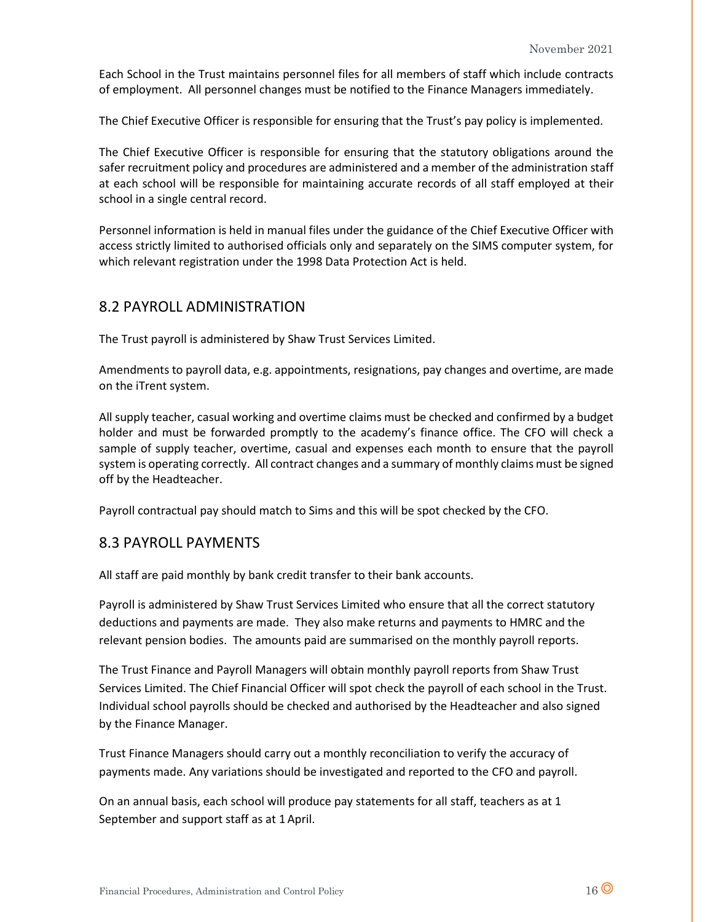Each School in the Trust maintains personnel files for all members of staff which include contracts of employment. All personnel changes must be notified to the Finance Managers immediately.

The Chief Executive Officer is responsible for ensuring that the Trust's pay policy is implemented.

The Chief Executive Officer is responsible for ensuring that the statutory obligations around the safer recruitment policy and procedures are administered and a member of the administration staff at each school will be responsible for maintaining accurate records of all staff employed at their school in a single central record.

Personnel information is held in manual files under the guidance of the Chief Executive Officer with access strictly limited to authorised officials only and separately on the SIMS computer system, for which relevant registration under the 1998 Data Protection Act is held.

## 8.2 PAYROLL ADMINISTRATION

The Trust payroll is administered by Shaw Trust Services Limited.

Amendments to payroll data, e.g. appointments, resignations, pay changes and overtime, are made on the iTrent system.

All supply teacher, casual working and overtime claims must be checked and confirmed by a budget holder and must be forwarded promptly to the academy's finance office. The CFO will check a sample of supply teacher, overtime, casual and expenses each month to ensure that the payroll system is operating correctly. All contract changes and a summary of monthly claims must be signed off by the Headteacher.

Payroll contractual pay should match to Sims and this will be spot checked by the CFO.

## 8.3 PAYROLL PAYMENTS

All staff are paid monthly by bank credit transfer to their bank accounts.

Payroll is administered by Shaw Trust Services Limited who ensure that all the correct statutory deductions and payments are made. They also make returns and payments to HMRC and the relevant pension bodies. The amounts paid are summarised on the monthly payroll reports.

The Trust Finance and Payroll Managers will obtain monthly payroll reports from Shaw Trust Services Limited. The Chief Financial Officer will spot check the payroll of each school in the Trust. Individual school payrolls should be checked and authorised by the Headteacher and also signed by the Finance Manager.

Trust Finance Managers should carry out a monthly reconciliation to verify the accuracy of payments made. Any variations should be investigated and reported to the CFO and payroll.

On an annual basis, each school will produce pay statements for all staff, teachers as at 1 September and support staff as at 1 April.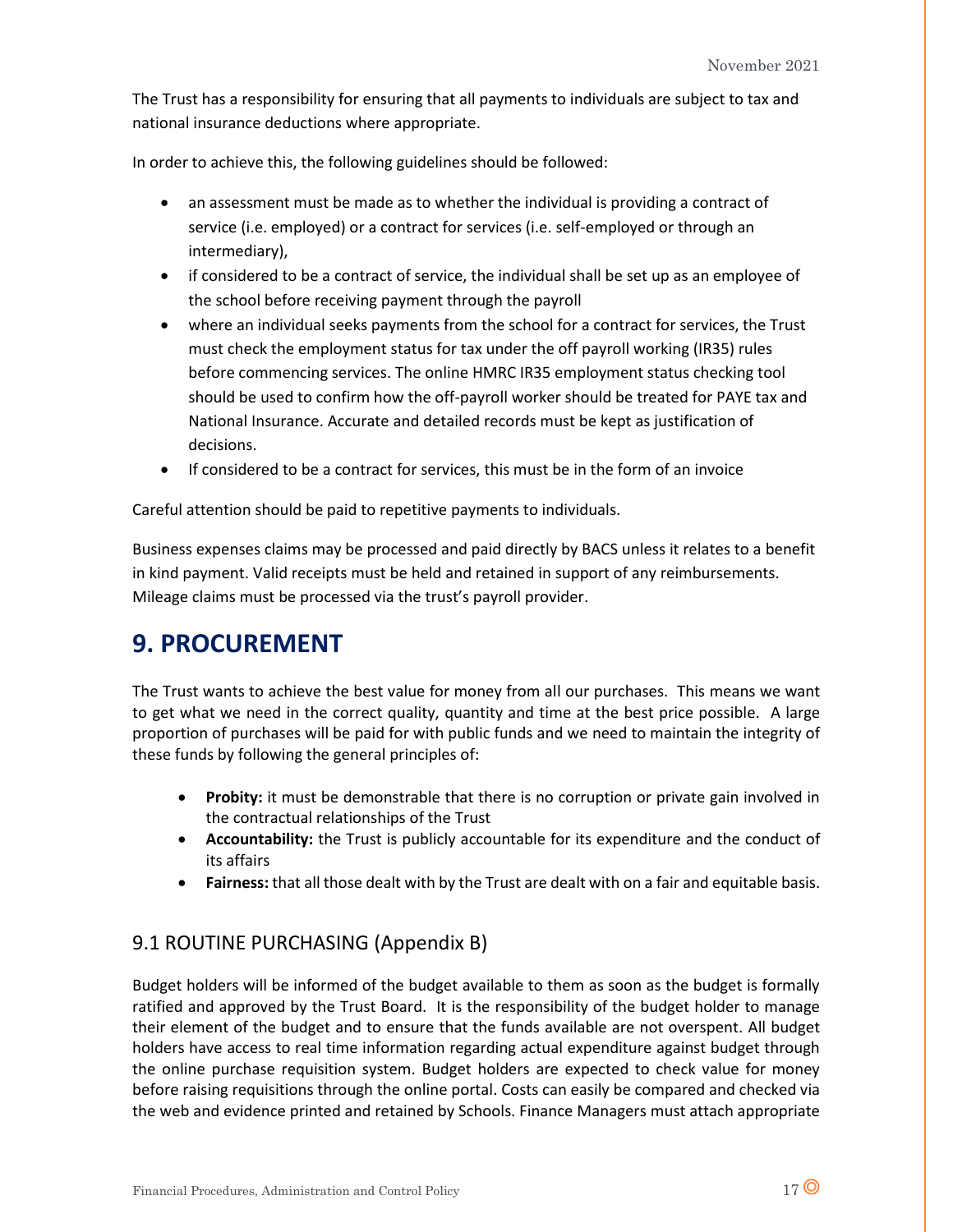The Trust has a responsibility for ensuring that all payments to individuals are subject to tax and national insurance deductions where appropriate.

In order to achieve this, the following guidelines should be followed:

- an assessment must be made as to whether the individual is providing a contract of service (i.e. employed) or a contract for services (i.e. self-employed or through an intermediary),
- if considered to be a contract of service, the individual shall be set up as an employee of the school before receiving payment through the payroll
- where an individual seeks payments from the school for a contract for services, the Trust must check the employment status for tax under the off payroll working (IR35) rules before commencing services. The online HMRC IR35 employment status checking tool should be used to confirm how the off-payroll worker should be treated for PAYE tax and National Insurance. Accurate and detailed records must be kept as justification of decisions.
- If considered to be a contract for services, this must be in the form of an invoice

Careful attention should be paid to repetitive payments to individuals.

Business expenses claims may be processed and paid directly by BACS unless it relates to a benefit in kind payment. Valid receipts must be held and retained in support of any reimbursements. Mileage claims must be processed via the trust's payroll provider.

# 9. PROCUREMENT

The Trust wants to achieve the best value for money from all our purchases. This means we want to get what we need in the correct quality, quantity and time at the best price possible. A large proportion of purchases will be paid for with public funds and we need to maintain the integrity of these funds by following the general principles of:

- **Probity:** it must be demonstrable that there is no corruption or private gain involved in the contractual relationships of the Trust
- **Accountability:** the Trust is publicly accountable for its expenditure and the conduct of its affairs
- **Fairness:** that all those dealt with by the Trust are dealt with on a fair and equitable basis.

## 9.1 ROUTINE PURCHASING (Appendix B)

Budget holders will be informed of the budget available to them as soon as the budget is formally ratified and approved by the Trust Board. It is the responsibility of the budget holder to manage their element of the budget and to ensure that the funds available are not overspent. All budget holders have access to real time information regarding actual expenditure against budget through the online purchase requisition system. Budget holders are expected to check value for money before raising requisitions through the online portal. Costs can easily be compared and checked via the web and evidence printed and retained by Schools. Finance Managers must attach appropriate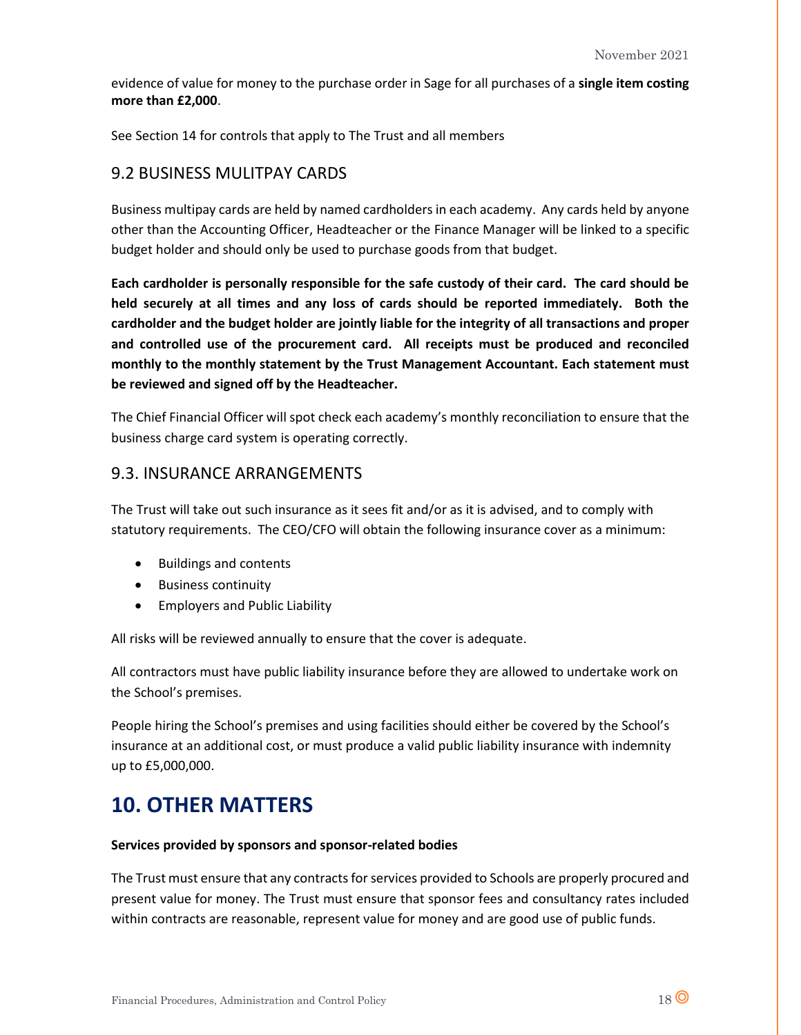evidence of value for money to the purchase order in Sage for all purchases of a **single item costing more than £2,000**.

See Section 14 for controls that apply to The Trust and all members

## 9.2 BUSINESS MULITPAY CARDS

Business multipay cards are held by named cardholders in each academy. Any cards held by anyone other than the Accounting Officer, Headteacher or the Finance Manager will be linked to a specific budget holder and should only be used to purchase goods from that budget.

**Each cardholder is personally responsible for the safe custody of their card. The card should be held securely at all times and any loss of cards should be reported immediately. Both the cardholder and the budget holder are jointly liable for the integrity of all transactions and proper and controlled use of the procurement card. All receipts must be produced and reconciled monthly to the monthly statement by the Trust Management Accountant. Each statement must be reviewed and signed off by the Headteacher.**

The Chief Financial Officer will spot check each academy's monthly reconciliation to ensure that the business charge card system is operating correctly.

## 9.3. INSURANCE ARRANGEMENTS

The Trust will take out such insurance as it sees fit and/or as it is advised, and to comply with statutory requirements. The CEO/CFO will obtain the following insurance cover as a minimum:

- Buildings and contents
- Business continuity
- Employers and Public Liability

All risks will be reviewed annually to ensure that the cover is adequate.

All contractors must have public liability insurance before they are allowed to undertake work on the School's premises.

People hiring the School's premises and using facilities should either be covered by the School's insurance at an additional cost, or must produce a valid public liability insurance with indemnity up to £5,000,000.

# 10. OTHER MATTERS

**Services provided by sponsors and sponsor-related bodies**

The Trust must ensure that any contracts for services provided to Schools are properly procured and present value for money. The Trust must ensure that sponsor fees and consultancy rates included within contracts are reasonable, represent value for money and are good use of public funds.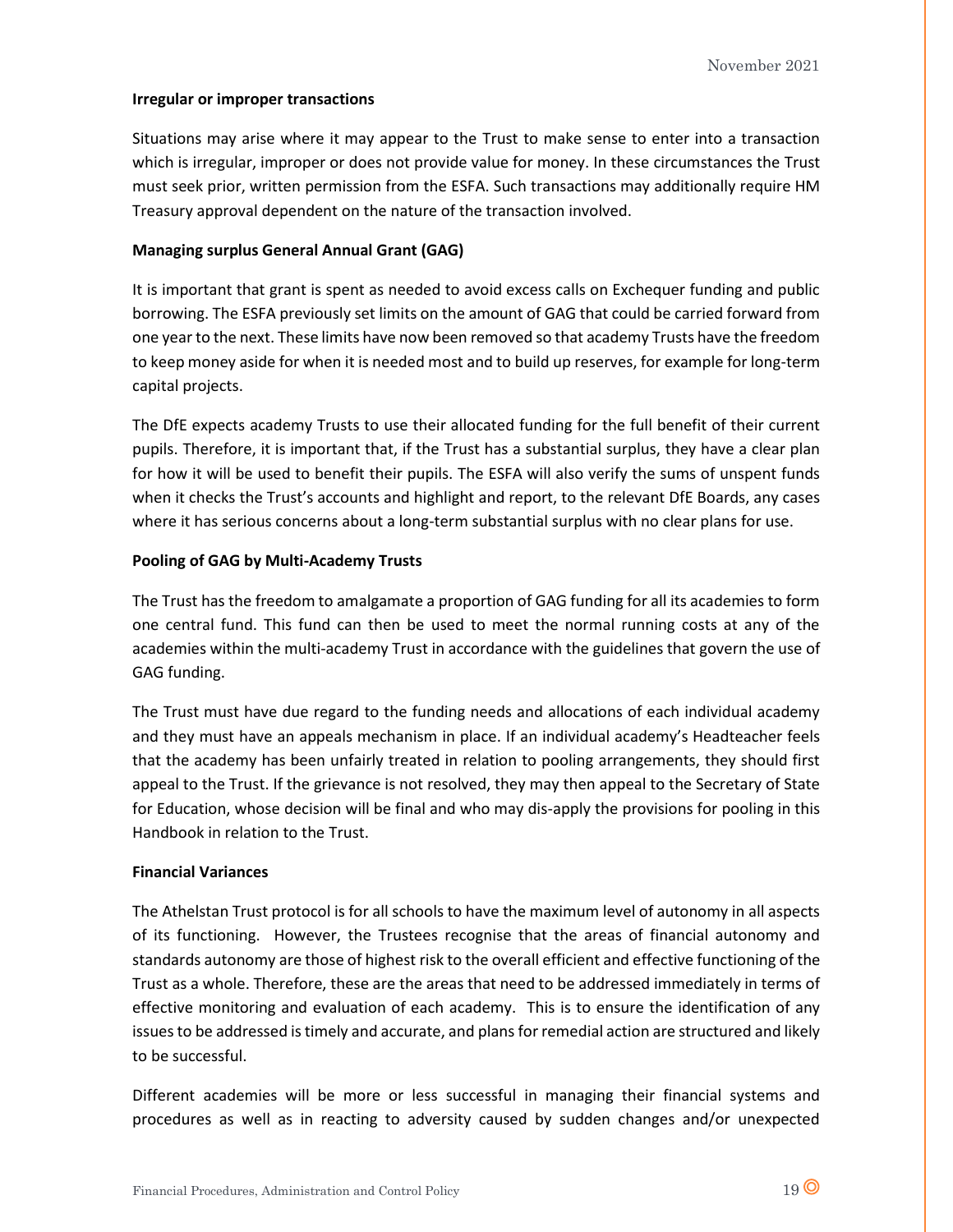**Irregular or improper transactions**

Situations may arise where it may appear to the Trust to make sense to enter into a transaction which is irregular, improper or does not provide value for money. In these circumstances the Trust must seek prior, written permission from the ESFA. Such transactions may additionally require HM Treasury approval dependent on the nature of the transaction involved.

**Managing surplus General Annual Grant (GAG)**

It is important that grant is spent as needed to avoid excess calls on Exchequer funding and public borrowing. The ESFA previously set limits on the amount of GAG that could be carried forward from one year to the next. These limits have now been removed so that academy Trusts have the freedom to keep money aside for when it is needed most and to build up reserves, for example for long-term capital projects.

The DfE expects academy Trusts to use their allocated funding for the full benefit of their current pupils. Therefore, it is important that, if the Trust has a substantial surplus, they have a clear plan for how it will be used to benefit their pupils. The ESFA will also verify the sums of unspent funds when it checks the Trust's accounts and highlight and report, to the relevant DfE Boards, any cases where it has serious concerns about a long-term substantial surplus with no clear plans for use.

**Pooling of GAG by Multi-Academy Trusts**

The Trust has the freedom to amalgamate a proportion of GAG funding for all its academies to form one central fund. This fund can then be used to meet the normal running costs at any of the academies within the multi-academy Trust in accordance with the guidelines that govern the use of GAG funding.

The Trust must have due regard to the funding needs and allocations of each individual academy and they must have an appeals mechanism in place. If an individual academy's Headteacher feels that the academy has been unfairly treated in relation to pooling arrangements, they should first appeal to the Trust. If the grievance is not resolved, they may then appeal to the Secretary of State for Education, whose decision will be final and who may dis-apply the provisions for pooling in this Handbook in relation to the Trust.

**Financial Variances**

The Athelstan Trust protocol is for all schools to have the maximum level of autonomy in all aspects of its functioning. However, the Trustees recognise that the areas of financial autonomy and standards autonomy are those of highest risk to the overall efficient and effective functioning of the Trust as a whole. Therefore, these are the areas that need to be addressed immediately in terms of effective monitoring and evaluation of each academy. This is to ensure the identification of any issues to be addressed is timely and accurate, and plans for remedial action are structured and likely to be successful.

Different academies will be more or less successful in managing their financial systems and procedures as well as in reacting to adversity caused by sudden changes and/or unexpected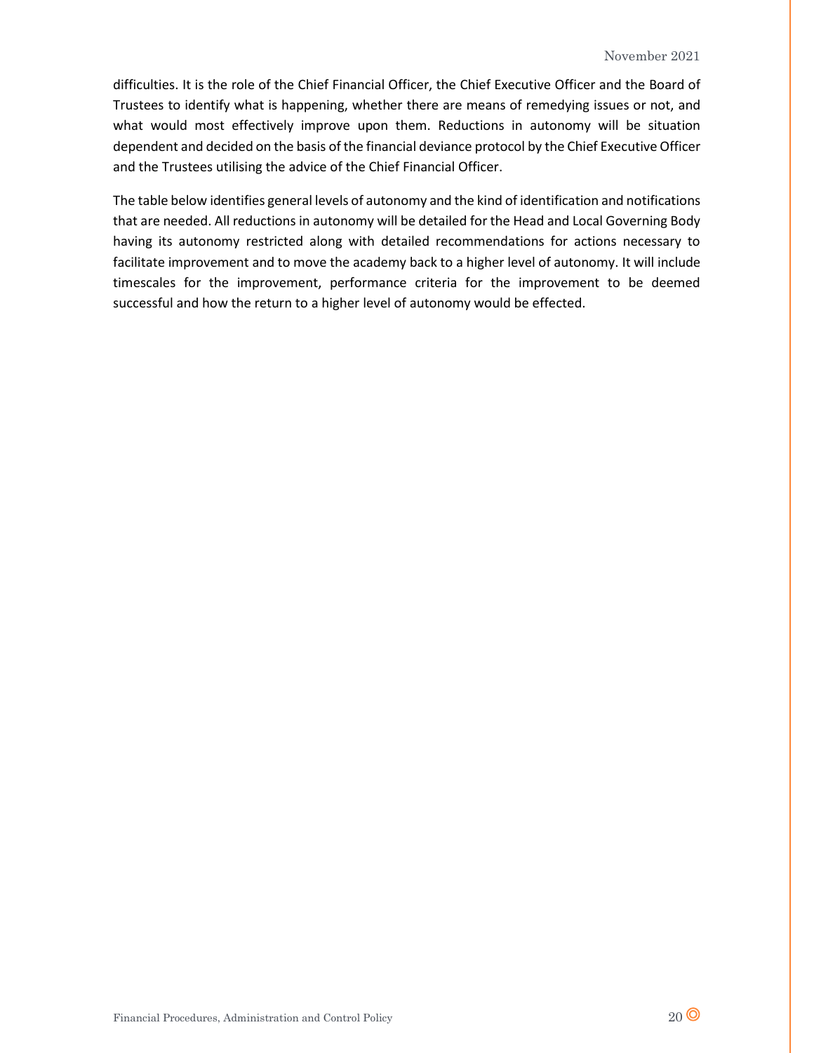difficulties. It is the role of the Chief Financial Officer, the Chief Executive Officer and the Board of Trustees to identify what is happening, whether there are means of remedying issues or not, and what would most effectively improve upon them. Reductions in autonomy will be situation dependent and decided on the basis of the financial deviance protocol by the Chief Executive Officer and the Trustees utilising the advice of the Chief Financial Officer.

The table below identifies general levels of autonomy and the kind of identification and notifications that are needed. All reductions in autonomy will be detailed for the Head and Local Governing Body having its autonomy restricted along with detailed recommendations for actions necessary to facilitate improvement and to move the academy back to a higher level of autonomy. It will include timescales for the improvement, performance criteria for the improvement to be deemed successful and how the return to a higher level of autonomy would be effected.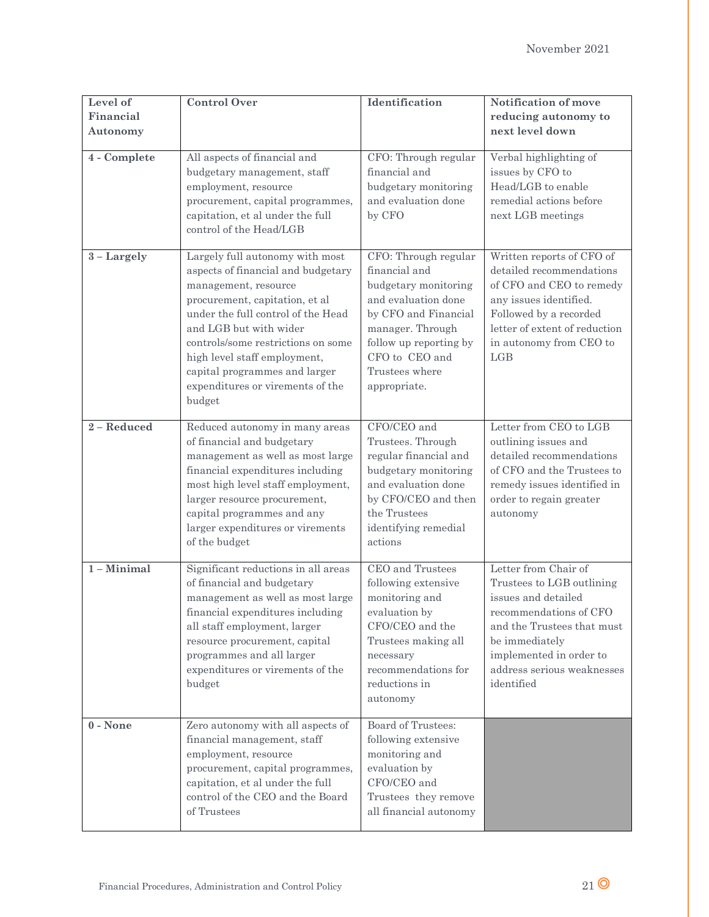| Level of Financial Autonomy | Control Over | Identification | Notification of move reducing autonomy to next level down |
|---|---|---|---|
| **4 - Complete** | All aspects of financial and budgetary management, staff employment, resource procurement, capital programmes, capitation, et al under the full control of the Head/LGB | CFO: Through regular financial and budgetary monitoring and evaluation done by CFO | Verbal highlighting of issues by CFO to Head/LGB to enable remedial actions before next LGB meetings |
| **3 – Largely** | Largely full autonomy with most aspects of financial and budgetary management, resource procurement, capitation, et al under the full control of the Head and LGB but with wider controls/some restrictions on some high level staff employment, capital programmes and larger expenditures or virements of the budget | CFO: Through regular financial and budgetary monitoring and evaluation done by CFO and Financial manager. Through follow up reporting by CFO to CEO and Trustees where appropriate. | Written reports of CFO of detailed recommendations of CFO and CEO to remedy any issues identified. Followed by a recorded letter of extent of reduction in autonomy from CEO to LGB |
| **2 – Reduced** | Reduced autonomy in many areas of financial and budgetary management as well as most large financial expenditures including most high level staff employment, larger resource procurement, capital programmes and any larger expenditures or virements of the budget | CFO/CEO and Trustees. Through regular financial and budgetary monitoring and evaluation done by CFO/CEO and then the Trustees identifying remedial actions | Letter from CEO to LGB outlining issues and detailed recommendations of CFO and the Trustees to remedy issues identified in order to regain greater autonomy |
| **1 – Minimal** | Significant reductions in all areas of financial and budgetary management as well as most large financial expenditures including all staff employment, larger resource procurement, capital programmes and all larger expenditures or virements of the budget | CEO and Trustees following extensive monitoring and evaluation by CFO/CEO and the Trustees making all necessary recommendations for reductions in autonomy | Letter from Chair of Trustees to LGB outlining issues and detailed recommendations of CFO and the Trustees that must be immediately implemented in order to address serious weaknesses identified |
| **0 - None** | Zero autonomy with all aspects of financial management, staff employment, resource procurement, capital programmes, capitation, et al under the full control of the CEO and the Board of Trustees | Board of Trustees: following extensive monitoring and evaluation by CFO/CEO and Trustees they remove all financial autonomy | |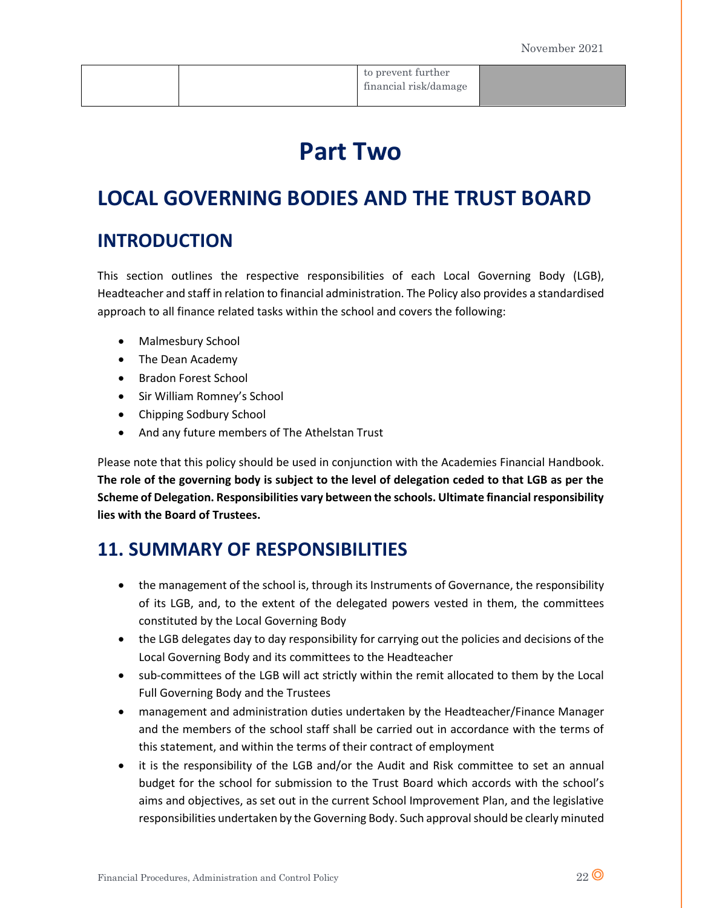| | | to prevent further financial risk/damage | |
|---|---|---|---|

# Part Two

## LOCAL GOVERNING BODIES AND THE TRUST BOARD

## INTRODUCTION

This section outlines the respective responsibilities of each Local Governing Body (LGB), Headteacher and staff in relation to financial administration. The Policy also provides a standardised approach to all finance related tasks within the school and covers the following:

- Malmesbury School
- The Dean Academy
- Bradon Forest School
- Sir William Romney's School
- Chipping Sodbury School
- And any future members of The Athelstan Trust

Please note that this policy should be used in conjunction with the Academies Financial Handbook. **The role of the governing body is subject to the level of delegation ceded to that LGB as per the Scheme of Delegation. Responsibilities vary between the schools. Ultimate financial responsibility lies with the Board of Trustees.**

## 11. SUMMARY OF RESPONSIBILITIES

- the management of the school is, through its Instruments of Governance, the responsibility of its LGB, and, to the extent of the delegated powers vested in them, the committees constituted by the Local Governing Body
- the LGB delegates day to day responsibility for carrying out the policies and decisions of the Local Governing Body and its committees to the Headteacher
- sub-committees of the LGB will act strictly within the remit allocated to them by the Local Full Governing Body and the Trustees
- management and administration duties undertaken by the Headteacher/Finance Manager and the members of the school staff shall be carried out in accordance with the terms of this statement, and within the terms of their contract of employment
- it is the responsibility of the LGB and/or the Audit and Risk committee to set an annual budget for the school for submission to the Trust Board which accords with the school's aims and objectives, as set out in the current School Improvement Plan, and the legislative responsibilities undertaken by the Governing Body. Such approval should be clearly minuted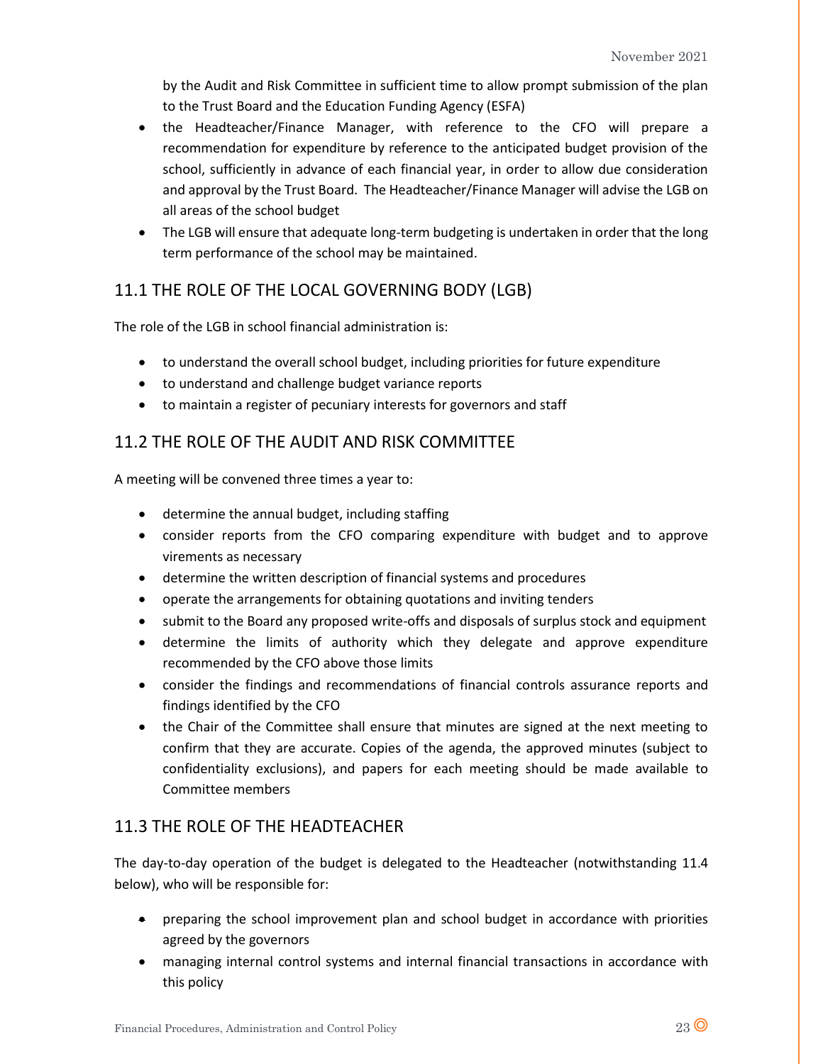by the Audit and Risk Committee in sufficient time to allow prompt submission of the plan to the Trust Board and the Education Funding Agency (ESFA)

- the Headteacher/Finance Manager, with reference to the CFO will prepare a recommendation for expenditure by reference to the anticipated budget provision of the school, sufficiently in advance of each financial year, in order to allow due consideration and approval by the Trust Board. The Headteacher/Finance Manager will advise the LGB on all areas of the school budget
- The LGB will ensure that adequate long-term budgeting is undertaken in order that the long term performance of the school may be maintained.

## 11.1 THE ROLE OF THE LOCAL GOVERNING BODY (LGB)

The role of the LGB in school financial administration is:

- to understand the overall school budget, including priorities for future expenditure
- to understand and challenge budget variance reports
- to maintain a register of pecuniary interests for governors and staff

## 11.2 THE ROLE OF THE AUDIT AND RISK COMMITTEE

A meeting will be convened three times a year to:

- determine the annual budget, including staffing
- consider reports from the CFO comparing expenditure with budget and to approve virements as necessary
- determine the written description of financial systems and procedures
- operate the arrangements for obtaining quotations and inviting tenders
- submit to the Board any proposed write-offs and disposals of surplus stock and equipment
- determine the limits of authority which they delegate and approve expenditure recommended by the CFO above those limits
- consider the findings and recommendations of financial controls assurance reports and findings identified by the CFO
- the Chair of the Committee shall ensure that minutes are signed at the next meeting to confirm that they are accurate. Copies of the agenda, the approved minutes (subject to confidentiality exclusions), and papers for each meeting should be made available to Committee members

## 11.3 THE ROLE OF THE HEADTEACHER

The day-to-day operation of the budget is delegated to the Headteacher (notwithstanding 11.4 below), who will be responsible for:

- preparing the school improvement plan and school budget in accordance with priorities agreed by the governors
- managing internal control systems and internal financial transactions in accordance with this policy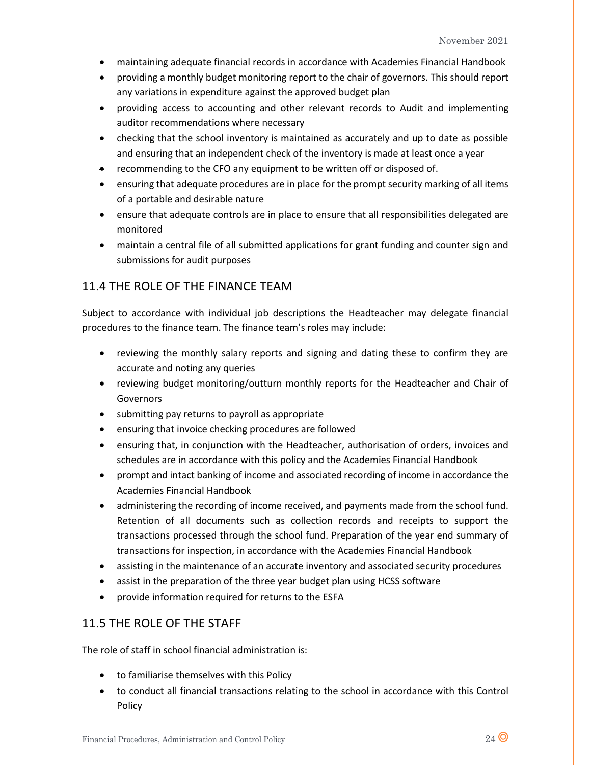- maintaining adequate financial records in accordance with Academies Financial Handbook
- providing a monthly budget monitoring report to the chair of governors. This should report any variations in expenditure against the approved budget plan
- providing access to accounting and other relevant records to Audit and implementing auditor recommendations where necessary
- checking that the school inventory is maintained as accurately and up to date as possible and ensuring that an independent check of the inventory is made at least once a year
- recommending to the CFO any equipment to be written off or disposed of.
- ensuring that adequate procedures are in place for the prompt security marking of all items of a portable and desirable nature
- ensure that adequate controls are in place to ensure that all responsibilities delegated are monitored
- maintain a central file of all submitted applications for grant funding and counter sign and submissions for audit purposes

## 11.4 THE ROLE OF THE FINANCE TEAM

Subject to accordance with individual job descriptions the Headteacher may delegate financial procedures to the finance team. The finance team's roles may include:

- reviewing the monthly salary reports and signing and dating these to confirm they are accurate and noting any queries
- reviewing budget monitoring/outturn monthly reports for the Headteacher and Chair of Governors
- submitting pay returns to payroll as appropriate
- ensuring that invoice checking procedures are followed
- ensuring that, in conjunction with the Headteacher, authorisation of orders, invoices and schedules are in accordance with this policy and the Academies Financial Handbook
- prompt and intact banking of income and associated recording of income in accordance the Academies Financial Handbook
- administering the recording of income received, and payments made from the school fund. Retention of all documents such as collection records and receipts to support the transactions processed through the school fund. Preparation of the year end summary of transactions for inspection, in accordance with the Academies Financial Handbook
- assisting in the maintenance of an accurate inventory and associated security procedures
- assist in the preparation of the three year budget plan using HCSS software
- provide information required for returns to the ESFA

## 11.5 THE ROLE OF THE STAFF

The role of staff in school financial administration is:

- to familiarise themselves with this Policy
- to conduct all financial transactions relating to the school in accordance with this Control Policy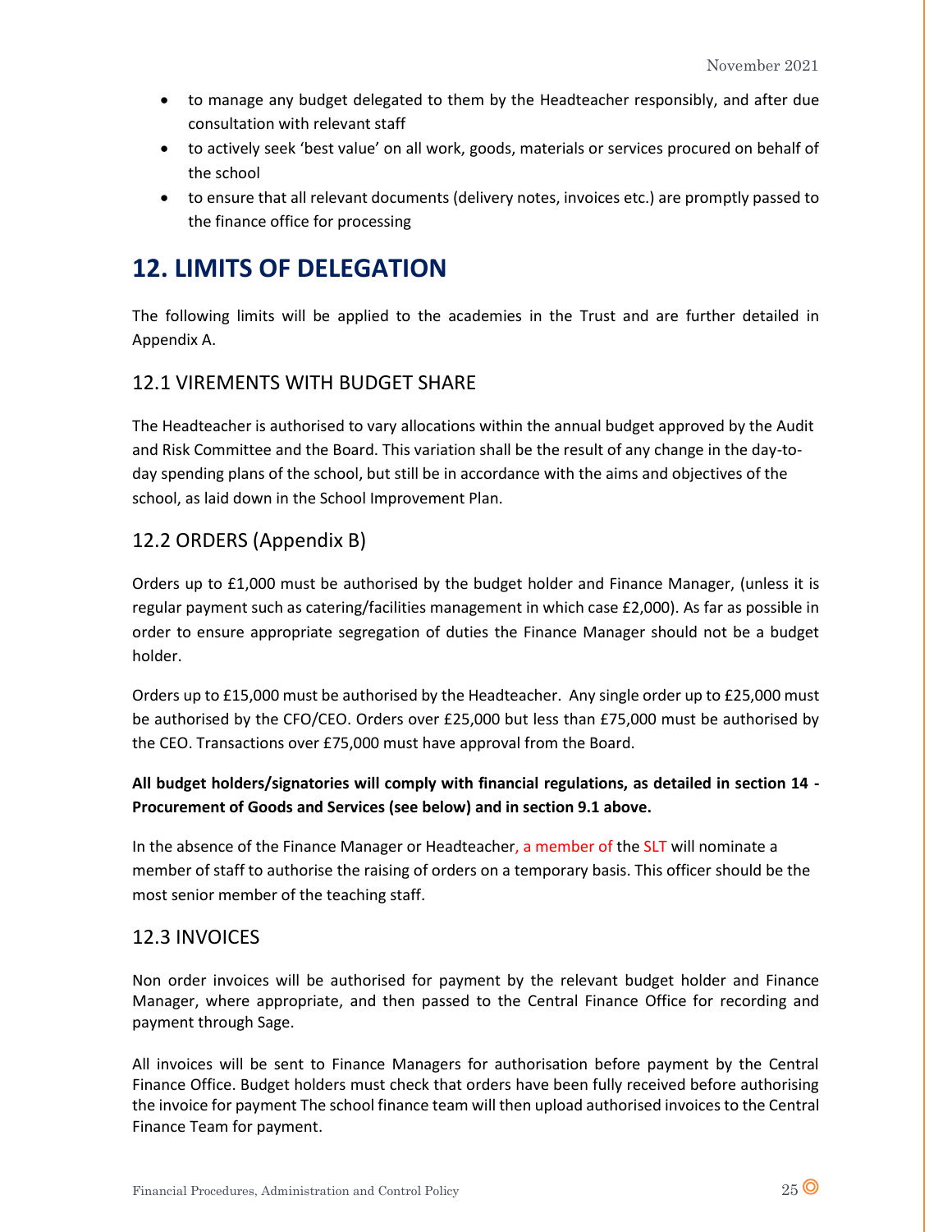- to manage any budget delegated to them by the Headteacher responsibly, and after due consultation with relevant staff
- to actively seek 'best value' on all work, goods, materials or services procured on behalf of the school
- to ensure that all relevant documents (delivery notes, invoices etc.) are promptly passed to the finance office for processing

# 12. LIMITS OF DELEGATION

The following limits will be applied to the academies in the Trust and are further detailed in Appendix A.

## 12.1 VIREMENTS WITH BUDGET SHARE

The Headteacher is authorised to vary allocations within the annual budget approved by the Audit and Risk Committee and the Board. This variation shall be the result of any change in the day-to-day spending plans of the school, but still be in accordance with the aims and objectives of the school, as laid down in the School Improvement Plan.

## 12.2 ORDERS (Appendix B)

Orders up to £1,000 must be authorised by the budget holder and Finance Manager, (unless it is regular payment such as catering/facilities management in which case £2,000). As far as possible in order to ensure appropriate segregation of duties the Finance Manager should not be a budget holder.

Orders up to £15,000 must be authorised by the Headteacher. Any single order up to £25,000 must be authorised by the CFO/CEO. Orders over £25,000 but less than £75,000 must be authorised by the CEO. Transactions over £75,000 must have approval from the Board.

**All budget holders/signatories will comply with financial regulations, as detailed in section 14 - Procurement of Goods and Services (see below) and in section 9.1 above.**

In the absence of the Finance Manager or Headteacher, a member of the SLT will nominate a member of staff to authorise the raising of orders on a temporary basis. This officer should be the most senior member of the teaching staff.

## 12.3 INVOICES

Non order invoices will be authorised for payment by the relevant budget holder and Finance Manager, where appropriate, and then passed to the Central Finance Office for recording and payment through Sage.

All invoices will be sent to Finance Managers for authorisation before payment by the Central Finance Office. Budget holders must check that orders have been fully received before authorising the invoice for payment The school finance team will then upload authorised invoices to the Central Finance Team for payment.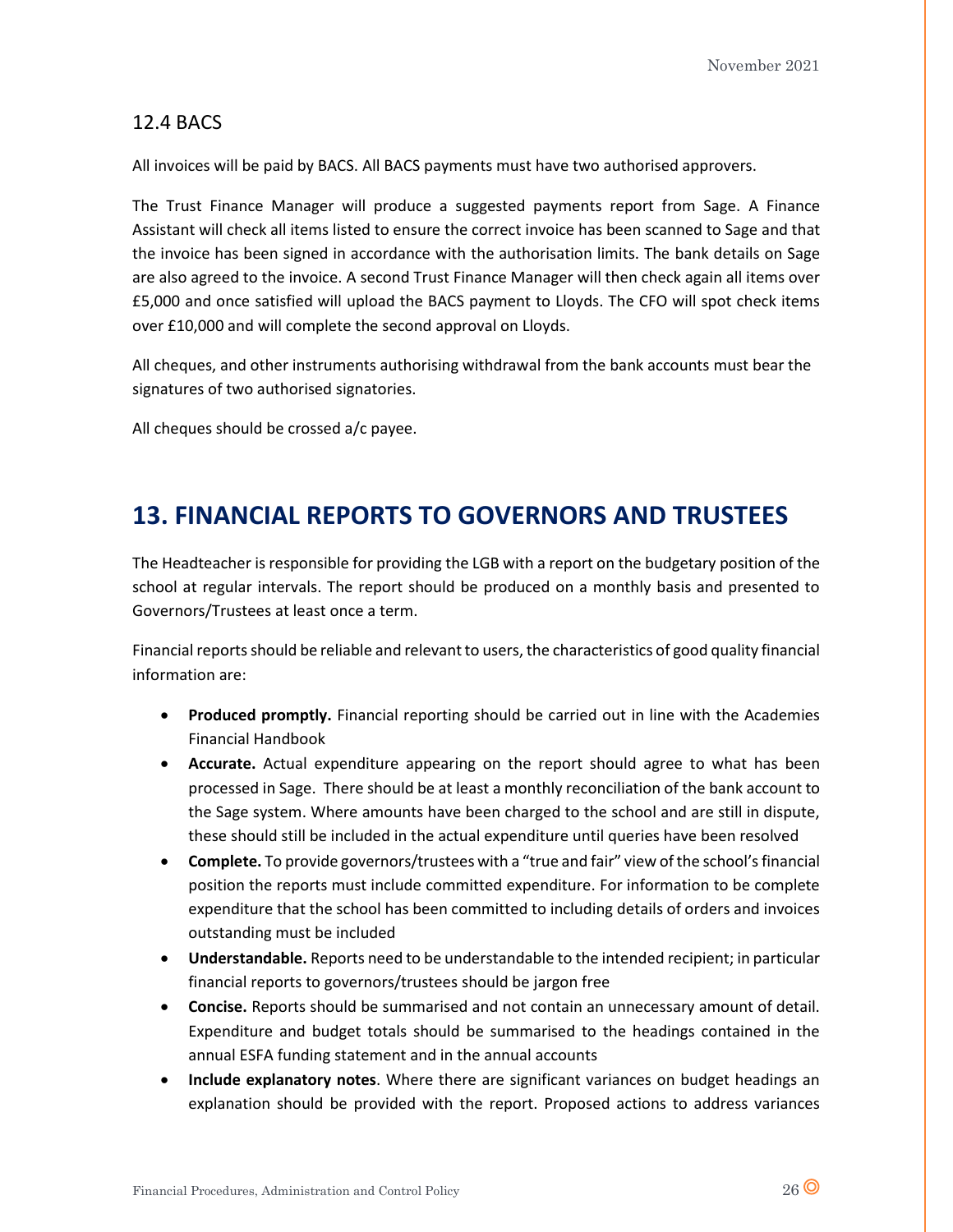## 12.4 BACS

All invoices will be paid by BACS. All BACS payments must have two authorised approvers.

The Trust Finance Manager will produce a suggested payments report from Sage. A Finance Assistant will check all items listed to ensure the correct invoice has been scanned to Sage and that the invoice has been signed in accordance with the authorisation limits. The bank details on Sage are also agreed to the invoice. A second Trust Finance Manager will then check again all items over £5,000 and once satisfied will upload the BACS payment to Lloyds. The CFO will spot check items over £10,000 and will complete the second approval on Lloyds.

All cheques, and other instruments authorising withdrawal from the bank accounts must bear the signatures of two authorised signatories.

All cheques should be crossed a/c payee.

# 13. FINANCIAL REPORTS TO GOVERNORS AND TRUSTEES

The Headteacher is responsible for providing the LGB with a report on the budgetary position of the school at regular intervals. The report should be produced on a monthly basis and presented to Governors/Trustees at least once a term.

Financial reports should be reliable and relevant to users, the characteristics of good quality financial information are:

- **Produced promptly.** Financial reporting should be carried out in line with the Academies Financial Handbook
- **Accurate.** Actual expenditure appearing on the report should agree to what has been processed in Sage. There should be at least a monthly reconciliation of the bank account to the Sage system. Where amounts have been charged to the school and are still in dispute, these should still be included in the actual expenditure until queries have been resolved
- **Complete.** To provide governors/trustees with a "true and fair" view of the school's financial position the reports must include committed expenditure. For information to be complete expenditure that the school has been committed to including details of orders and invoices outstanding must be included
- **Understandable.** Reports need to be understandable to the intended recipient; in particular financial reports to governors/trustees should be jargon free
- **Concise.** Reports should be summarised and not contain an unnecessary amount of detail. Expenditure and budget totals should be summarised to the headings contained in the annual ESFA funding statement and in the annual accounts
- **Include explanatory notes**. Where there are significant variances on budget headings an explanation should be provided with the report. Proposed actions to address variances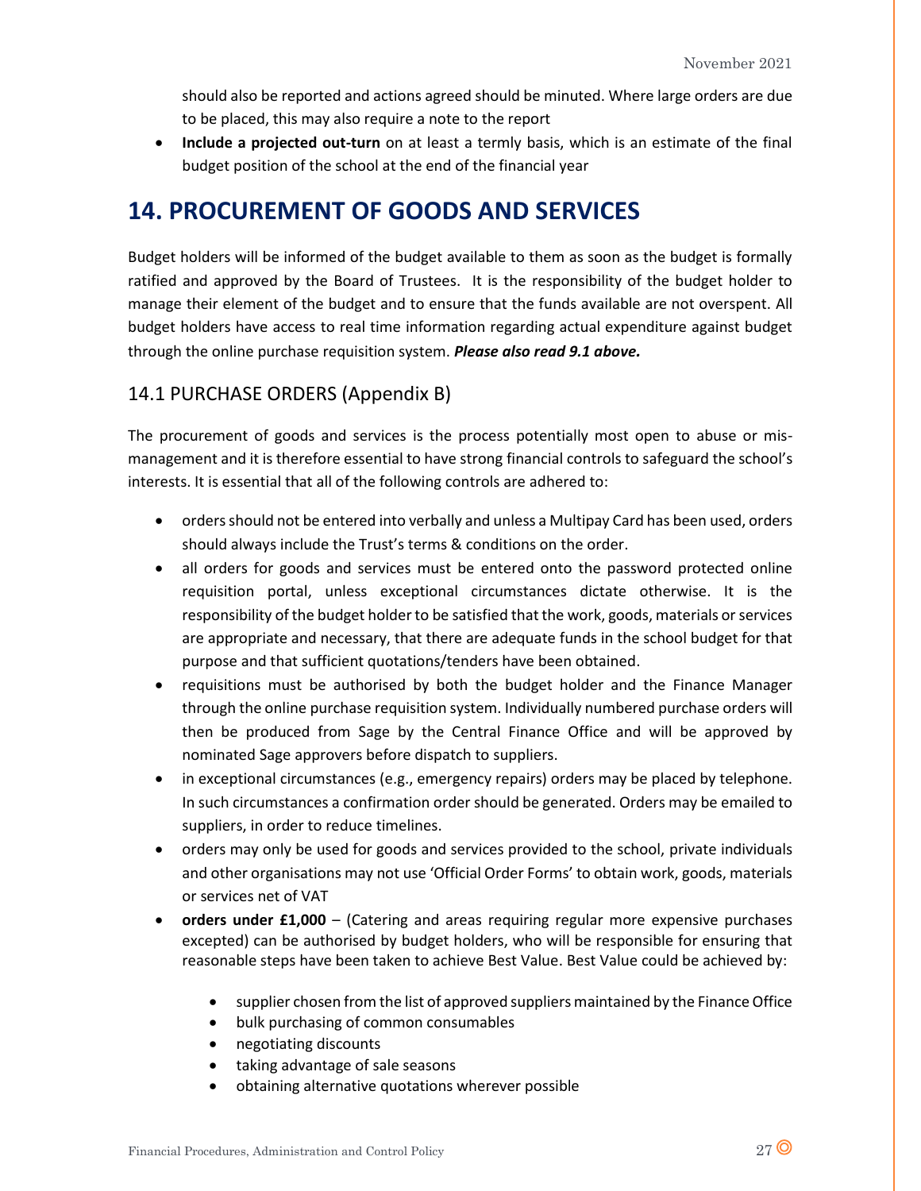should also be reported and actions agreed should be minuted. Where large orders are due to be placed, this may also require a note to the report

- **Include a projected out-turn** on at least a termly basis, which is an estimate of the final budget position of the school at the end of the financial year

# 14. PROCUREMENT OF GOODS AND SERVICES

Budget holders will be informed of the budget available to them as soon as the budget is formally ratified and approved by the Board of Trustees. It is the responsibility of the budget holder to manage their element of the budget and to ensure that the funds available are not overspent. All budget holders have access to real time information regarding actual expenditure against budget through the online purchase requisition system. ***Please also read 9.1 above.***

## 14.1 PURCHASE ORDERS (Appendix B)

The procurement of goods and services is the process potentially most open to abuse or mis-management and it is therefore essential to have strong financial controls to safeguard the school's interests. It is essential that all of the following controls are adhered to:

- orders should not be entered into verbally and unless a Multipay Card has been used, orders should always include the Trust's terms & conditions on the order.
- all orders for goods and services must be entered onto the password protected online requisition portal, unless exceptional circumstances dictate otherwise. It is the responsibility of the budget holder to be satisfied that the work, goods, materials or services are appropriate and necessary, that there are adequate funds in the school budget for that purpose and that sufficient quotations/tenders have been obtained.
- requisitions must be authorised by both the budget holder and the Finance Manager through the online purchase requisition system. Individually numbered purchase orders will then be produced from Sage by the Central Finance Office and will be approved by nominated Sage approvers before dispatch to suppliers.
- in exceptional circumstances (e.g., emergency repairs) orders may be placed by telephone. In such circumstances a confirmation order should be generated. Orders may be emailed to suppliers, in order to reduce timelines.
- orders may only be used for goods and services provided to the school, private individuals and other organisations may not use 'Official Order Forms' to obtain work, goods, materials or services net of VAT
- **orders under £1,000** – (Catering and areas requiring regular more expensive purchases excepted) can be authorised by budget holders, who will be responsible for ensuring that reasonable steps have been taken to achieve Best Value. Best Value could be achieved by:
    - supplier chosen from the list of approved suppliers maintained by the Finance Office
    - bulk purchasing of common consumables
    - negotiating discounts
    - taking advantage of sale seasons
    - obtaining alternative quotations wherever possible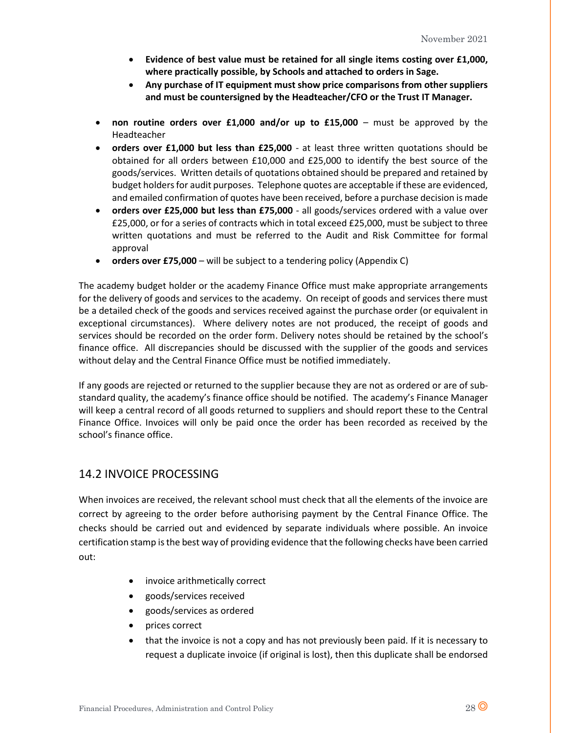- **Evidence of best value must be retained for all single items costing over £1,000, where practically possible, by Schools and attached to orders in Sage.**
- **Any purchase of IT equipment must show price comparisons from other suppliers and must be countersigned by the Headteacher/CFO or the Trust IT Manager.**

- **non routine orders over £1,000 and/or up to £15,000** – must be approved by the Headteacher
- **orders over £1,000 but less than £25,000** - at least three written quotations should be obtained for all orders between £10,000 and £25,000 to identify the best source of the goods/services. Written details of quotations obtained should be prepared and retained by budget holders for audit purposes. Telephone quotes are acceptable if these are evidenced, and emailed confirmation of quotes have been received, before a purchase decision is made
- **orders over £25,000 but less than £75,000** - all goods/services ordered with a value over £25,000, or for a series of contracts which in total exceed £25,000, must be subject to three written quotations and must be referred to the Audit and Risk Committee for formal approval
- **orders over £75,000** – will be subject to a tendering policy (Appendix C)

The academy budget holder or the academy Finance Office must make appropriate arrangements for the delivery of goods and services to the academy. On receipt of goods and services there must be a detailed check of the goods and services received against the purchase order (or equivalent in exceptional circumstances). Where delivery notes are not produced, the receipt of goods and services should be recorded on the order form. Delivery notes should be retained by the school's finance office. All discrepancies should be discussed with the supplier of the goods and services without delay and the Central Finance Office must be notified immediately.

If any goods are rejected or returned to the supplier because they are not as ordered or are of sub-standard quality, the academy's finance office should be notified. The academy's Finance Manager will keep a central record of all goods returned to suppliers and should report these to the Central Finance Office. Invoices will only be paid once the order has been recorded as received by the school's finance office.

## 14.2 INVOICE PROCESSING

When invoices are received, the relevant school must check that all the elements of the invoice are correct by agreeing to the order before authorising payment by the Central Finance Office. The checks should be carried out and evidenced by separate individuals where possible. An invoice certification stamp is the best way of providing evidence that the following checks have been carried out:

- invoice arithmetically correct
- goods/services received
- goods/services as ordered
- prices correct
- that the invoice is not a copy and has not previously been paid. If it is necessary to request a duplicate invoice (if original is lost), then this duplicate shall be endorsed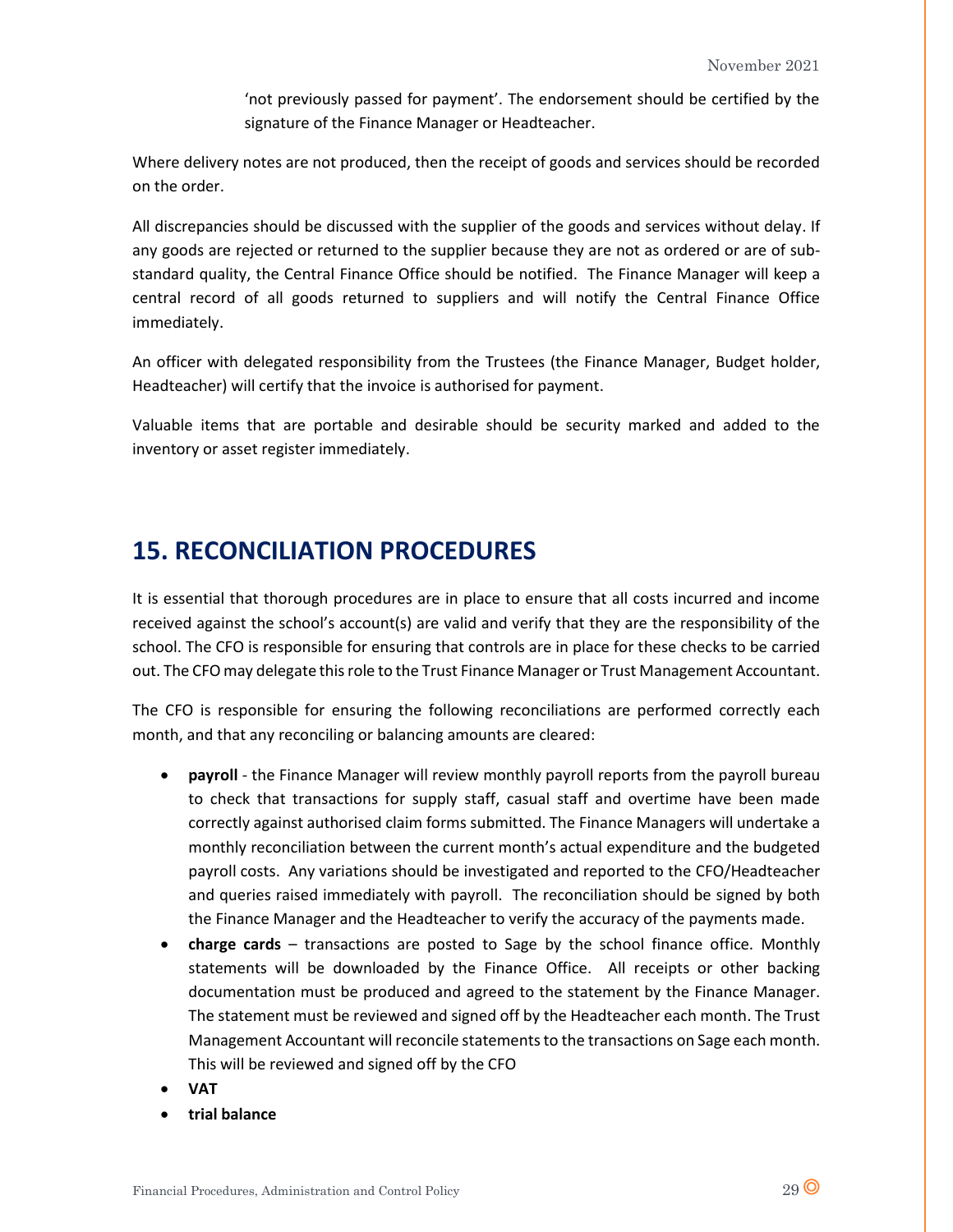'not previously passed for payment'. The endorsement should be certified by the signature of the Finance Manager or Headteacher.

Where delivery notes are not produced, then the receipt of goods and services should be recorded on the order.

All discrepancies should be discussed with the supplier of the goods and services without delay. If any goods are rejected or returned to the supplier because they are not as ordered or are of sub-standard quality, the Central Finance Office should be notified. The Finance Manager will keep a central record of all goods returned to suppliers and will notify the Central Finance Office immediately.

An officer with delegated responsibility from the Trustees (the Finance Manager, Budget holder, Headteacher) will certify that the invoice is authorised for payment.

Valuable items that are portable and desirable should be security marked and added to the inventory or asset register immediately.

## 15. RECONCILIATION PROCEDURES

It is essential that thorough procedures are in place to ensure that all costs incurred and income received against the school's account(s) are valid and verify that they are the responsibility of the school. The CFO is responsible for ensuring that controls are in place for these checks to be carried out. The CFO may delegate this role to the Trust Finance Manager or Trust Management Accountant.

The CFO is responsible for ensuring the following reconciliations are performed correctly each month, and that any reconciling or balancing amounts are cleared:

- **payroll** - the Finance Manager will review monthly payroll reports from the payroll bureau to check that transactions for supply staff, casual staff and overtime have been made correctly against authorised claim forms submitted. The Finance Managers will undertake a monthly reconciliation between the current month's actual expenditure and the budgeted payroll costs. Any variations should be investigated and reported to the CFO/Headteacher and queries raised immediately with payroll. The reconciliation should be signed by both the Finance Manager and the Headteacher to verify the accuracy of the payments made.
- **charge cards** – transactions are posted to Sage by the school finance office. Monthly statements will be downloaded by the Finance Office. All receipts or other backing documentation must be produced and agreed to the statement by the Finance Manager. The statement must be reviewed and signed off by the Headteacher each month. The Trust Management Accountant will reconcile statements to the transactions on Sage each month. This will be reviewed and signed off by the CFO
- **VAT**
- **trial balance**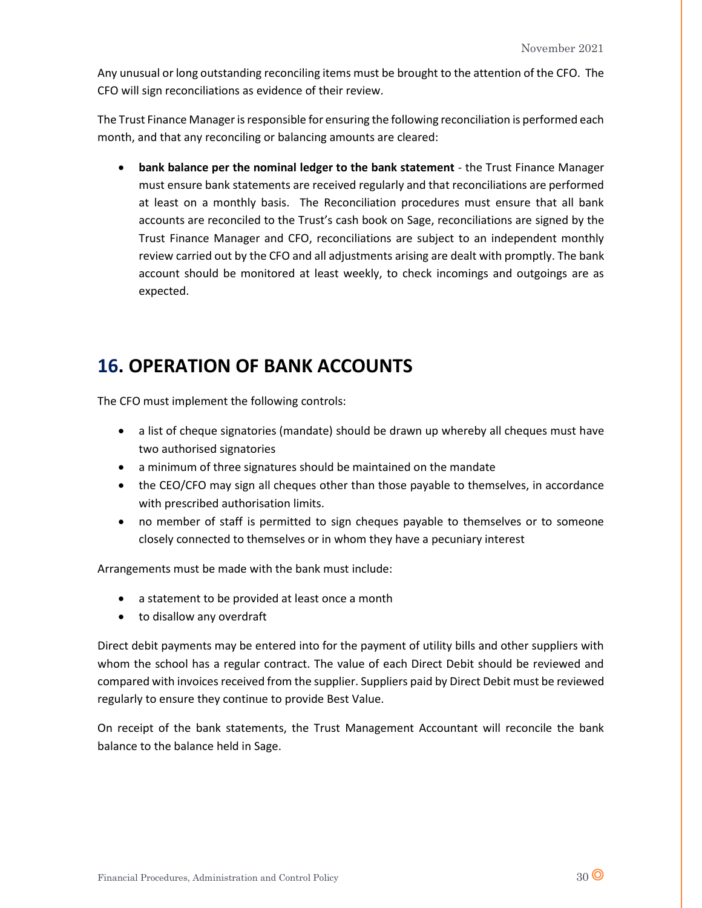Any unusual or long outstanding reconciling items must be brought to the attention of the CFO. The CFO will sign reconciliations as evidence of their review.

The Trust Finance Manager is responsible for ensuring the following reconciliation is performed each month, and that any reconciling or balancing amounts are cleared:

- **bank balance per the nominal ledger to the bank statement** - the Trust Finance Manager must ensure bank statements are received regularly and that reconciliations are performed at least on a monthly basis. The Reconciliation procedures must ensure that all bank accounts are reconciled to the Trust's cash book on Sage, reconciliations are signed by the Trust Finance Manager and CFO, reconciliations are subject to an independent monthly review carried out by the CFO and all adjustments arising are dealt with promptly. The bank account should be monitored at least weekly, to check incomings and outgoings are as expected.

# 16. OPERATION OF BANK ACCOUNTS

The CFO must implement the following controls:

- a list of cheque signatories (mandate) should be drawn up whereby all cheques must have two authorised signatories
- a minimum of three signatures should be maintained on the mandate
- the CEO/CFO may sign all cheques other than those payable to themselves, in accordance with prescribed authorisation limits.
- no member of staff is permitted to sign cheques payable to themselves or to someone closely connected to themselves or in whom they have a pecuniary interest

Arrangements must be made with the bank must include:

- a statement to be provided at least once a month
- to disallow any overdraft

Direct debit payments may be entered into for the payment of utility bills and other suppliers with whom the school has a regular contract. The value of each Direct Debit should be reviewed and compared with invoices received from the supplier. Suppliers paid by Direct Debit must be reviewed regularly to ensure they continue to provide Best Value.

On receipt of the bank statements, the Trust Management Accountant will reconcile the bank balance to the balance held in Sage.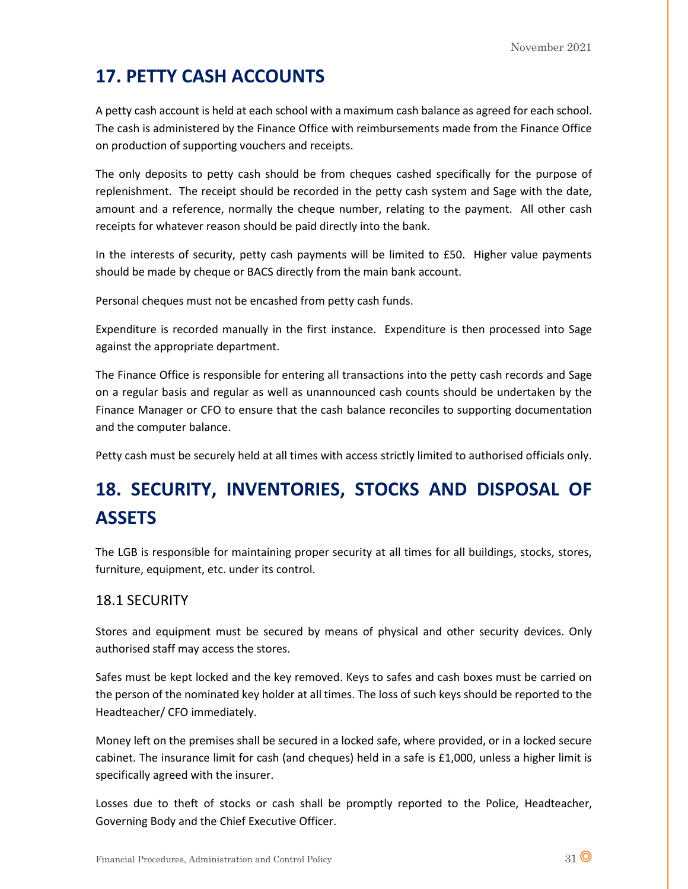## 17. PETTY CASH ACCOUNTS

A petty cash account is held at each school with a maximum cash balance as agreed for each school. The cash is administered by the Finance Office with reimbursements made from the Finance Office on production of supporting vouchers and receipts.

The only deposits to petty cash should be from cheques cashed specifically for the purpose of replenishment. The receipt should be recorded in the petty cash system and Sage with the date, amount and a reference, normally the cheque number, relating to the payment. All other cash receipts for whatever reason should be paid directly into the bank.

In the interests of security, petty cash payments will be limited to £50. Higher value payments should be made by cheque or BACS directly from the main bank account.

Personal cheques must not be encashed from petty cash funds.

Expenditure is recorded manually in the first instance. Expenditure is then processed into Sage against the appropriate department.

The Finance Office is responsible for entering all transactions into the petty cash records and Sage on a regular basis and regular as well as unannounced cash counts should be undertaken by the Finance Manager or CFO to ensure that the cash balance reconciles to supporting documentation and the computer balance.

Petty cash must be securely held at all times with access strictly limited to authorised officials only.

## 18. SECURITY, INVENTORIES, STOCKS AND DISPOSAL OF ASSETS

The LGB is responsible for maintaining proper security at all times for all buildings, stocks, stores, furniture, equipment, etc. under its control.

### 18.1 SECURITY

Stores and equipment must be secured by means of physical and other security devices. Only authorised staff may access the stores.

Safes must be kept locked and the key removed. Keys to safes and cash boxes must be carried on the person of the nominated key holder at all times. The loss of such keys should be reported to the Headteacher/ CFO immediately.

Money left on the premises shall be secured in a locked safe, where provided, or in a locked secure cabinet. The insurance limit for cash (and cheques) held in a safe is £1,000, unless a higher limit is specifically agreed with the insurer.

Losses due to theft of stocks or cash shall be promptly reported to the Police, Headteacher, Governing Body and the Chief Executive Officer.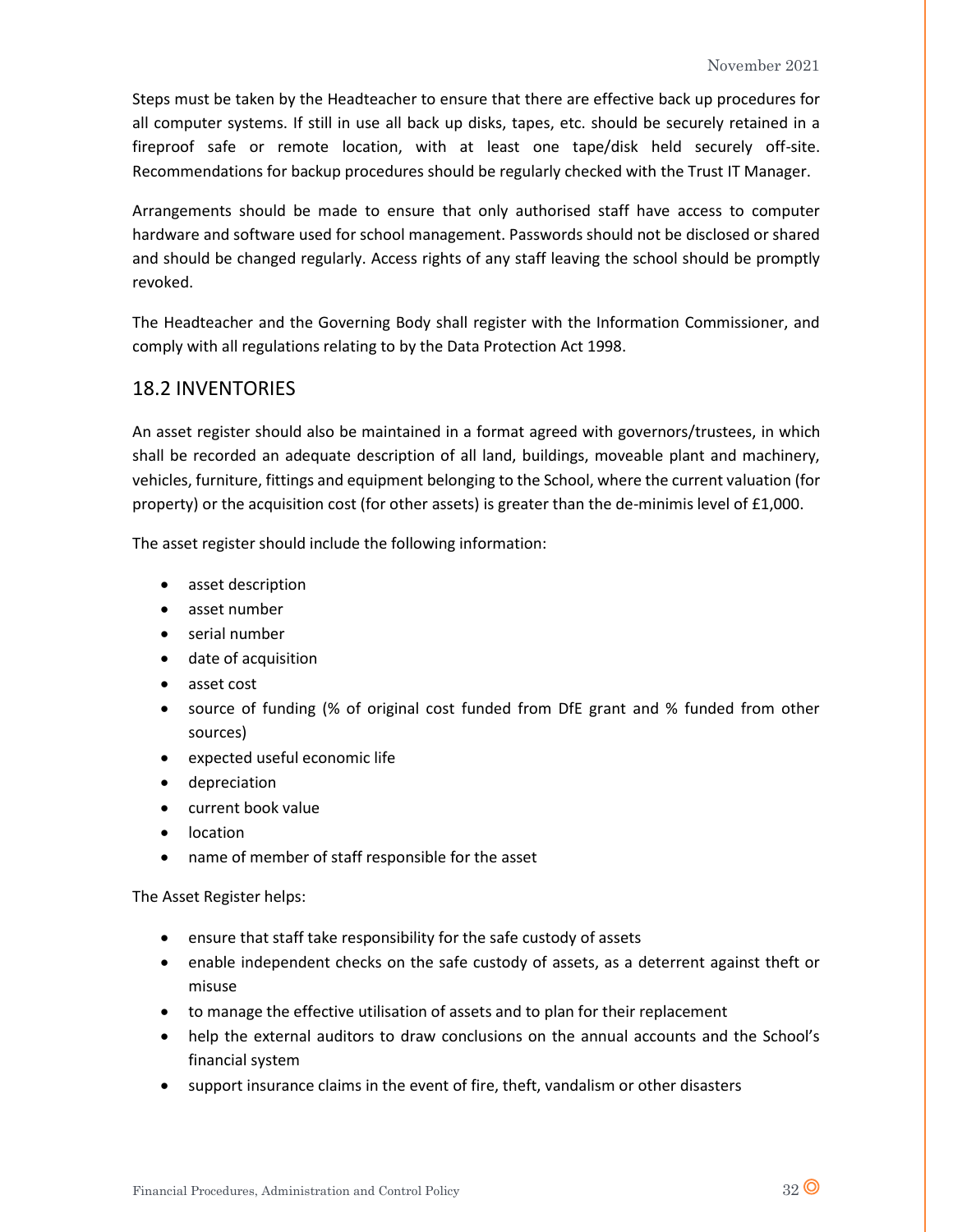Steps must be taken by the Headteacher to ensure that there are effective back up procedures for all computer systems. If still in use all back up disks, tapes, etc. should be securely retained in a fireproof safe or remote location, with at least one tape/disk held securely off-site. Recommendations for backup procedures should be regularly checked with the Trust IT Manager.

Arrangements should be made to ensure that only authorised staff have access to computer hardware and software used for school management. Passwords should not be disclosed or shared and should be changed regularly. Access rights of any staff leaving the school should be promptly revoked.

The Headteacher and the Governing Body shall register with the Information Commissioner, and comply with all regulations relating to by the Data Protection Act 1998.

## 18.2 INVENTORIES

An asset register should also be maintained in a format agreed with governors/trustees, in which shall be recorded an adequate description of all land, buildings, moveable plant and machinery, vehicles, furniture, fittings and equipment belonging to the School, where the current valuation (for property) or the acquisition cost (for other assets) is greater than the de-minimis level of £1,000.

The asset register should include the following information:

- asset description
- asset number
- serial number
- date of acquisition
- asset cost
- source of funding (% of original cost funded from DfE grant and % funded from other sources)
- expected useful economic life
- depreciation
- current book value
- location
- name of member of staff responsible for the asset

The Asset Register helps:

- ensure that staff take responsibility for the safe custody of assets
- enable independent checks on the safe custody of assets, as a deterrent against theft or misuse
- to manage the effective utilisation of assets and to plan for their replacement
- help the external auditors to draw conclusions on the annual accounts and the School's financial system
- support insurance claims in the event of fire, theft, vandalism or other disasters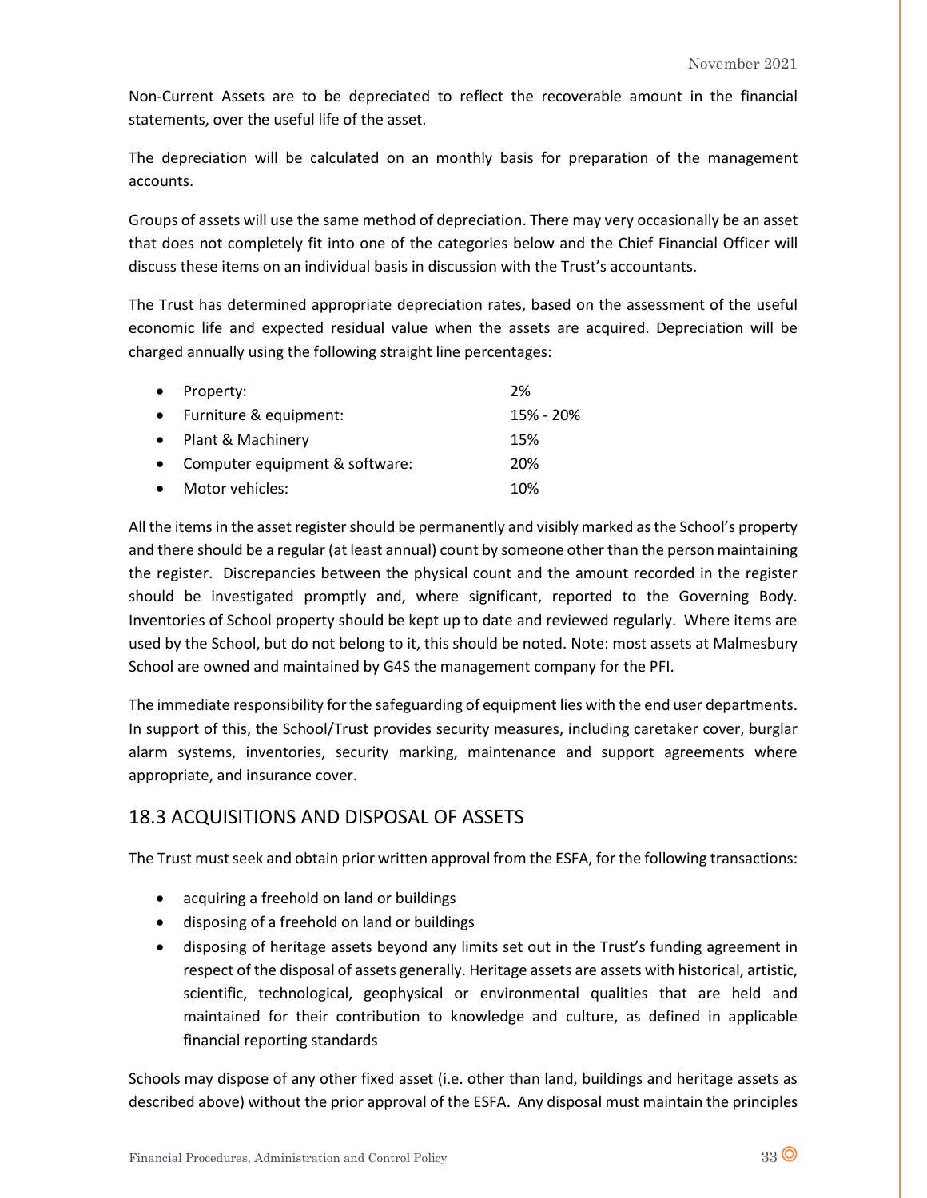Non-Current Assets are to be depreciated to reflect the recoverable amount in the financial statements, over the useful life of the asset.

The depreciation will be calculated on an monthly basis for preparation of the management accounts.

Groups of assets will use the same method of depreciation. There may very occasionally be an asset that does not completely fit into one of the categories below and the Chief Financial Officer will discuss these items on an individual basis in discussion with the Trust's accountants.

The Trust has determined appropriate depreciation rates, based on the assessment of the useful economic life and expected residual value when the assets are acquired. Depreciation will be charged annually using the following straight line percentages:

- Property: 2%
- Furniture & equipment: 15% - 20%
- Plant & Machinery 15%
- Computer equipment & software: 20%
- Motor vehicles: 10%

All the items in the asset register should be permanently and visibly marked as the School's property and there should be a regular (at least annual) count by someone other than the person maintaining the register. Discrepancies between the physical count and the amount recorded in the register should be investigated promptly and, where significant, reported to the Governing Body. Inventories of School property should be kept up to date and reviewed regularly. Where items are used by the School, but do not belong to it, this should be noted. Note: most assets at Malmesbury School are owned and maintained by G4S the management company for the PFI.

The immediate responsibility for the safeguarding of equipment lies with the end user departments. In support of this, the School/Trust provides security measures, including caretaker cover, burglar alarm systems, inventories, security marking, maintenance and support agreements where appropriate, and insurance cover.

## 18.3 ACQUISITIONS AND DISPOSAL OF ASSETS

The Trust must seek and obtain prior written approval from the ESFA, for the following transactions:

- acquiring a freehold on land or buildings
- disposing of a freehold on land or buildings
- disposing of heritage assets beyond any limits set out in the Trust's funding agreement in respect of the disposal of assets generally. Heritage assets are assets with historical, artistic, scientific, technological, geophysical or environmental qualities that are held and maintained for their contribution to knowledge and culture, as defined in applicable financial reporting standards

Schools may dispose of any other fixed asset (i.e. other than land, buildings and heritage assets as described above) without the prior approval of the ESFA. Any disposal must maintain the principles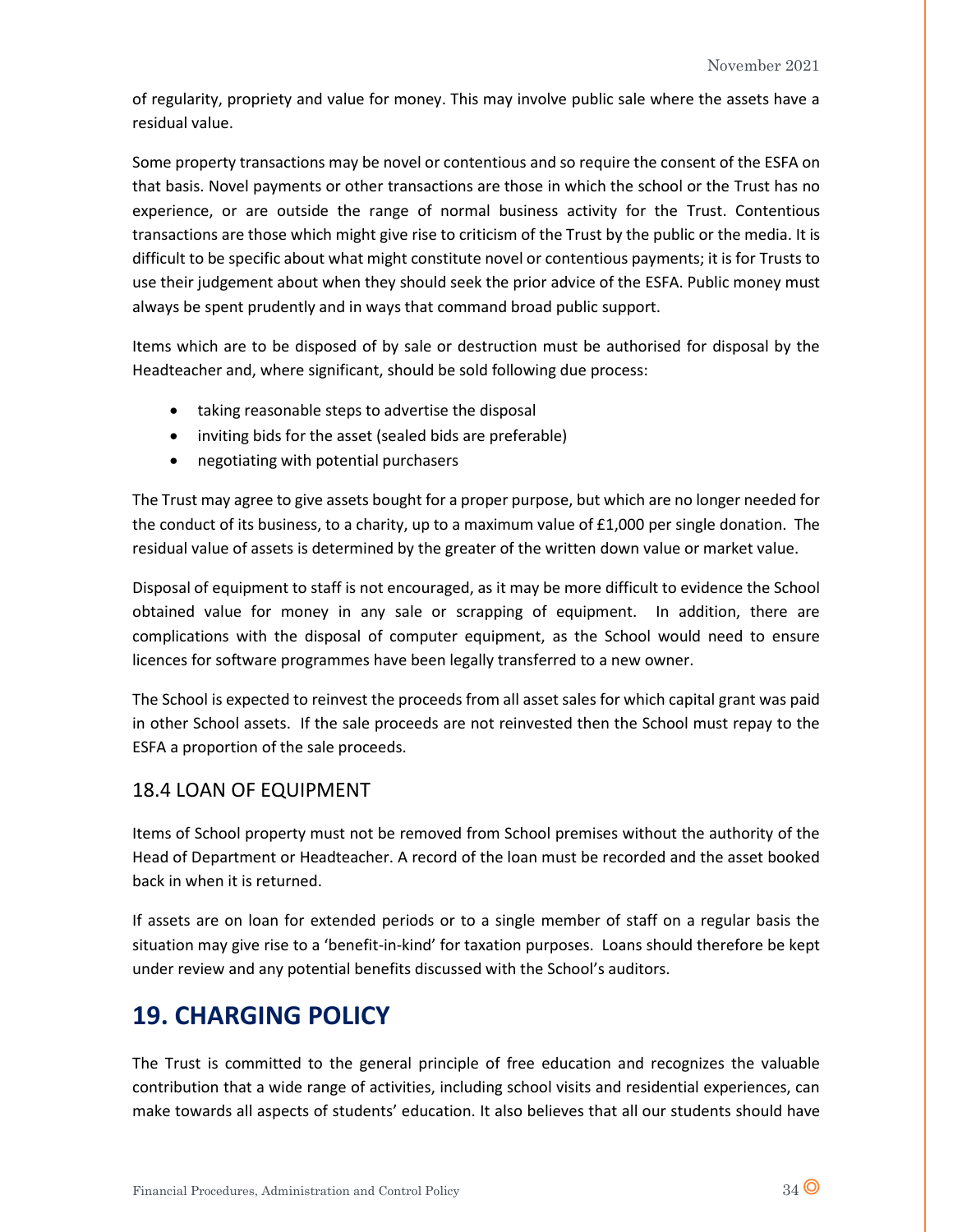of regularity, propriety and value for money. This may involve public sale where the assets have a residual value.

Some property transactions may be novel or contentious and so require the consent of the ESFA on that basis. Novel payments or other transactions are those in which the school or the Trust has no experience, or are outside the range of normal business activity for the Trust. Contentious transactions are those which might give rise to criticism of the Trust by the public or the media. It is difficult to be specific about what might constitute novel or contentious payments; it is for Trusts to use their judgement about when they should seek the prior advice of the ESFA. Public money must always be spent prudently and in ways that command broad public support.

Items which are to be disposed of by sale or destruction must be authorised for disposal by the Headteacher and, where significant, should be sold following due process:

- taking reasonable steps to advertise the disposal
- inviting bids for the asset (sealed bids are preferable)
- negotiating with potential purchasers

The Trust may agree to give assets bought for a proper purpose, but which are no longer needed for the conduct of its business, to a charity, up to a maximum value of £1,000 per single donation. The residual value of assets is determined by the greater of the written down value or market value.

Disposal of equipment to staff is not encouraged, as it may be more difficult to evidence the School obtained value for money in any sale or scrapping of equipment. In addition, there are complications with the disposal of computer equipment, as the School would need to ensure licences for software programmes have been legally transferred to a new owner.

The School is expected to reinvest the proceeds from all asset sales for which capital grant was paid in other School assets. If the sale proceeds are not reinvested then the School must repay to the ESFA a proportion of the sale proceeds.

### 18.4 LOAN OF EQUIPMENT

Items of School property must not be removed from School premises without the authority of the Head of Department or Headteacher. A record of the loan must be recorded and the asset booked back in when it is returned.

If assets are on loan for extended periods or to a single member of staff on a regular basis the situation may give rise to a 'benefit-in-kind' for taxation purposes. Loans should therefore be kept under review and any potential benefits discussed with the School's auditors.

## 19. CHARGING POLICY

The Trust is committed to the general principle of free education and recognizes the valuable contribution that a wide range of activities, including school visits and residential experiences, can make towards all aspects of students' education. It also believes that all our students should have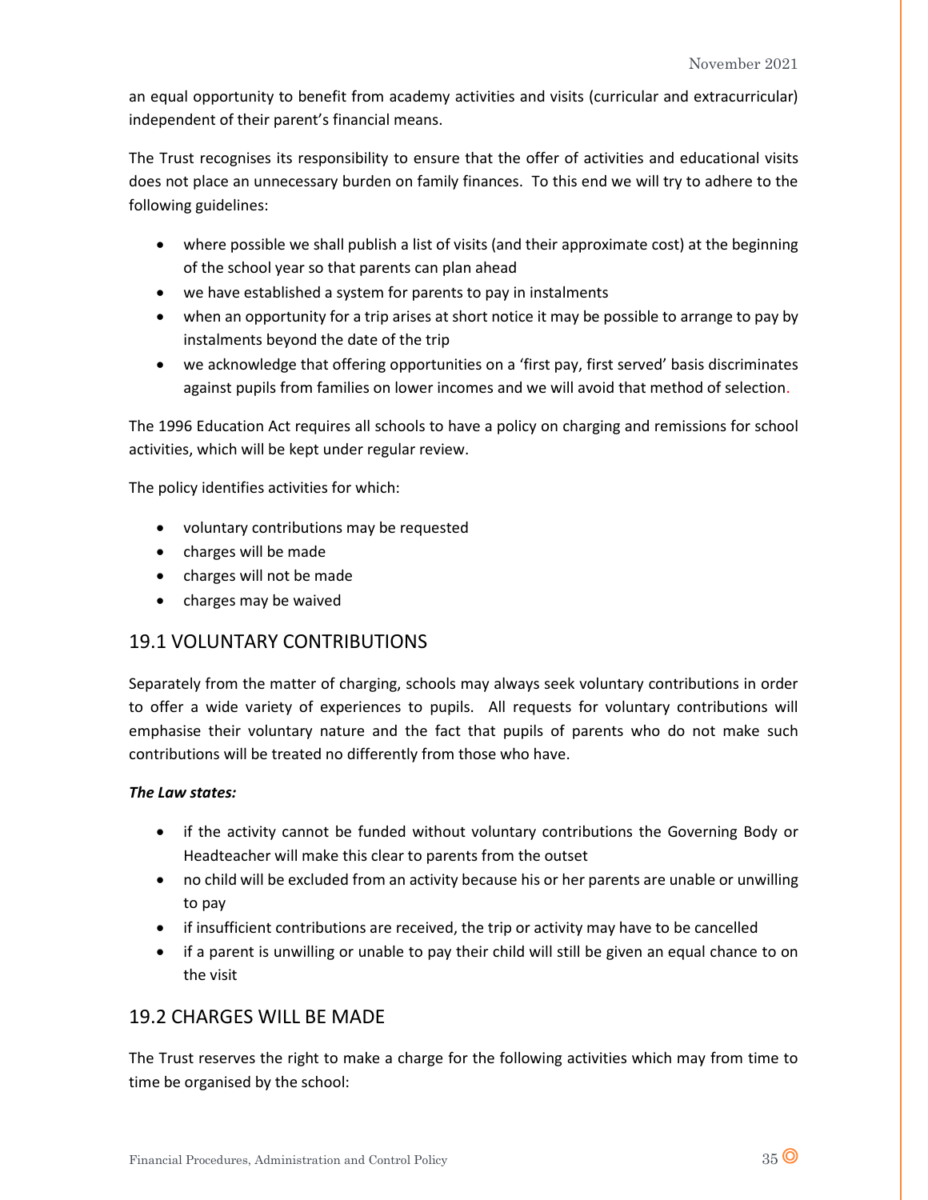an equal opportunity to benefit from academy activities and visits (curricular and extracurricular) independent of their parent's financial means.

The Trust recognises its responsibility to ensure that the offer of activities and educational visits does not place an unnecessary burden on family finances. To this end we will try to adhere to the following guidelines:

- where possible we shall publish a list of visits (and their approximate cost) at the beginning of the school year so that parents can plan ahead
- we have established a system for parents to pay in instalments
- when an opportunity for a trip arises at short notice it may be possible to arrange to pay by instalments beyond the date of the trip
- we acknowledge that offering opportunities on a 'first pay, first served' basis discriminates against pupils from families on lower incomes and we will avoid that method of selection.

The 1996 Education Act requires all schools to have a policy on charging and remissions for school activities, which will be kept under regular review.

The policy identifies activities for which:

- voluntary contributions may be requested
- charges will be made
- charges will not be made
- charges may be waived

## 19.1 VOLUNTARY CONTRIBUTIONS

Separately from the matter of charging, schools may always seek voluntary contributions in order to offer a wide variety of experiences to pupils. All requests for voluntary contributions will emphasise their voluntary nature and the fact that pupils of parents who do not make such contributions will be treated no differently from those who have.

***The Law states:***

- if the activity cannot be funded without voluntary contributions the Governing Body or Headteacher will make this clear to parents from the outset
- no child will be excluded from an activity because his or her parents are unable or unwilling to pay
- if insufficient contributions are received, the trip or activity may have to be cancelled
- if a parent is unwilling or unable to pay their child will still be given an equal chance to on the visit

## 19.2 CHARGES WILL BE MADE

The Trust reserves the right to make a charge for the following activities which may from time to time be organised by the school: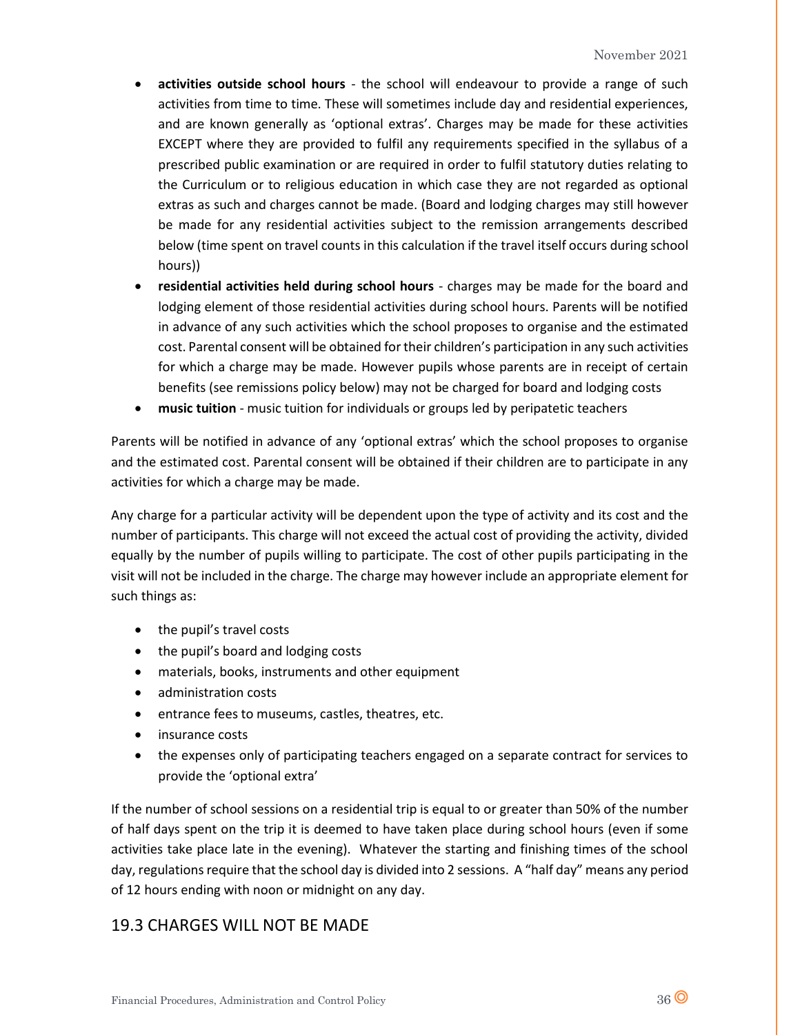- **activities outside school hours** - the school will endeavour to provide a range of such activities from time to time. These will sometimes include day and residential experiences, and are known generally as 'optional extras'. Charges may be made for these activities EXCEPT where they are provided to fulfil any requirements specified in the syllabus of a prescribed public examination or are required in order to fulfil statutory duties relating to the Curriculum or to religious education in which case they are not regarded as optional extras as such and charges cannot be made. (Board and lodging charges may still however be made for any residential activities subject to the remission arrangements described below (time spent on travel counts in this calculation if the travel itself occurs during school hours))
- **residential activities held during school hours** - charges may be made for the board and lodging element of those residential activities during school hours. Parents will be notified in advance of any such activities which the school proposes to organise and the estimated cost. Parental consent will be obtained for their children's participation in any such activities for which a charge may be made. However pupils whose parents are in receipt of certain benefits (see remissions policy below) may not be charged for board and lodging costs
- **music tuition** - music tuition for individuals or groups led by peripatetic teachers

Parents will be notified in advance of any 'optional extras' which the school proposes to organise and the estimated cost. Parental consent will be obtained if their children are to participate in any activities for which a charge may be made.

Any charge for a particular activity will be dependent upon the type of activity and its cost and the number of participants. This charge will not exceed the actual cost of providing the activity, divided equally by the number of pupils willing to participate. The cost of other pupils participating in the visit will not be included in the charge. The charge may however include an appropriate element for such things as:

- the pupil's travel costs
- the pupil's board and lodging costs
- materials, books, instruments and other equipment
- administration costs
- entrance fees to museums, castles, theatres, etc.
- insurance costs
- the expenses only of participating teachers engaged on a separate contract for services to provide the 'optional extra'

If the number of school sessions on a residential trip is equal to or greater than 50% of the number of half days spent on the trip it is deemed to have taken place during school hours (even if some activities take place late in the evening). Whatever the starting and finishing times of the school day, regulations require that the school day is divided into 2 sessions. A "half day" means any period of 12 hours ending with noon or midnight on any day.

## 19.3 CHARGES WILL NOT BE MADE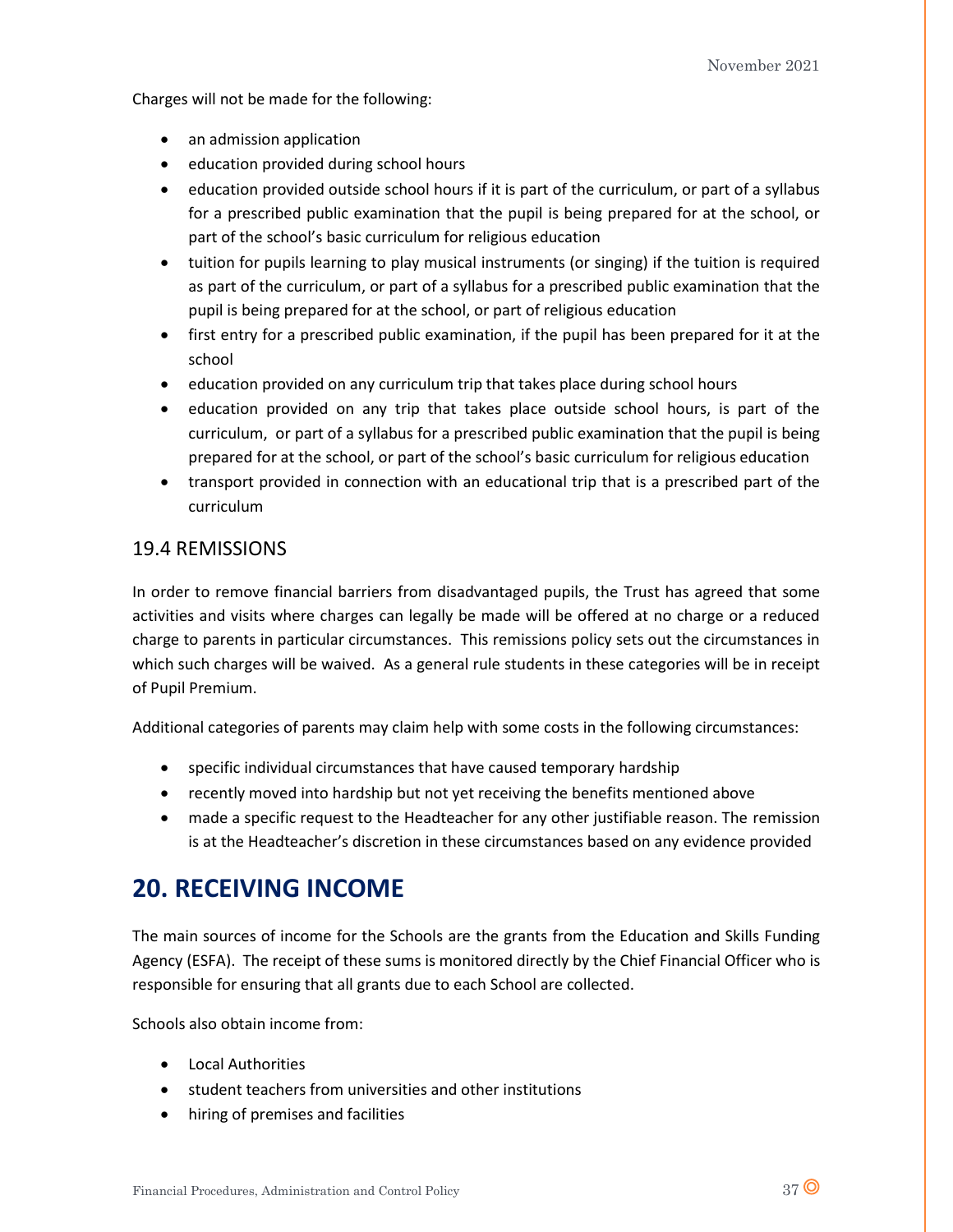Charges will not be made for the following:

- an admission application
- education provided during school hours
- education provided outside school hours if it is part of the curriculum, or part of a syllabus for a prescribed public examination that the pupil is being prepared for at the school, or part of the school's basic curriculum for religious education
- tuition for pupils learning to play musical instruments (or singing) if the tuition is required as part of the curriculum, or part of a syllabus for a prescribed public examination that the pupil is being prepared for at the school, or part of religious education
- first entry for a prescribed public examination, if the pupil has been prepared for it at the school
- education provided on any curriculum trip that takes place during school hours
- education provided on any trip that takes place outside school hours, is part of the curriculum, or part of a syllabus for a prescribed public examination that the pupil is being prepared for at the school, or part of the school's basic curriculum for religious education
- transport provided in connection with an educational trip that is a prescribed part of the curriculum

### 19.4 REMISSIONS

In order to remove financial barriers from disadvantaged pupils, the Trust has agreed that some activities and visits where charges can legally be made will be offered at no charge or a reduced charge to parents in particular circumstances. This remissions policy sets out the circumstances in which such charges will be waived. As a general rule students in these categories will be in receipt of Pupil Premium.

Additional categories of parents may claim help with some costs in the following circumstances:

- specific individual circumstances that have caused temporary hardship
- recently moved into hardship but not yet receiving the benefits mentioned above
- made a specific request to the Headteacher for any other justifiable reason. The remission is at the Headteacher's discretion in these circumstances based on any evidence provided

## 20. RECEIVING INCOME

The main sources of income for the Schools are the grants from the Education and Skills Funding Agency (ESFA). The receipt of these sums is monitored directly by the Chief Financial Officer who is responsible for ensuring that all grants due to each School are collected.

Schools also obtain income from:

- Local Authorities
- student teachers from universities and other institutions
- hiring of premises and facilities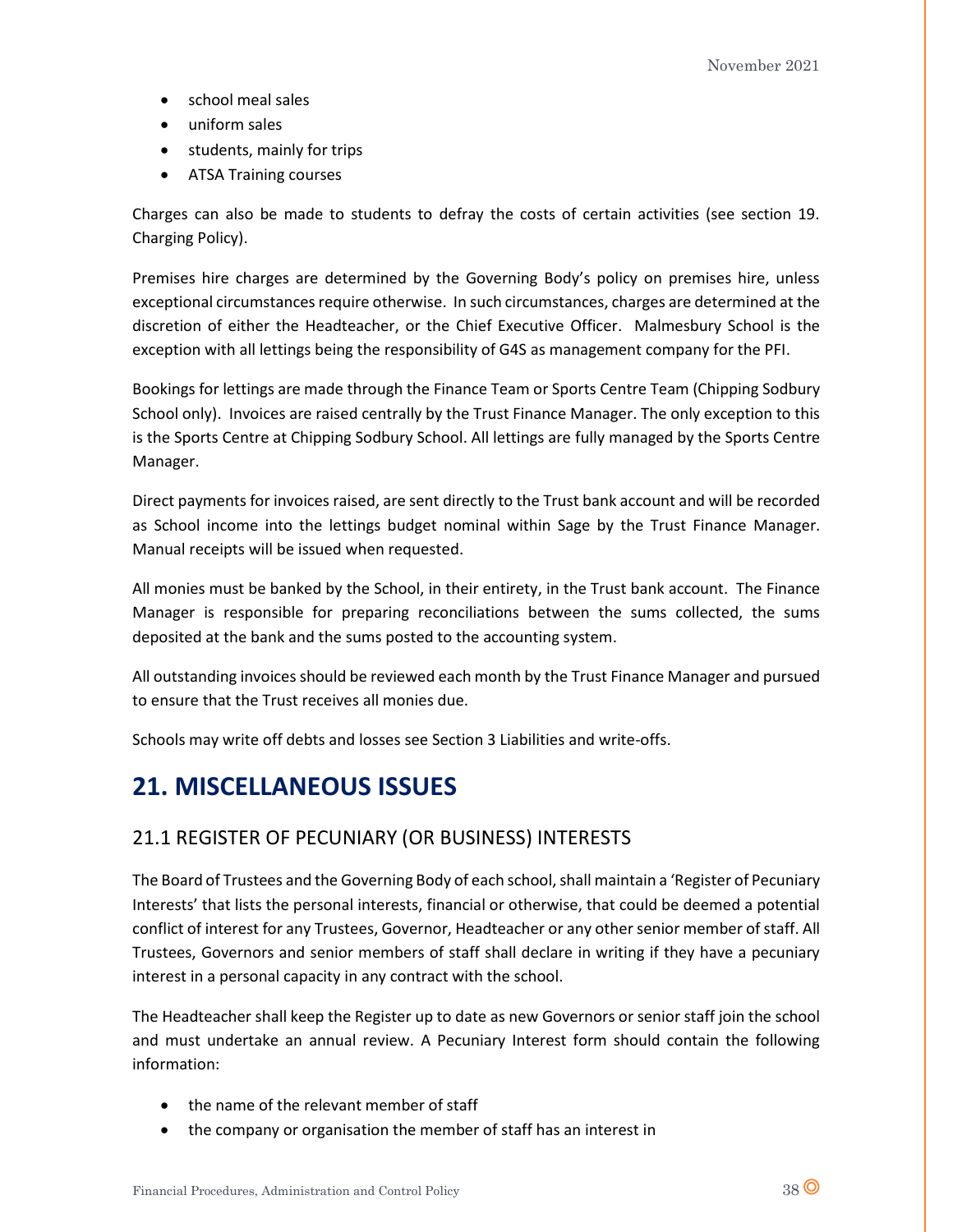- school meal sales
- uniform sales
- students, mainly for trips
- ATSA Training courses

Charges can also be made to students to defray the costs of certain activities (see section 19. Charging Policy).

Premises hire charges are determined by the Governing Body's policy on premises hire, unless exceptional circumstances require otherwise. In such circumstances, charges are determined at the discretion of either the Headteacher, or the Chief Executive Officer. Malmesbury School is the exception with all lettings being the responsibility of G4S as management company for the PFI.

Bookings for lettings are made through the Finance Team or Sports Centre Team (Chipping Sodbury School only). Invoices are raised centrally by the Trust Finance Manager. The only exception to this is the Sports Centre at Chipping Sodbury School. All lettings are fully managed by the Sports Centre Manager.

Direct payments for invoices raised, are sent directly to the Trust bank account and will be recorded as School income into the lettings budget nominal within Sage by the Trust Finance Manager. Manual receipts will be issued when requested.

All monies must be banked by the School, in their entirety, in the Trust bank account. The Finance Manager is responsible for preparing reconciliations between the sums collected, the sums deposited at the bank and the sums posted to the accounting system.

All outstanding invoices should be reviewed each month by the Trust Finance Manager and pursued to ensure that the Trust receives all monies due.

Schools may write off debts and losses see Section 3 Liabilities and write-offs.

# 21. MISCELLANEOUS ISSUES

## 21.1 REGISTER OF PECUNIARY (OR BUSINESS) INTERESTS

The Board of Trustees and the Governing Body of each school, shall maintain a 'Register of Pecuniary Interests' that lists the personal interests, financial or otherwise, that could be deemed a potential conflict of interest for any Trustees, Governor, Headteacher or any other senior member of staff. All Trustees, Governors and senior members of staff shall declare in writing if they have a pecuniary interest in a personal capacity in any contract with the school.

The Headteacher shall keep the Register up to date as new Governors or senior staff join the school and must undertake an annual review. A Pecuniary Interest form should contain the following information:

- the name of the relevant member of staff
- the company or organisation the member of staff has an interest in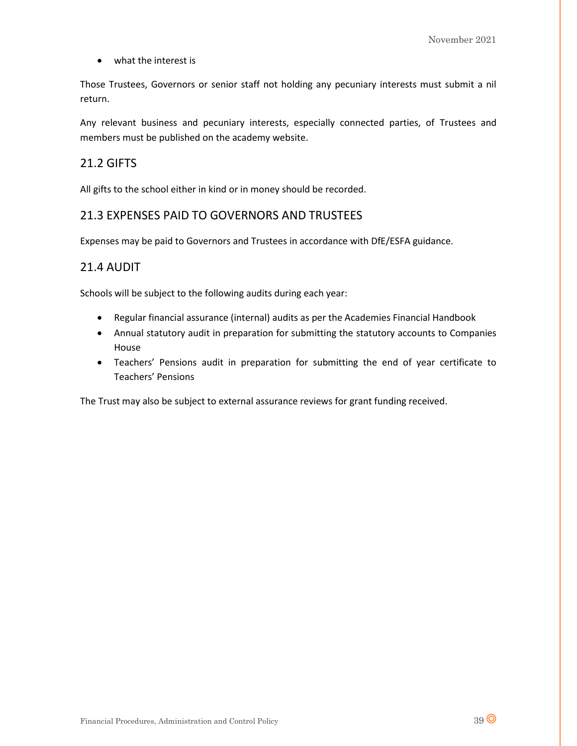- what the interest is

Those Trustees, Governors or senior staff not holding any pecuniary interests must submit a nil return.

Any relevant business and pecuniary interests, especially connected parties, of Trustees and members must be published on the academy website.

## 21.2 GIFTS

All gifts to the school either in kind or in money should be recorded.

## 21.3 EXPENSES PAID TO GOVERNORS AND TRUSTEES

Expenses may be paid to Governors and Trustees in accordance with DfE/ESFA guidance.

## 21.4 AUDIT

Schools will be subject to the following audits during each year:

- Regular financial assurance (internal) audits as per the Academies Financial Handbook
- Annual statutory audit in preparation for submitting the statutory accounts to Companies House
- Teachers' Pensions audit in preparation for submitting the end of year certificate to Teachers' Pensions

The Trust may also be subject to external assurance reviews for grant funding received.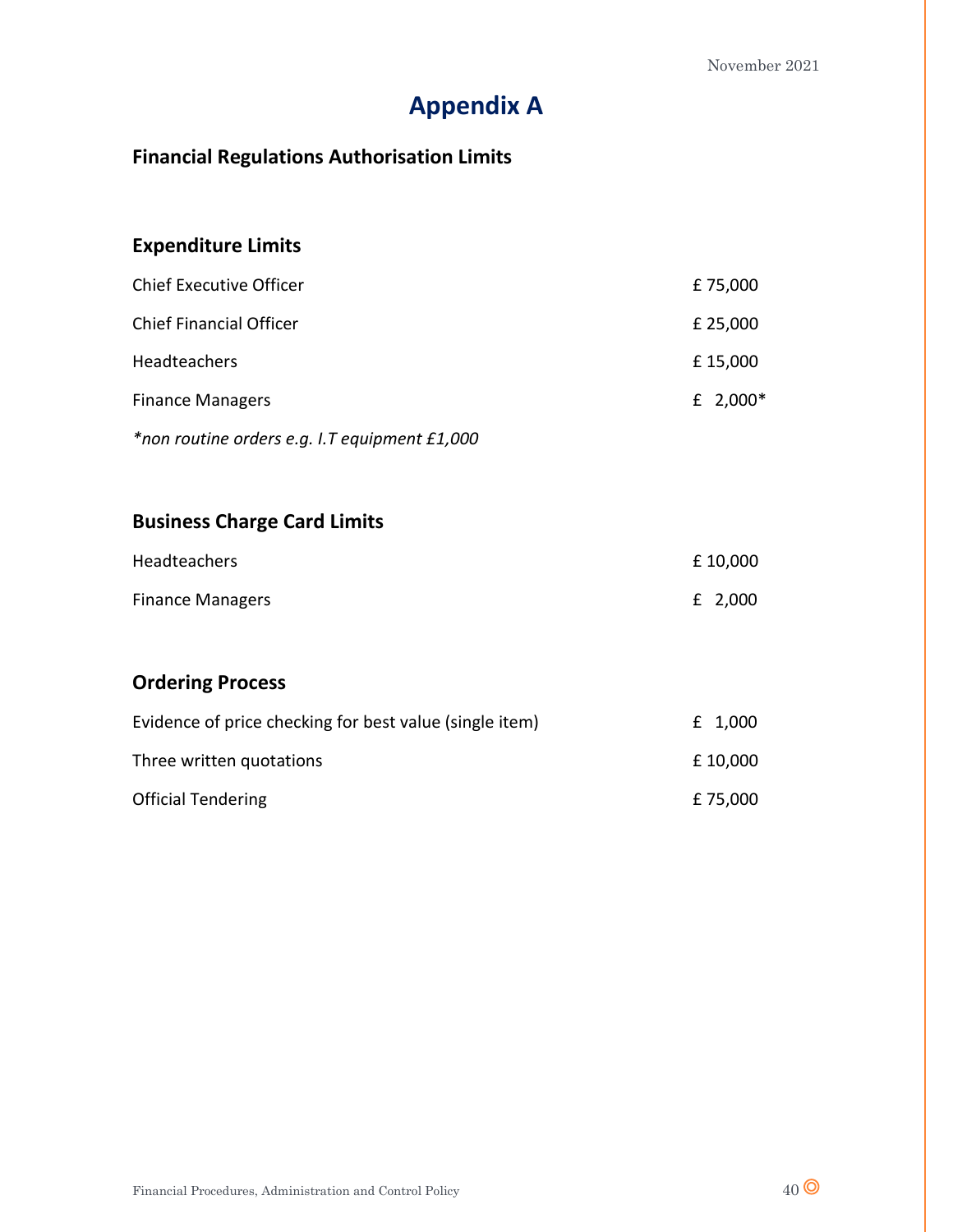# Appendix A

## Financial Regulations Authorisation Limits

### Expenditure Limits

| | |
|---|---|
| Chief Executive Officer | £ 75,000 |
| Chief Financial Officer | £ 25,000 |
| Headteachers | £ 15,000 |
| Finance Managers | £ 2,000* |

*\*non routine orders e.g. I.T equipment £1,000*

### Business Charge Card Limits

| | |
|---|---|
| Headteachers | £ 10,000 |
| Finance Managers | £ 2,000 |

### Ordering Process

| | |
|---|---|
| Evidence of price checking for best value (single item) | £ 1,000 |
| Three written quotations | £ 10,000 |
| Official Tendering | £ 75,000 |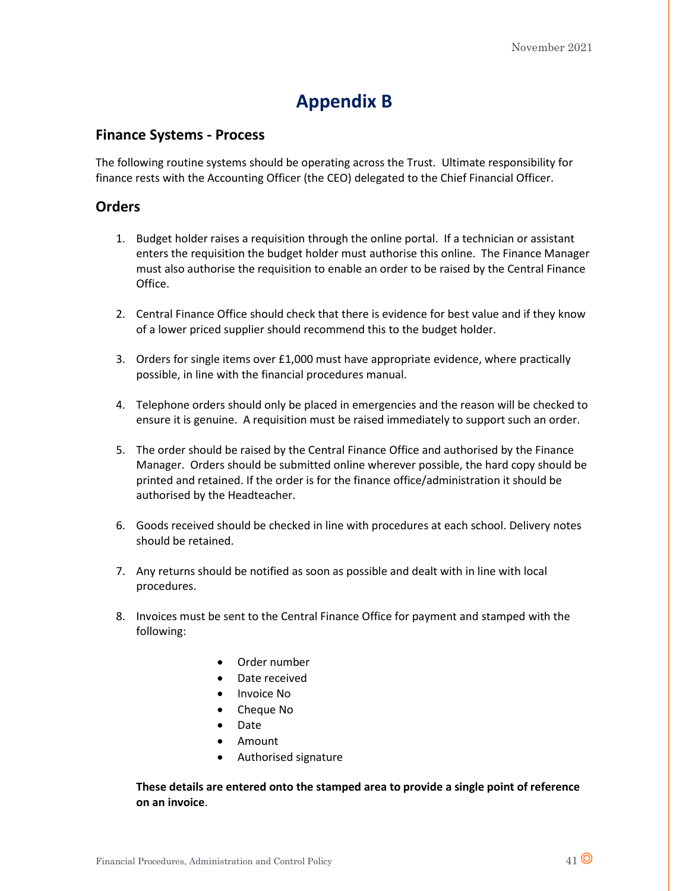# Appendix B

## Finance Systems - Process

The following routine systems should be operating across the Trust. Ultimate responsibility for finance rests with the Accounting Officer (the CEO) delegated to the Chief Financial Officer.

## Orders

1. Budget holder raises a requisition through the online portal. If a technician or assistant enters the requisition the budget holder must authorise this online. The Finance Manager must also authorise the requisition to enable an order to be raised by the Central Finance Office.

2. Central Finance Office should check that there is evidence for best value and if they know of a lower priced supplier should recommend this to the budget holder.

3. Orders for single items over £1,000 must have appropriate evidence, where practically possible, in line with the financial procedures manual.

4. Telephone orders should only be placed in emergencies and the reason will be checked to ensure it is genuine. A requisition must be raised immediately to support such an order.

5. The order should be raised by the Central Finance Office and authorised by the Finance Manager. Orders should be submitted online wherever possible, the hard copy should be printed and retained. If the order is for the finance office/administration it should be authorised by the Headteacher.

6. Goods received should be checked in line with procedures at each school. Delivery notes should be retained.

7. Any returns should be notified as soon as possible and dealt with in line with local procedures.

8. Invoices must be sent to the Central Finance Office for payment and stamped with the following:

   - Order number
   - Date received
   - Invoice No
   - Cheque No
   - Date
   - Amount
   - Authorised signature

   **These details are entered onto the stamped area to provide a single point of reference on an invoice**.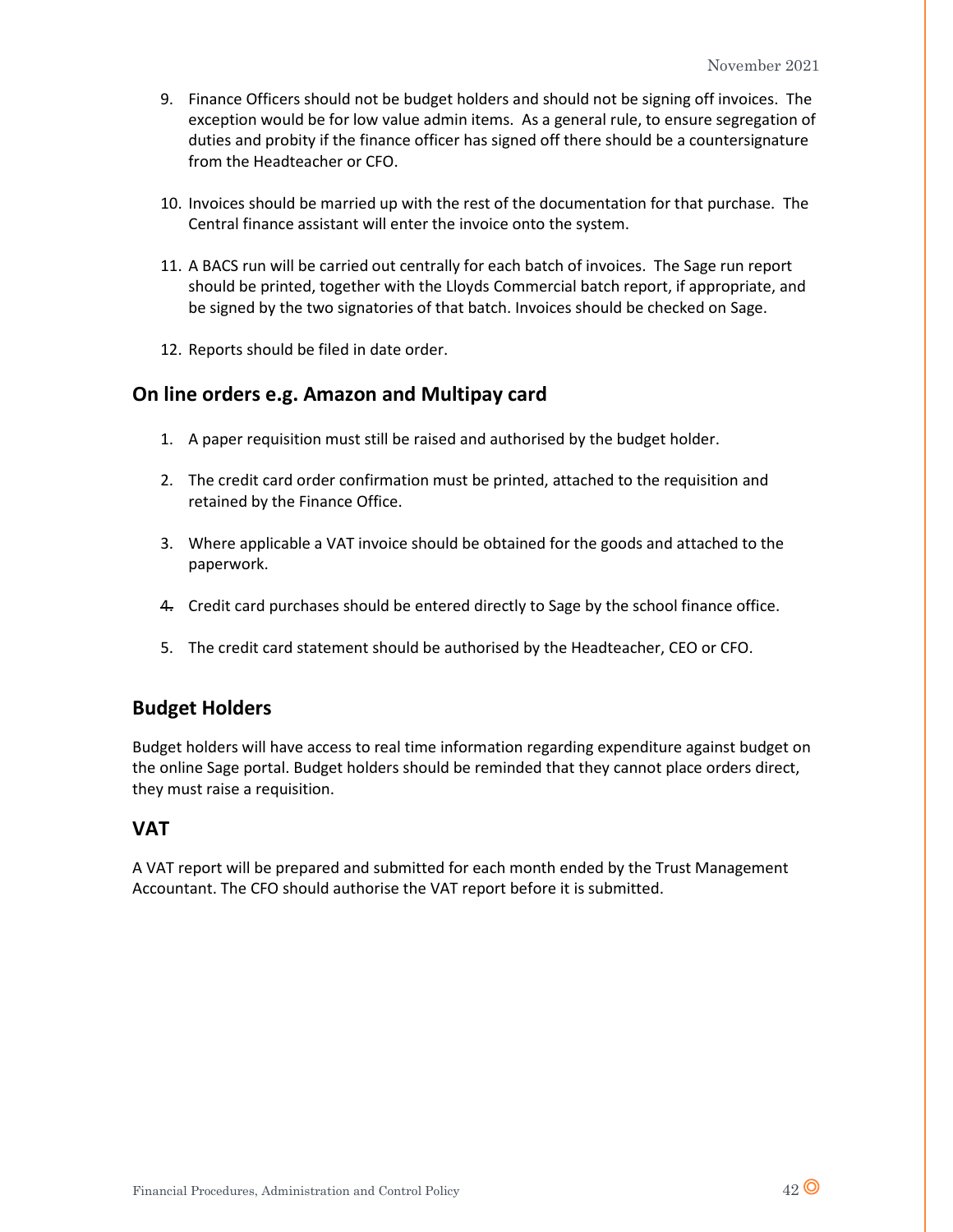9. Finance Officers should not be budget holders and should not be signing off invoices. The exception would be for low value admin items. As a general rule, to ensure segregation of duties and probity if the finance officer has signed off there should be a countersignature from the Headteacher or CFO.

10. Invoices should be married up with the rest of the documentation for that purchase. The Central finance assistant will enter the invoice onto the system.

11. A BACS run will be carried out centrally for each batch of invoices. The Sage run report should be printed, together with the Lloyds Commercial batch report, if appropriate, and be signed by the two signatories of that batch. Invoices should be checked on Sage.

12. Reports should be filed in date order.

## On line orders e.g. Amazon and Multipay card

1. A paper requisition must still be raised and authorised by the budget holder.

2. The credit card order confirmation must be printed, attached to the requisition and retained by the Finance Office.

3. Where applicable a VAT invoice should be obtained for the goods and attached to the paperwork.

4. Credit card purchases should be entered directly to Sage by the school finance office.

5. The credit card statement should be authorised by the Headteacher, CEO or CFO.

## Budget Holders

Budget holders will have access to real time information regarding expenditure against budget on the online Sage portal. Budget holders should be reminded that they cannot place orders direct, they must raise a requisition.

## VAT

A VAT report will be prepared and submitted for each month ended by the Trust Management Accountant. The CFO should authorise the VAT report before it is submitted.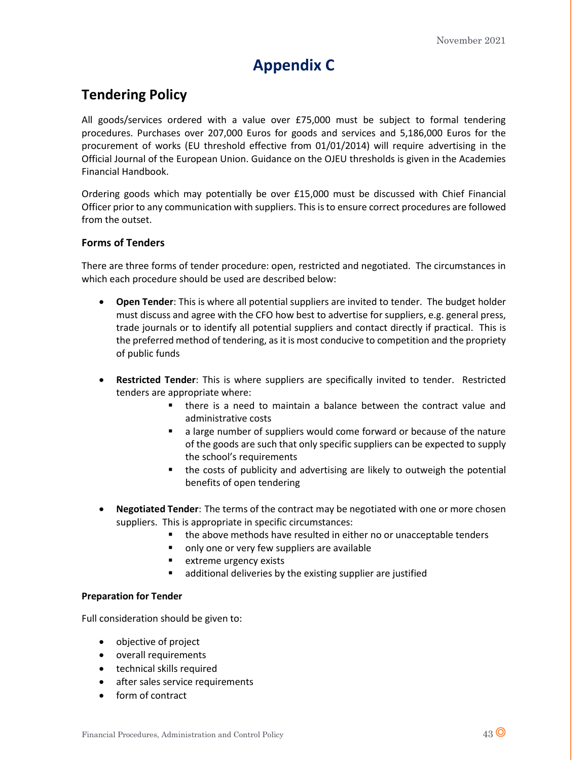# Appendix C

## Tendering Policy

All goods/services ordered with a value over £75,000 must be subject to formal tendering procedures. Purchases over 207,000 Euros for goods and services and 5,186,000 Euros for the procurement of works (EU threshold effective from 01/01/2014) will require advertising in the Official Journal of the European Union. Guidance on the OJEU thresholds is given in the Academies Financial Handbook.

Ordering goods which may potentially be over £15,000 must be discussed with Chief Financial Officer prior to any communication with suppliers. This is to ensure correct procedures are followed from the outset.

### Forms of Tenders

There are three forms of tender procedure: open, restricted and negotiated. The circumstances in which each procedure should be used are described below:

- **Open Tender**: This is where all potential suppliers are invited to tender. The budget holder must discuss and agree with the CFO how best to advertise for suppliers, e.g. general press, trade journals or to identify all potential suppliers and contact directly if practical. This is the preferred method of tendering, as it is most conducive to competition and the propriety of public funds

- **Restricted Tender**: This is where suppliers are specifically invited to tender. Restricted tenders are appropriate where:
  - there is a need to maintain a balance between the contract value and administrative costs
  - a large number of suppliers would come forward or because of the nature of the goods are such that only specific suppliers can be expected to supply the school's requirements
  - the costs of publicity and advertising are likely to outweigh the potential benefits of open tendering

- **Negotiated Tender**: The terms of the contract may be negotiated with one or more chosen suppliers. This is appropriate in specific circumstances:
  - the above methods have resulted in either no or unacceptable tenders
  - only one or very few suppliers are available
  - extreme urgency exists
  - additional deliveries by the existing supplier are justified

### Preparation for Tender

Full consideration should be given to:

- objective of project
- overall requirements
- technical skills required
- after sales service requirements
- form of contract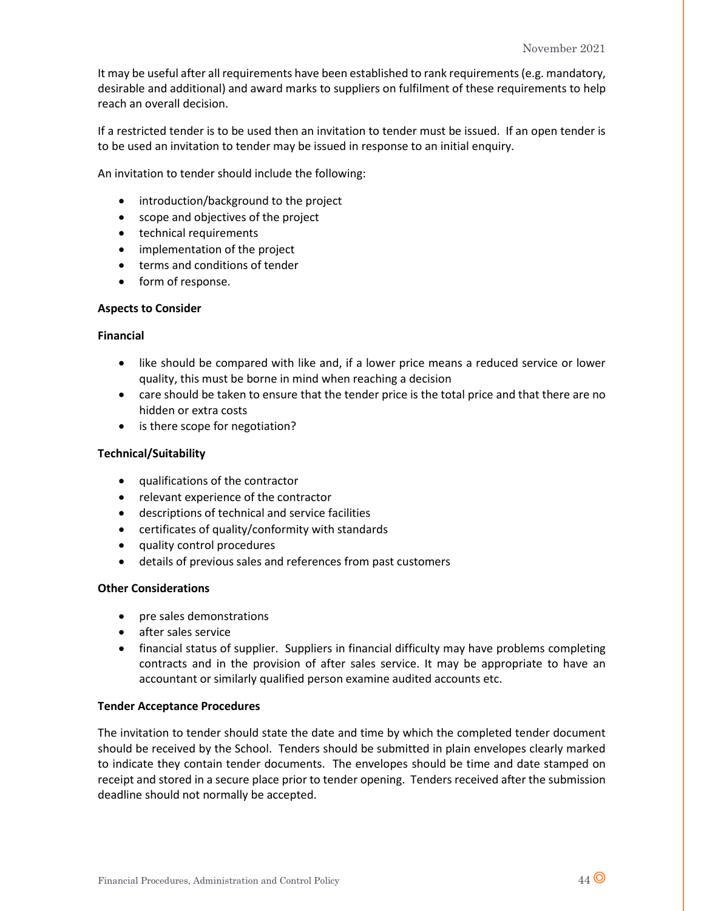It may be useful after all requirements have been established to rank requirements (e.g. mandatory, desirable and additional) and award marks to suppliers on fulfilment of these requirements to help reach an overall decision.

If a restricted tender is to be used then an invitation to tender must be issued. If an open tender is to be used an invitation to tender may be issued in response to an initial enquiry.

An invitation to tender should include the following:

- introduction/background to the project
- scope and objectives of the project
- technical requirements
- implementation of the project
- terms and conditions of tender
- form of response.

**Aspects to Consider**

**Financial**

- like should be compared with like and, if a lower price means a reduced service or lower quality, this must be borne in mind when reaching a decision
- care should be taken to ensure that the tender price is the total price and that there are no hidden or extra costs
- is there scope for negotiation?

**Technical/Suitability**

- qualifications of the contractor
- relevant experience of the contractor
- descriptions of technical and service facilities
- certificates of quality/conformity with standards
- quality control procedures
- details of previous sales and references from past customers

**Other Considerations**

- pre sales demonstrations
- after sales service
- financial status of supplier. Suppliers in financial difficulty may have problems completing contracts and in the provision of after sales service. It may be appropriate to have an accountant or similarly qualified person examine audited accounts etc.

**Tender Acceptance Procedures**

The invitation to tender should state the date and time by which the completed tender document should be received by the School. Tenders should be submitted in plain envelopes clearly marked to indicate they contain tender documents. The envelopes should be time and date stamped on receipt and stored in a secure place prior to tender opening. Tenders received after the submission deadline should not normally be accepted.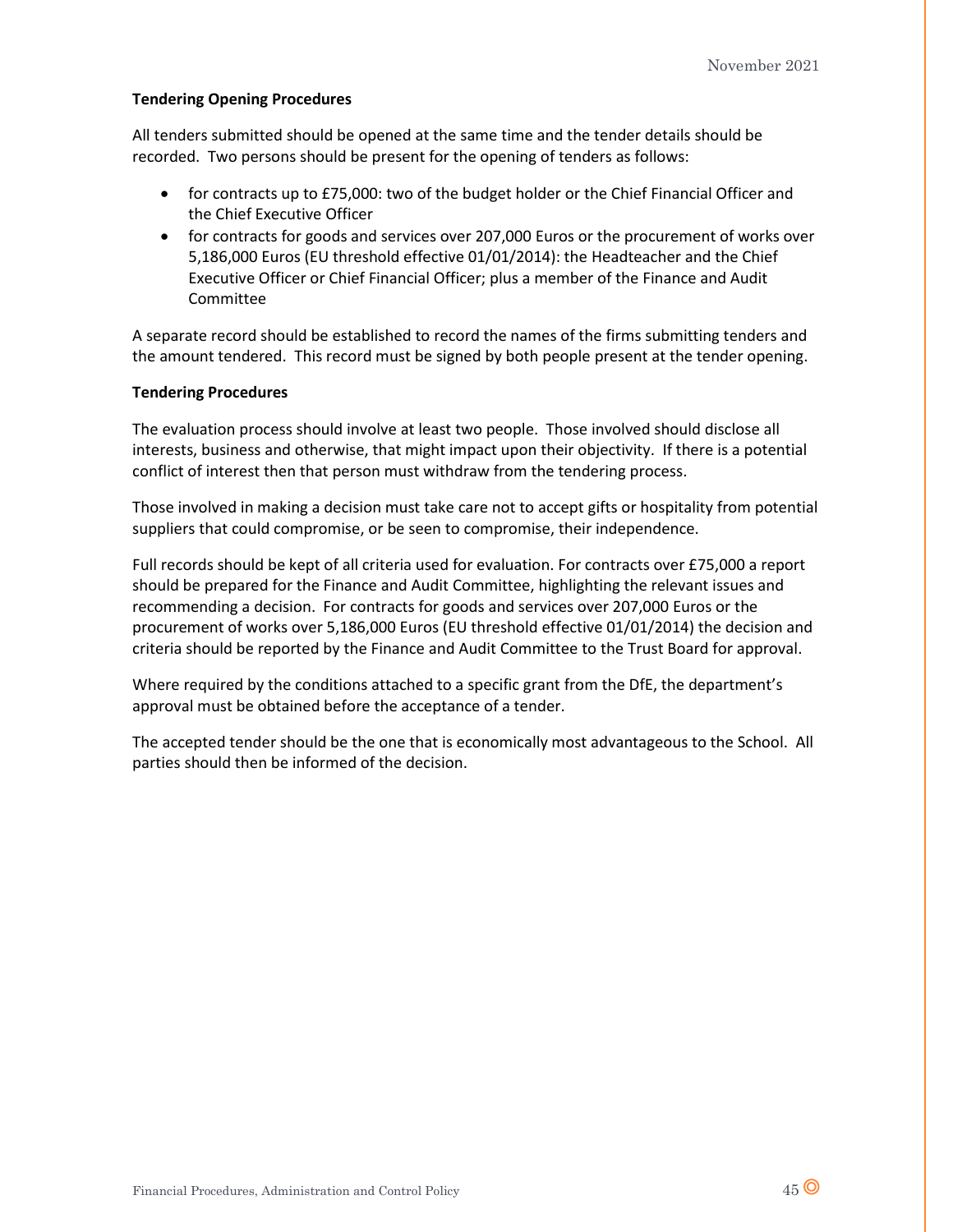**Tendering Opening Procedures**

All tenders submitted should be opened at the same time and the tender details should be recorded. Two persons should be present for the opening of tenders as follows:

- for contracts up to £75,000: two of the budget holder or the Chief Financial Officer and the Chief Executive Officer
- for contracts for goods and services over 207,000 Euros or the procurement of works over 5,186,000 Euros (EU threshold effective 01/01/2014): the Headteacher and the Chief Executive Officer or Chief Financial Officer; plus a member of the Finance and Audit Committee

A separate record should be established to record the names of the firms submitting tenders and the amount tendered. This record must be signed by both people present at the tender opening.

**Tendering Procedures**

The evaluation process should involve at least two people. Those involved should disclose all interests, business and otherwise, that might impact upon their objectivity. If there is a potential conflict of interest then that person must withdraw from the tendering process.

Those involved in making a decision must take care not to accept gifts or hospitality from potential suppliers that could compromise, or be seen to compromise, their independence.

Full records should be kept of all criteria used for evaluation. For contracts over £75,000 a report should be prepared for the Finance and Audit Committee, highlighting the relevant issues and recommending a decision. For contracts for goods and services over 207,000 Euros or the procurement of works over 5,186,000 Euros (EU threshold effective 01/01/2014) the decision and criteria should be reported by the Finance and Audit Committee to the Trust Board for approval.

Where required by the conditions attached to a specific grant from the DfE, the department's approval must be obtained before the acceptance of a tender.

The accepted tender should be the one that is economically most advantageous to the School. All parties should then be informed of the decision.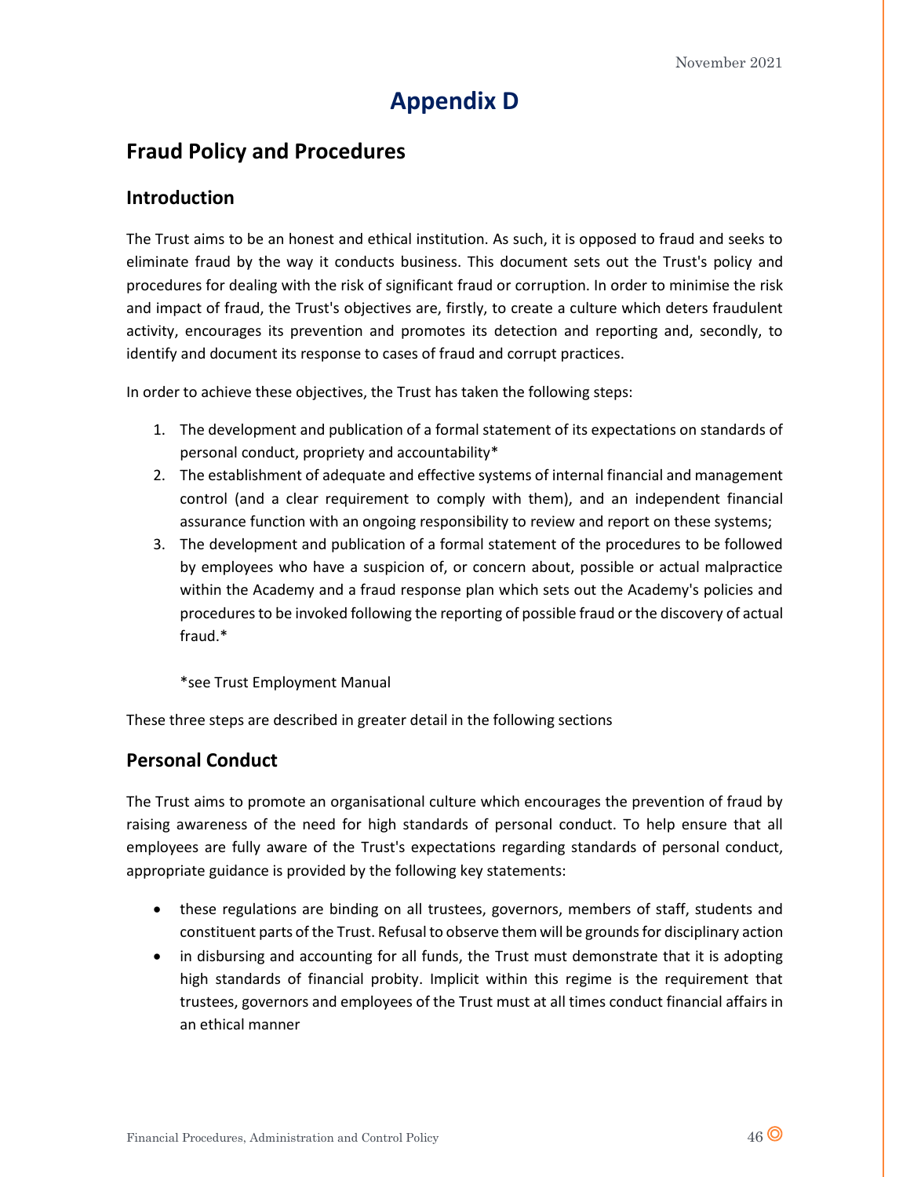# Appendix D

## Fraud Policy and Procedures

### Introduction

The Trust aims to be an honest and ethical institution. As such, it is opposed to fraud and seeks to eliminate fraud by the way it conducts business. This document sets out the Trust's policy and procedures for dealing with the risk of significant fraud or corruption. In order to minimise the risk and impact of fraud, the Trust's objectives are, firstly, to create a culture which deters fraudulent activity, encourages its prevention and promotes its detection and reporting and, secondly, to identify and document its response to cases of fraud and corrupt practices.

In order to achieve these objectives, the Trust has taken the following steps:

1. The development and publication of a formal statement of its expectations on standards of personal conduct, propriety and accountability*
2. The establishment of adequate and effective systems of internal financial and management control (and a clear requirement to comply with them), and an independent financial assurance function with an ongoing responsibility to review and report on these systems;
3. The development and publication of a formal statement of the procedures to be followed by employees who have a suspicion of, or concern about, possible or actual malpractice within the Academy and a fraud response plan which sets out the Academy's policies and procedures to be invoked following the reporting of possible fraud or the discovery of actual fraud.*

   *see Trust Employment Manual

These three steps are described in greater detail in the following sections

### Personal Conduct

The Trust aims to promote an organisational culture which encourages the prevention of fraud by raising awareness of the need for high standards of personal conduct. To help ensure that all employees are fully aware of the Trust's expectations regarding standards of personal conduct, appropriate guidance is provided by the following key statements:

- these regulations are binding on all trustees, governors, members of staff, students and constituent parts of the Trust. Refusal to observe them will be grounds for disciplinary action
- in disbursing and accounting for all funds, the Trust must demonstrate that it is adopting high standards of financial probity. Implicit within this regime is the requirement that trustees, governors and employees of the Trust must at all times conduct financial affairs in an ethical manner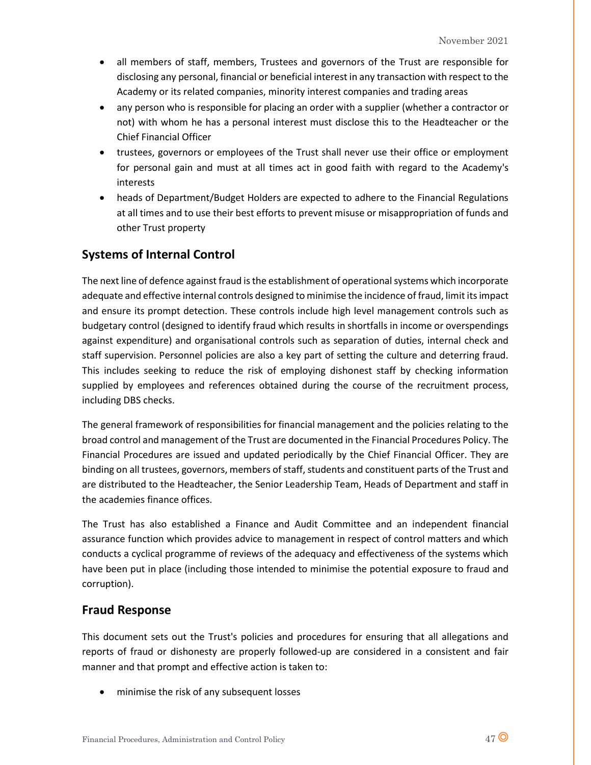- all members of staff, members, Trustees and governors of the Trust are responsible for disclosing any personal, financial or beneficial interest in any transaction with respect to the Academy or its related companies, minority interest companies and trading areas
- any person who is responsible for placing an order with a supplier (whether a contractor or not) with whom he has a personal interest must disclose this to the Headteacher or the Chief Financial Officer
- trustees, governors or employees of the Trust shall never use their office or employment for personal gain and must at all times act in good faith with regard to the Academy's interests
- heads of Department/Budget Holders are expected to adhere to the Financial Regulations at all times and to use their best efforts to prevent misuse or misappropriation of funds and other Trust property

## Systems of Internal Control

The next line of defence against fraud is the establishment of operational systems which incorporate adequate and effective internal controls designed to minimise the incidence of fraud, limit its impact and ensure its prompt detection. These controls include high level management controls such as budgetary control (designed to identify fraud which results in shortfalls in income or overspendings against expenditure) and organisational controls such as separation of duties, internal check and staff supervision. Personnel policies are also a key part of setting the culture and deterring fraud. This includes seeking to reduce the risk of employing dishonest staff by checking information supplied by employees and references obtained during the course of the recruitment process, including DBS checks.

The general framework of responsibilities for financial management and the policies relating to the broad control and management of the Trust are documented in the Financial Procedures Policy. The Financial Procedures are issued and updated periodically by the Chief Financial Officer. They are binding on all trustees, governors, members of staff, students and constituent parts of the Trust and are distributed to the Headteacher, the Senior Leadership Team, Heads of Department and staff in the academies finance offices.

The Trust has also established a Finance and Audit Committee and an independent financial assurance function which provides advice to management in respect of control matters and which conducts a cyclical programme of reviews of the adequacy and effectiveness of the systems which have been put in place (including those intended to minimise the potential exposure to fraud and corruption).

## Fraud Response

This document sets out the Trust's policies and procedures for ensuring that all allegations and reports of fraud or dishonesty are properly followed-up are considered in a consistent and fair manner and that prompt and effective action is taken to:

- minimise the risk of any subsequent losses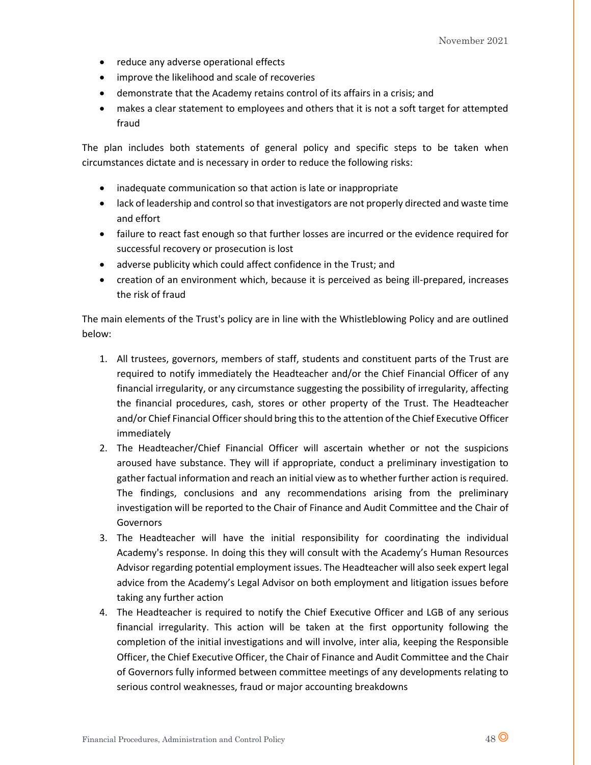- reduce any adverse operational effects
- improve the likelihood and scale of recoveries
- demonstrate that the Academy retains control of its affairs in a crisis; and
- makes a clear statement to employees and others that it is not a soft target for attempted fraud

The plan includes both statements of general policy and specific steps to be taken when circumstances dictate and is necessary in order to reduce the following risks:

- inadequate communication so that action is late or inappropriate
- lack of leadership and control so that investigators are not properly directed and waste time and effort
- failure to react fast enough so that further losses are incurred or the evidence required for successful recovery or prosecution is lost
- adverse publicity which could affect confidence in the Trust; and
- creation of an environment which, because it is perceived as being ill-prepared, increases the risk of fraud

The main elements of the Trust's policy are in line with the Whistleblowing Policy and are outlined below:

1. All trustees, governors, members of staff, students and constituent parts of the Trust are required to notify immediately the Headteacher and/or the Chief Financial Officer of any financial irregularity, or any circumstance suggesting the possibility of irregularity, affecting the financial procedures, cash, stores or other property of the Trust. The Headteacher and/or Chief Financial Officer should bring this to the attention of the Chief Executive Officer immediately
2. The Headteacher/Chief Financial Officer will ascertain whether or not the suspicions aroused have substance. They will if appropriate, conduct a preliminary investigation to gather factual information and reach an initial view as to whether further action is required. The findings, conclusions and any recommendations arising from the preliminary investigation will be reported to the Chair of Finance and Audit Committee and the Chair of Governors
3. The Headteacher will have the initial responsibility for coordinating the individual Academy's response. In doing this they will consult with the Academy's Human Resources Advisor regarding potential employment issues. The Headteacher will also seek expert legal advice from the Academy's Legal Advisor on both employment and litigation issues before taking any further action
4. The Headteacher is required to notify the Chief Executive Officer and LGB of any serious financial irregularity. This action will be taken at the first opportunity following the completion of the initial investigations and will involve, inter alia, keeping the Responsible Officer, the Chief Executive Officer, the Chair of Finance and Audit Committee and the Chair of Governors fully informed between committee meetings of any developments relating to serious control weaknesses, fraud or major accounting breakdowns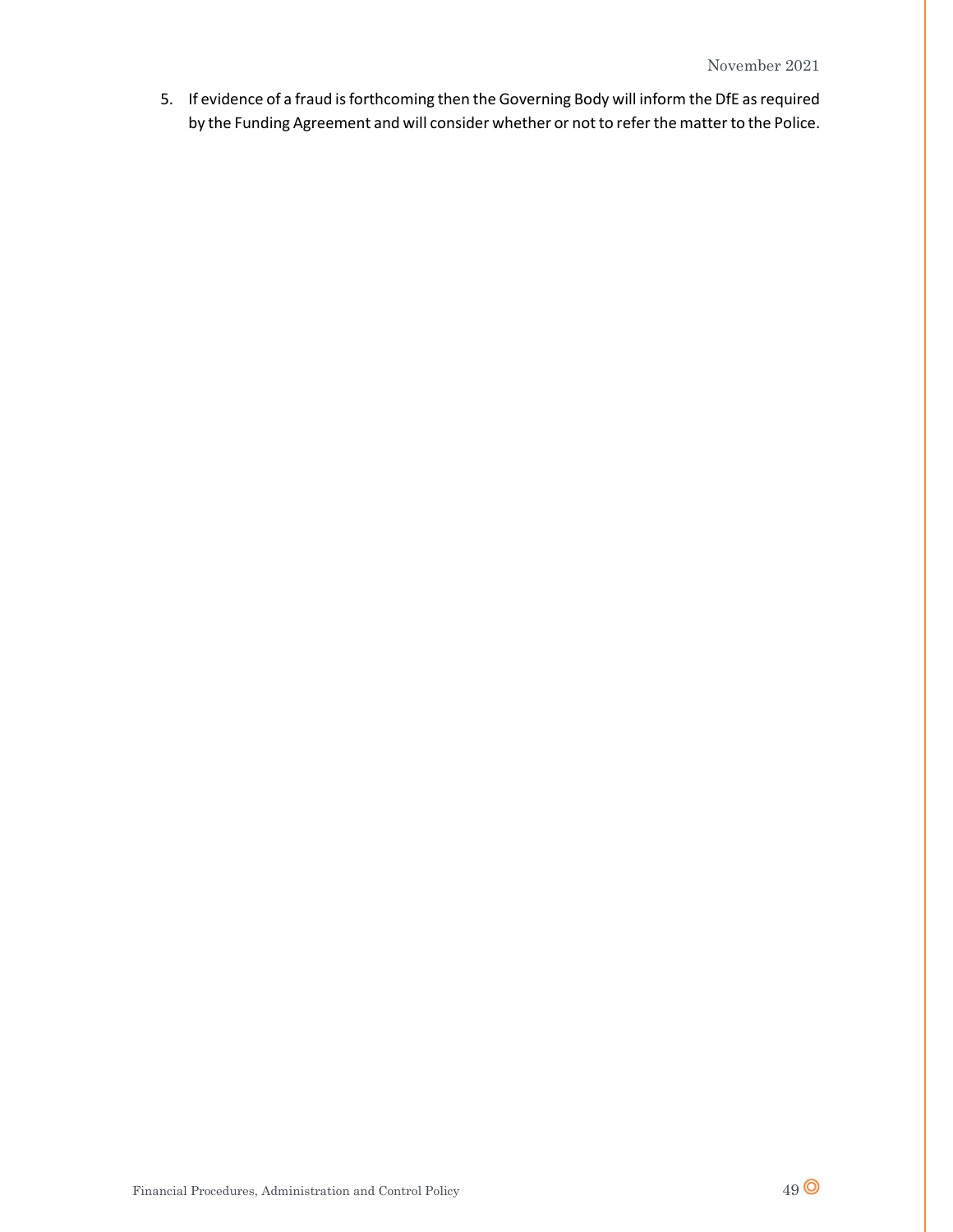5. If evidence of a fraud is forthcoming then the Governing Body will inform the DfE as required by the Funding Agreement and will consider whether or not to refer the matter to the Police.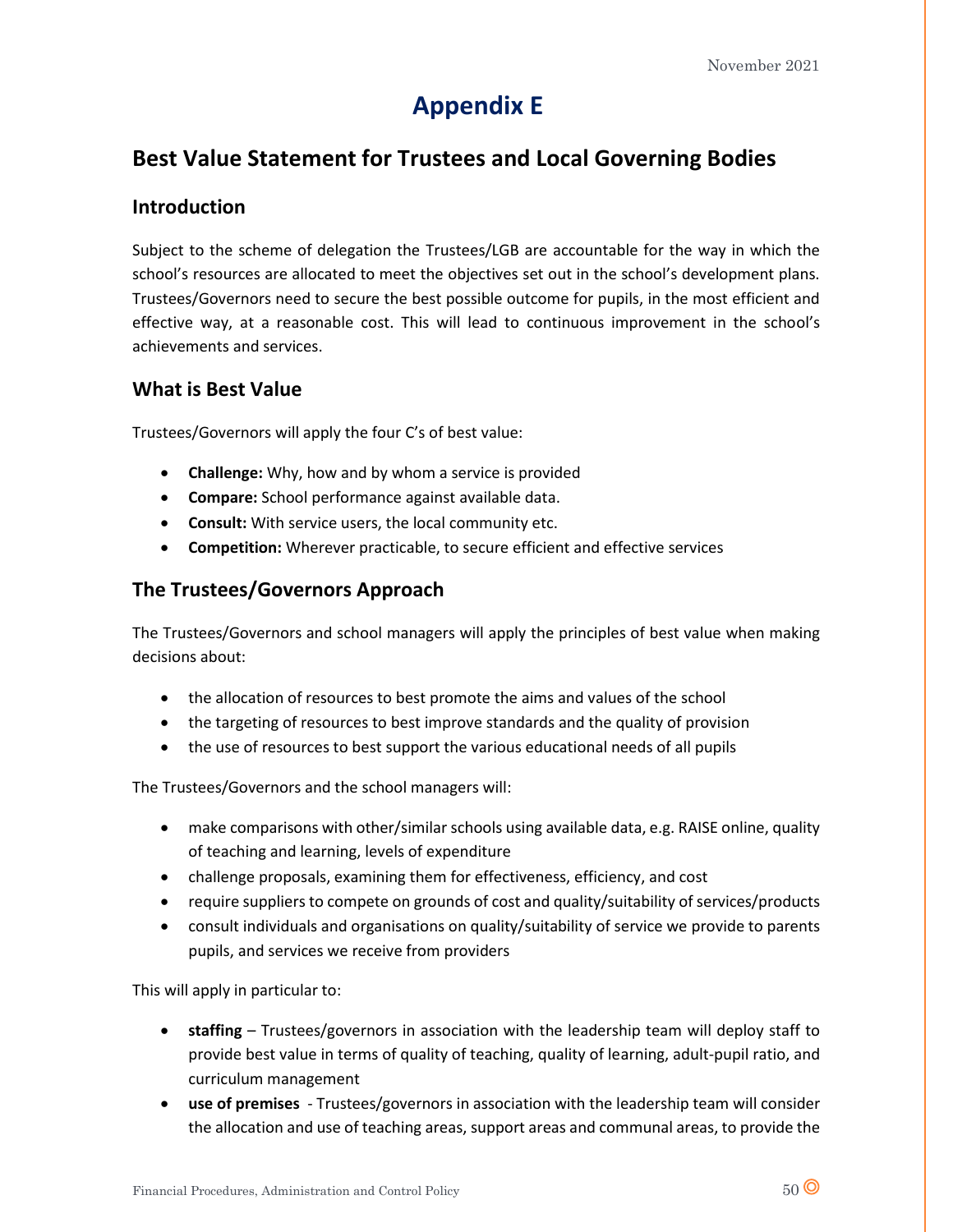# Appendix E

## Best Value Statement for Trustees and Local Governing Bodies

### Introduction

Subject to the scheme of delegation the Trustees/LGB are accountable for the way in which the school's resources are allocated to meet the objectives set out in the school's development plans. Trustees/Governors need to secure the best possible outcome for pupils, in the most efficient and effective way, at a reasonable cost. This will lead to continuous improvement in the school's achievements and services.

### What is Best Value

Trustees/Governors will apply the four C's of best value:

- **Challenge:** Why, how and by whom a service is provided
- **Compare:** School performance against available data.
- **Consult:** With service users, the local community etc.
- **Competition:** Wherever practicable, to secure efficient and effective services

### The Trustees/Governors Approach

The Trustees/Governors and school managers will apply the principles of best value when making decisions about:

- the allocation of resources to best promote the aims and values of the school
- the targeting of resources to best improve standards and the quality of provision
- the use of resources to best support the various educational needs of all pupils

The Trustees/Governors and the school managers will:

- make comparisons with other/similar schools using available data, e.g. RAISE online, quality of teaching and learning, levels of expenditure
- challenge proposals, examining them for effectiveness, efficiency, and cost
- require suppliers to compete on grounds of cost and quality/suitability of services/products
- consult individuals and organisations on quality/suitability of service we provide to parents pupils, and services we receive from providers

This will apply in particular to:

- **staffing** – Trustees/governors in association with the leadership team will deploy staff to provide best value in terms of quality of teaching, quality of learning, adult-pupil ratio, and curriculum management
- **use of premises** - Trustees/governors in association with the leadership team will consider the allocation and use of teaching areas, support areas and communal areas, to provide the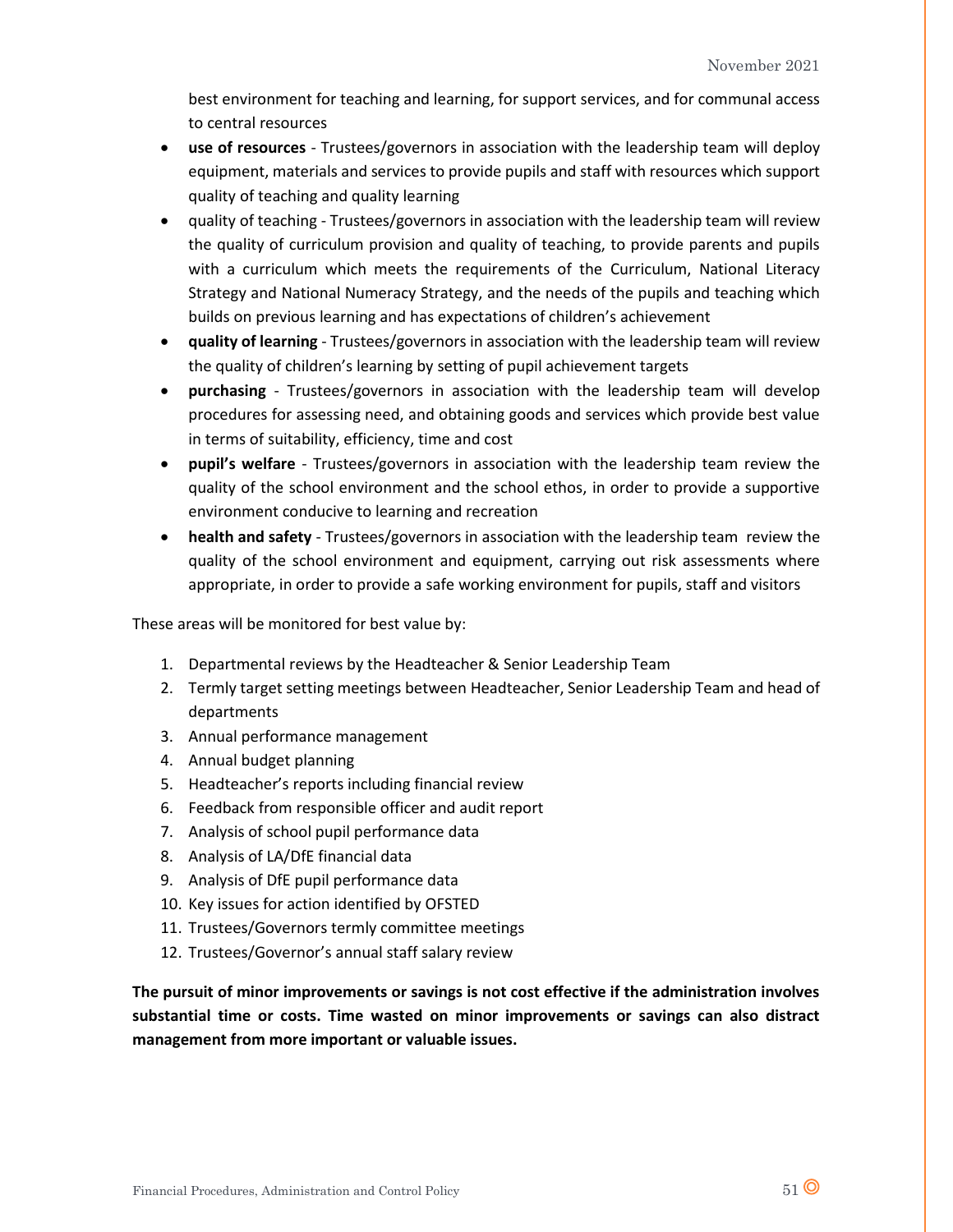best environment for teaching and learning, for support services, and for communal access to central resources

- **use of resources** - Trustees/governors in association with the leadership team will deploy equipment, materials and services to provide pupils and staff with resources which support quality of teaching and quality learning
- quality of teaching - Trustees/governors in association with the leadership team will review the quality of curriculum provision and quality of teaching, to provide parents and pupils with a curriculum which meets the requirements of the Curriculum, National Literacy Strategy and National Numeracy Strategy, and the needs of the pupils and teaching which builds on previous learning and has expectations of children's achievement
- **quality of learning** - Trustees/governors in association with the leadership team will review the quality of children's learning by setting of pupil achievement targets
- **purchasing** - Trustees/governors in association with the leadership team will develop procedures for assessing need, and obtaining goods and services which provide best value in terms of suitability, efficiency, time and cost
- **pupil's welfare** - Trustees/governors in association with the leadership team review the quality of the school environment and the school ethos, in order to provide a supportive environment conducive to learning and recreation
- **health and safety** - Trustees/governors in association with the leadership team review the quality of the school environment and equipment, carrying out risk assessments where appropriate, in order to provide a safe working environment for pupils, staff and visitors

These areas will be monitored for best value by:

1. Departmental reviews by the Headteacher & Senior Leadership Team
2. Termly target setting meetings between Headteacher, Senior Leadership Team and head of departments
3. Annual performance management
4. Annual budget planning
5. Headteacher's reports including financial review
6. Feedback from responsible officer and audit report
7. Analysis of school pupil performance data
8. Analysis of LA/DfE financial data
9. Analysis of DfE pupil performance data
10. Key issues for action identified by OFSTED
11. Trustees/Governors termly committee meetings
12. Trustees/Governor's annual staff salary review

**The pursuit of minor improvements or savings is not cost effective if the administration involves substantial time or costs. Time wasted on minor improvements or savings can also distract management from more important or valuable issues.**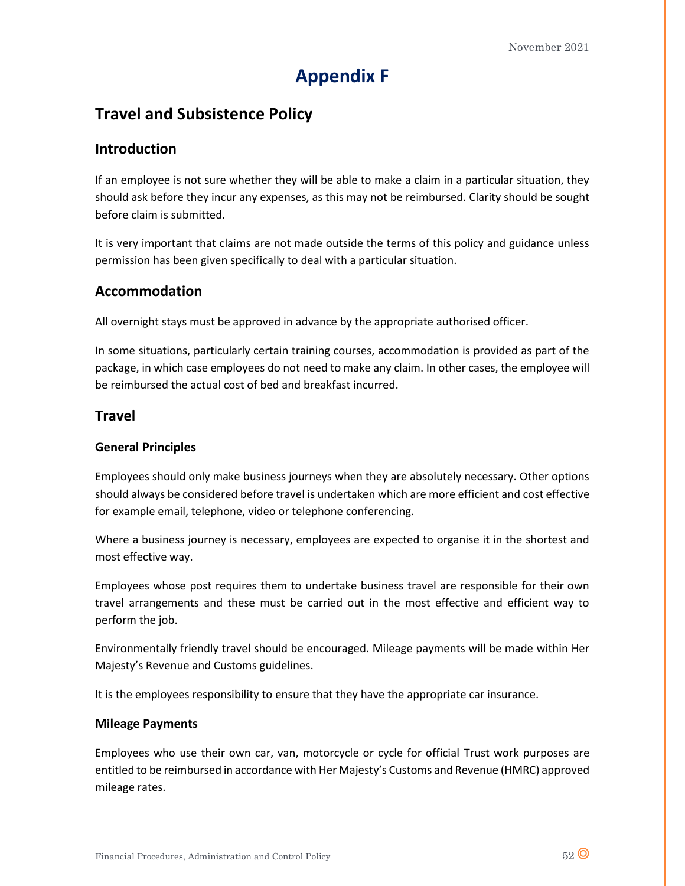# Appendix F

## Travel and Subsistence Policy

### Introduction

If an employee is not sure whether they will be able to make a claim in a particular situation, they should ask before they incur any expenses, as this may not be reimbursed. Clarity should be sought before claim is submitted.

It is very important that claims are not made outside the terms of this policy and guidance unless permission has been given specifically to deal with a particular situation.

### Accommodation

All overnight stays must be approved in advance by the appropriate authorised officer.

In some situations, particularly certain training courses, accommodation is provided as part of the package, in which case employees do not need to make any claim. In other cases, the employee will be reimbursed the actual cost of bed and breakfast incurred.

### Travel

#### General Principles

Employees should only make business journeys when they are absolutely necessary. Other options should always be considered before travel is undertaken which are more efficient and cost effective for example email, telephone, video or telephone conferencing.

Where a business journey is necessary, employees are expected to organise it in the shortest and most effective way.

Employees whose post requires them to undertake business travel are responsible for their own travel arrangements and these must be carried out in the most effective and efficient way to perform the job.

Environmentally friendly travel should be encouraged. Mileage payments will be made within Her Majesty's Revenue and Customs guidelines.

It is the employees responsibility to ensure that they have the appropriate car insurance.

#### Mileage Payments

Employees who use their own car, van, motorcycle or cycle for official Trust work purposes are entitled to be reimbursed in accordance with Her Majesty's Customs and Revenue (HMRC) approved mileage rates.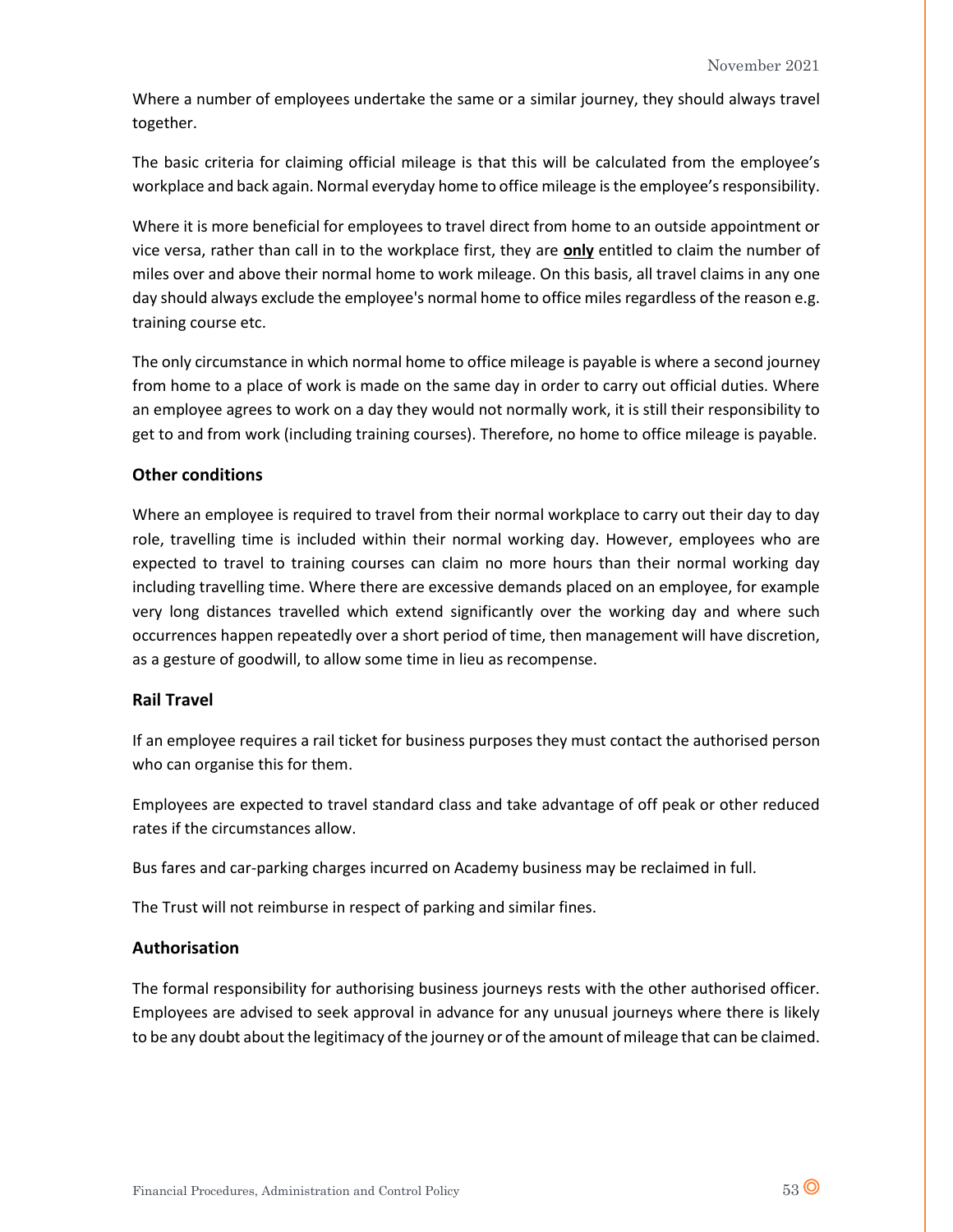Where a number of employees undertake the same or a similar journey, they should always travel together.

The basic criteria for claiming official mileage is that this will be calculated from the employee's workplace and back again. Normal everyday home to office mileage is the employee's responsibility.

Where it is more beneficial for employees to travel direct from home to an outside appointment or vice versa, rather than call in to the workplace first, they are **only** entitled to claim the number of miles over and above their normal home to work mileage. On this basis, all travel claims in any one day should always exclude the employee's normal home to office miles regardless of the reason e.g. training course etc.

The only circumstance in which normal home to office mileage is payable is where a second journey from home to a place of work is made on the same day in order to carry out official duties. Where an employee agrees to work on a day they would not normally work, it is still their responsibility to get to and from work (including training courses). Therefore, no home to office mileage is payable.

### Other conditions

Where an employee is required to travel from their normal workplace to carry out their day to day role, travelling time is included within their normal working day. However, employees who are expected to travel to training courses can claim no more hours than their normal working day including travelling time. Where there are excessive demands placed on an employee, for example very long distances travelled which extend significantly over the working day and where such occurrences happen repeatedly over a short period of time, then management will have discretion, as a gesture of goodwill, to allow some time in lieu as recompense.

### Rail Travel

If an employee requires a rail ticket for business purposes they must contact the authorised person who can organise this for them.

Employees are expected to travel standard class and take advantage of off peak or other reduced rates if the circumstances allow.

Bus fares and car-parking charges incurred on Academy business may be reclaimed in full.

The Trust will not reimburse in respect of parking and similar fines.

### Authorisation

The formal responsibility for authorising business journeys rests with the other authorised officer. Employees are advised to seek approval in advance for any unusual journeys where there is likely to be any doubt about the legitimacy of the journey or of the amount of mileage that can be claimed.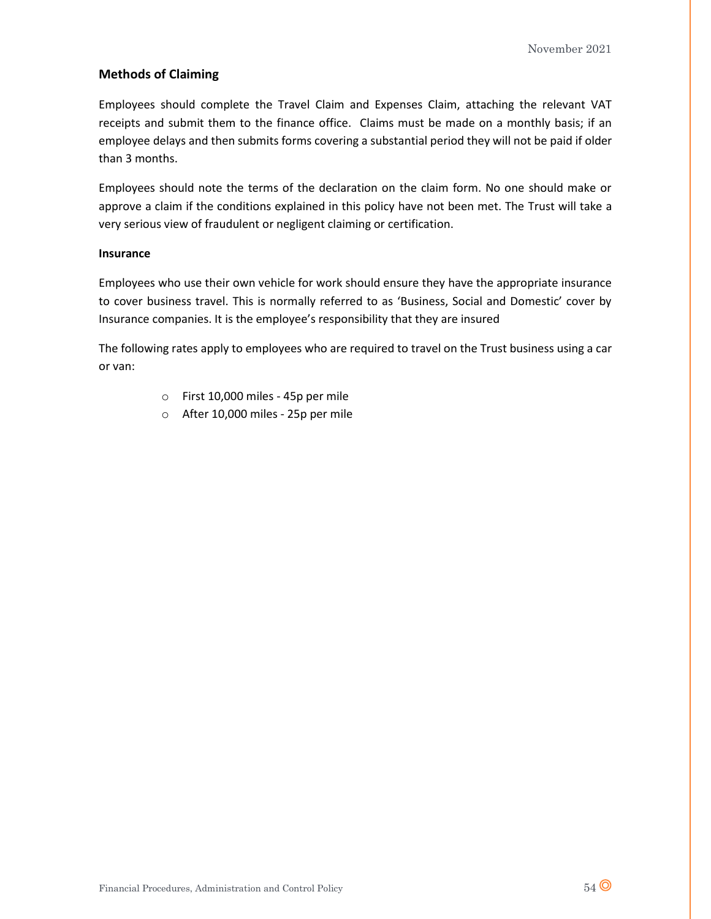## Methods of Claiming

Employees should complete the Travel Claim and Expenses Claim, attaching the relevant VAT receipts and submit them to the finance office. Claims must be made on a monthly basis; if an employee delays and then submits forms covering a substantial period they will not be paid if older than 3 months.

Employees should note the terms of the declaration on the claim form. No one should make or approve a claim if the conditions explained in this policy have not been met. The Trust will take a very serious view of fraudulent or negligent claiming or certification.

### Insurance

Employees who use their own vehicle for work should ensure they have the appropriate insurance to cover business travel. This is normally referred to as 'Business, Social and Domestic' cover by Insurance companies. It is the employee's responsibility that they are insured

The following rates apply to employees who are required to travel on the Trust business using a car or van:

- First 10,000 miles - 45p per mile
- After 10,000 miles - 25p per mile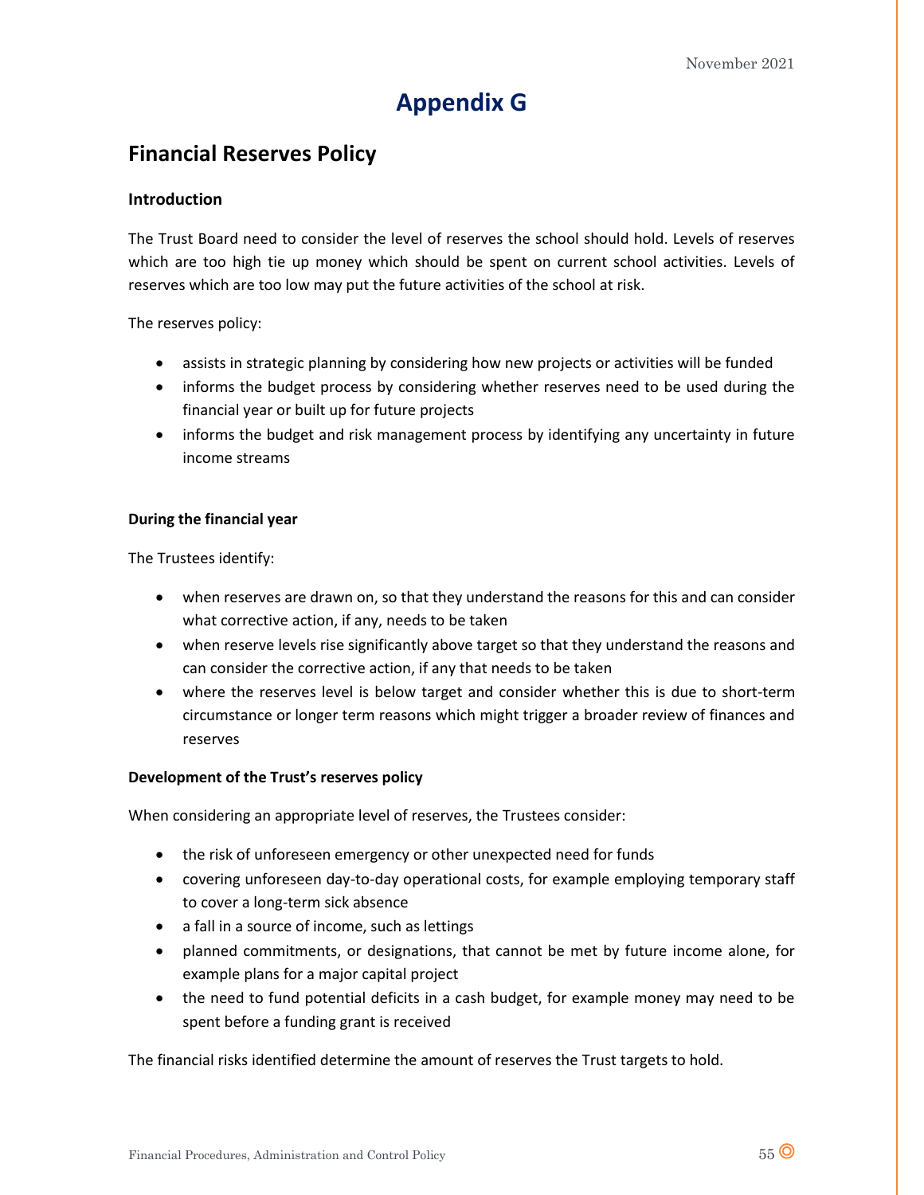# Appendix G

## Financial Reserves Policy

### Introduction

The Trust Board need to consider the level of reserves the school should hold. Levels of reserves which are too high tie up money which should be spent on current school activities. Levels of reserves which are too low may put the future activities of the school at risk.

The reserves policy:

- assists in strategic planning by considering how new projects or activities will be funded
- informs the budget process by considering whether reserves need to be used during the financial year or built up for future projects
- informs the budget and risk management process by identifying any uncertainty in future income streams

### During the financial year

The Trustees identify:

- when reserves are drawn on, so that they understand the reasons for this and can consider what corrective action, if any, needs to be taken
- when reserve levels rise significantly above target so that they understand the reasons and can consider the corrective action, if any that needs to be taken
- where the reserves level is below target and consider whether this is due to short-term circumstance or longer term reasons which might trigger a broader review of finances and reserves

### Development of the Trust's reserves policy

When considering an appropriate level of reserves, the Trustees consider:

- the risk of unforeseen emergency or other unexpected need for funds
- covering unforeseen day-to-day operational costs, for example employing temporary staff to cover a long-term sick absence
- a fall in a source of income, such as lettings
- planned commitments, or designations, that cannot be met by future income alone, for example plans for a major capital project
- the need to fund potential deficits in a cash budget, for example money may need to be spent before a funding grant is received

The financial risks identified determine the amount of reserves the Trust targets to hold.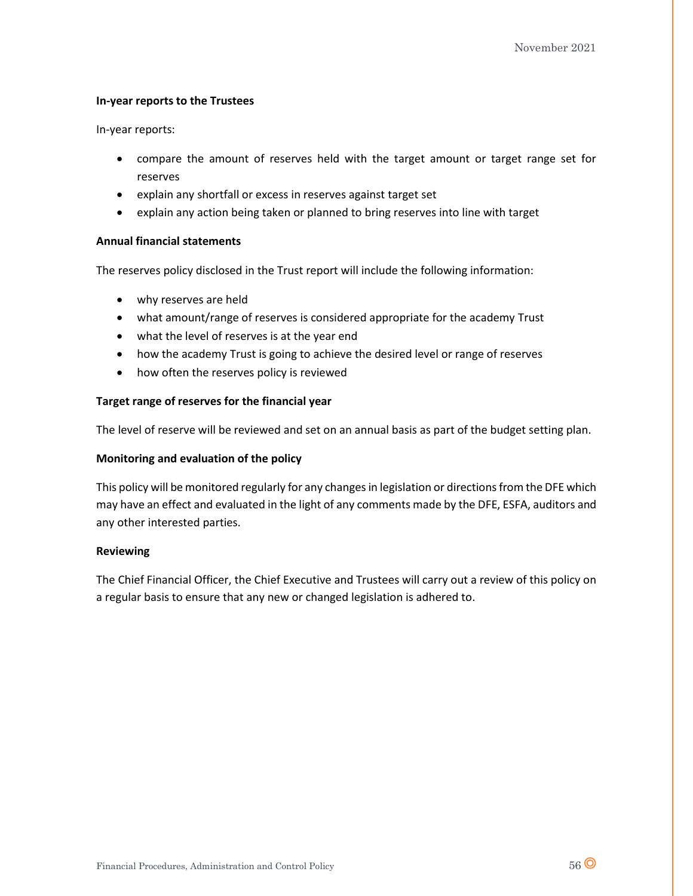**In-year reports to the Trustees**

In-year reports:

- compare the amount of reserves held with the target amount or target range set for reserves
- explain any shortfall or excess in reserves against target set
- explain any action being taken or planned to bring reserves into line with target

**Annual financial statements**

The reserves policy disclosed in the Trust report will include the following information:

- why reserves are held
- what amount/range of reserves is considered appropriate for the academy Trust
- what the level of reserves is at the year end
- how the academy Trust is going to achieve the desired level or range of reserves
- how often the reserves policy is reviewed

**Target range of reserves for the financial year**

The level of reserve will be reviewed and set on an annual basis as part of the budget setting plan.

**Monitoring and evaluation of the policy**

This policy will be monitored regularly for any changes in legislation or directions from the DFE which may have an effect and evaluated in the light of any comments made by the DFE, ESFA, auditors and any other interested parties.

**Reviewing**

The Chief Financial Officer, the Chief Executive and Trustees will carry out a review of this policy on a regular basis to ensure that any new or changed legislation is adhered to.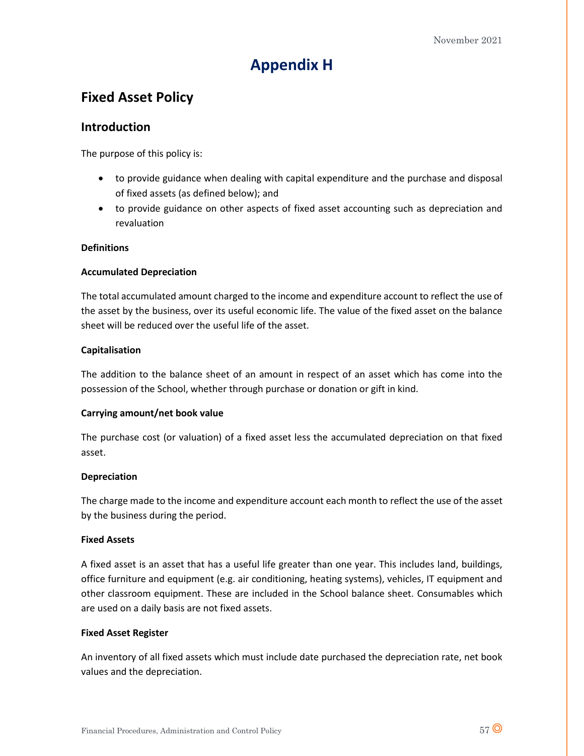# Appendix H

## Fixed Asset Policy

## Introduction

The purpose of this policy is:

- to provide guidance when dealing with capital expenditure and the purchase and disposal of fixed assets (as defined below); and
- to provide guidance on other aspects of fixed asset accounting such as depreciation and revaluation

**Definitions**

**Accumulated Depreciation**

The total accumulated amount charged to the income and expenditure account to reflect the use of the asset by the business, over its useful economic life. The value of the fixed asset on the balance sheet will be reduced over the useful life of the asset.

**Capitalisation**

The addition to the balance sheet of an amount in respect of an asset which has come into the possession of the School, whether through purchase or donation or gift in kind.

**Carrying amount/net book value**

The purchase cost (or valuation) of a fixed asset less the accumulated depreciation on that fixed asset.

**Depreciation**

The charge made to the income and expenditure account each month to reflect the use of the asset by the business during the period.

**Fixed Assets**

A fixed asset is an asset that has a useful life greater than one year. This includes land, buildings, office furniture and equipment (e.g. air conditioning, heating systems), vehicles, IT equipment and other classroom equipment. These are included in the School balance sheet. Consumables which are used on a daily basis are not fixed assets.

**Fixed Asset Register**

An inventory of all fixed assets which must include date purchased the depreciation rate, net book values and the depreciation.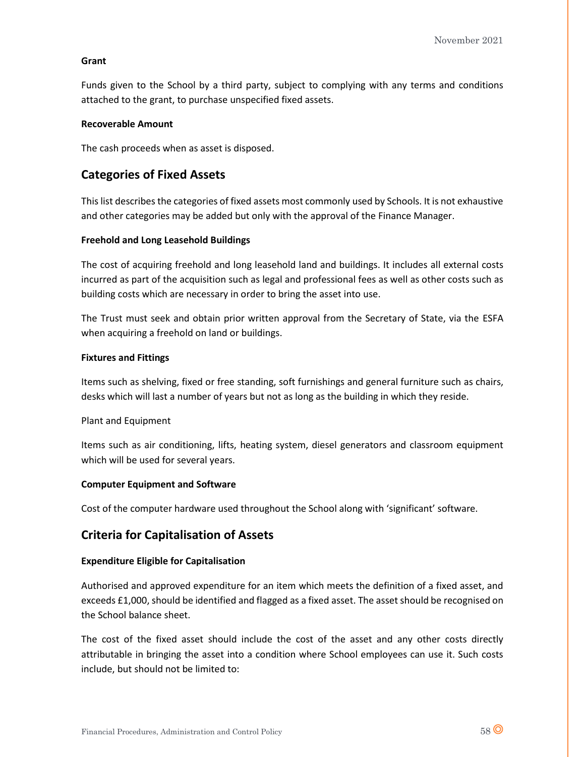**Grant**

Funds given to the School by a third party, subject to complying with any terms and conditions attached to the grant, to purchase unspecified fixed assets.

**Recoverable Amount**

The cash proceeds when as asset is disposed.

## Categories of Fixed Assets

This list describes the categories of fixed assets most commonly used by Schools. It is not exhaustive and other categories may be added but only with the approval of the Finance Manager.

**Freehold and Long Leasehold Buildings**

The cost of acquiring freehold and long leasehold land and buildings. It includes all external costs incurred as part of the acquisition such as legal and professional fees as well as other costs such as building costs which are necessary in order to bring the asset into use.

The Trust must seek and obtain prior written approval from the Secretary of State, via the ESFA when acquiring a freehold on land or buildings.

**Fixtures and Fittings**

Items such as shelving, fixed or free standing, soft furnishings and general furniture such as chairs, desks which will last a number of years but not as long as the building in which they reside.

Plant and Equipment

Items such as air conditioning, lifts, heating system, diesel generators and classroom equipment which will be used for several years.

**Computer Equipment and Software**

Cost of the computer hardware used throughout the School along with 'significant' software.

## Criteria for Capitalisation of Assets

**Expenditure Eligible for Capitalisation**

Authorised and approved expenditure for an item which meets the definition of a fixed asset, and exceeds £1,000, should be identified and flagged as a fixed asset. The asset should be recognised on the School balance sheet.

The cost of the fixed asset should include the cost of the asset and any other costs directly attributable in bringing the asset into a condition where School employees can use it. Such costs include, but should not be limited to: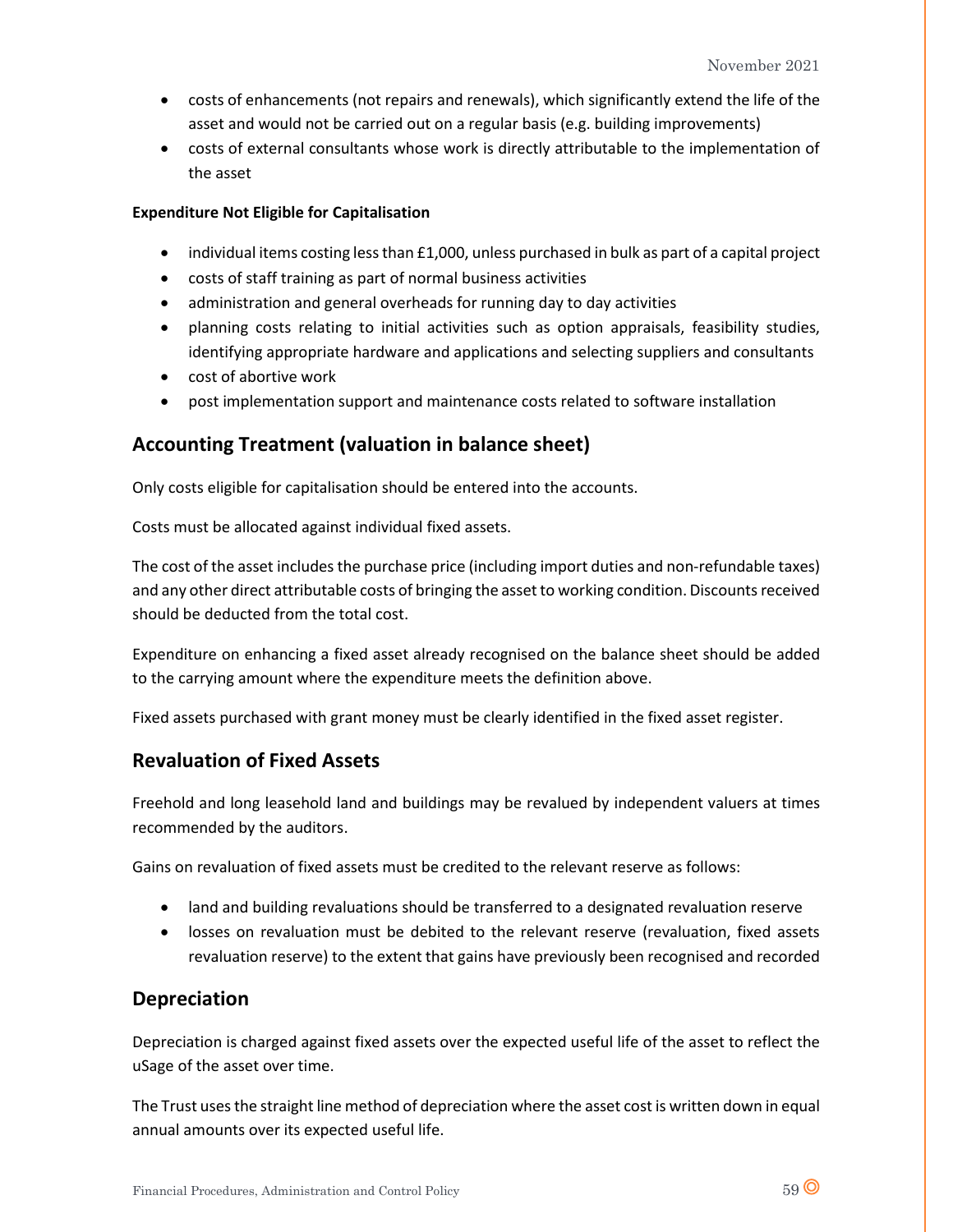- costs of enhancements (not repairs and renewals), which significantly extend the life of the asset and would not be carried out on a regular basis (e.g. building improvements)
- costs of external consultants whose work is directly attributable to the implementation of the asset

**Expenditure Not Eligible for Capitalisation**

- individual items costing less than £1,000, unless purchased in bulk as part of a capital project
- costs of staff training as part of normal business activities
- administration and general overheads for running day to day activities
- planning costs relating to initial activities such as option appraisals, feasibility studies, identifying appropriate hardware and applications and selecting suppliers and consultants
- cost of abortive work
- post implementation support and maintenance costs related to software installation

## Accounting Treatment (valuation in balance sheet)

Only costs eligible for capitalisation should be entered into the accounts.

Costs must be allocated against individual fixed assets.

The cost of the asset includes the purchase price (including import duties and non-refundable taxes) and any other direct attributable costs of bringing the asset to working condition. Discounts received should be deducted from the total cost.

Expenditure on enhancing a fixed asset already recognised on the balance sheet should be added to the carrying amount where the expenditure meets the definition above.

Fixed assets purchased with grant money must be clearly identified in the fixed asset register.

## Revaluation of Fixed Assets

Freehold and long leasehold land and buildings may be revalued by independent valuers at times recommended by the auditors.

Gains on revaluation of fixed assets must be credited to the relevant reserve as follows:

- land and building revaluations should be transferred to a designated revaluation reserve
- losses on revaluation must be debited to the relevant reserve (revaluation, fixed assets revaluation reserve) to the extent that gains have previously been recognised and recorded

## Depreciation

Depreciation is charged against fixed assets over the expected useful life of the asset to reflect the uSage of the asset over time.

The Trust uses the straight line method of depreciation where the asset cost is written down in equal annual amounts over its expected useful life.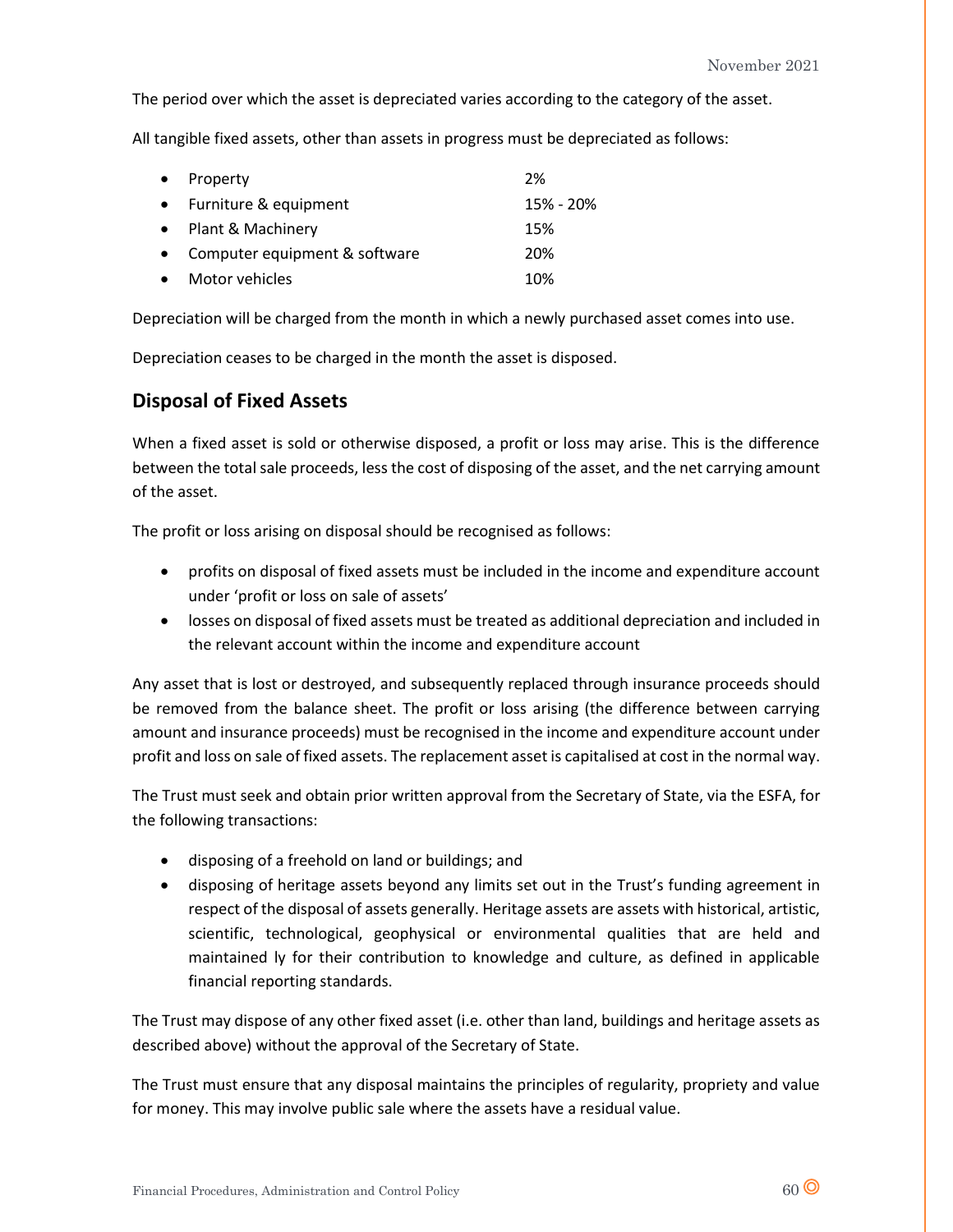The period over which the asset is depreciated varies according to the category of the asset.

All tangible fixed assets, other than assets in progress must be depreciated as follows:

| | |
|---|---|
| • Property | 2% |
| • Furniture & equipment | 15% - 20% |
| • Plant & Machinery | 15% |
| • Computer equipment & software | 20% |
| • Motor vehicles | 10% |

Depreciation will be charged from the month in which a newly purchased asset comes into use.

Depreciation ceases to be charged in the month the asset is disposed.

## Disposal of Fixed Assets

When a fixed asset is sold or otherwise disposed, a profit or loss may arise. This is the difference between the total sale proceeds, less the cost of disposing of the asset, and the net carrying amount of the asset.

The profit or loss arising on disposal should be recognised as follows:

- profits on disposal of fixed assets must be included in the income and expenditure account under 'profit or loss on sale of assets'
- losses on disposal of fixed assets must be treated as additional depreciation and included in the relevant account within the income and expenditure account

Any asset that is lost or destroyed, and subsequently replaced through insurance proceeds should be removed from the balance sheet. The profit or loss arising (the difference between carrying amount and insurance proceeds) must be recognised in the income and expenditure account under profit and loss on sale of fixed assets. The replacement asset is capitalised at cost in the normal way.

The Trust must seek and obtain prior written approval from the Secretary of State, via the ESFA, for the following transactions:

- disposing of a freehold on land or buildings; and
- disposing of heritage assets beyond any limits set out in the Trust's funding agreement in respect of the disposal of assets generally. Heritage assets are assets with historical, artistic, scientific, technological, geophysical or environmental qualities that are held and maintained ly for their contribution to knowledge and culture, as defined in applicable financial reporting standards.

The Trust may dispose of any other fixed asset (i.e. other than land, buildings and heritage assets as described above) without the approval of the Secretary of State.

The Trust must ensure that any disposal maintains the principles of regularity, propriety and value for money. This may involve public sale where the assets have a residual value.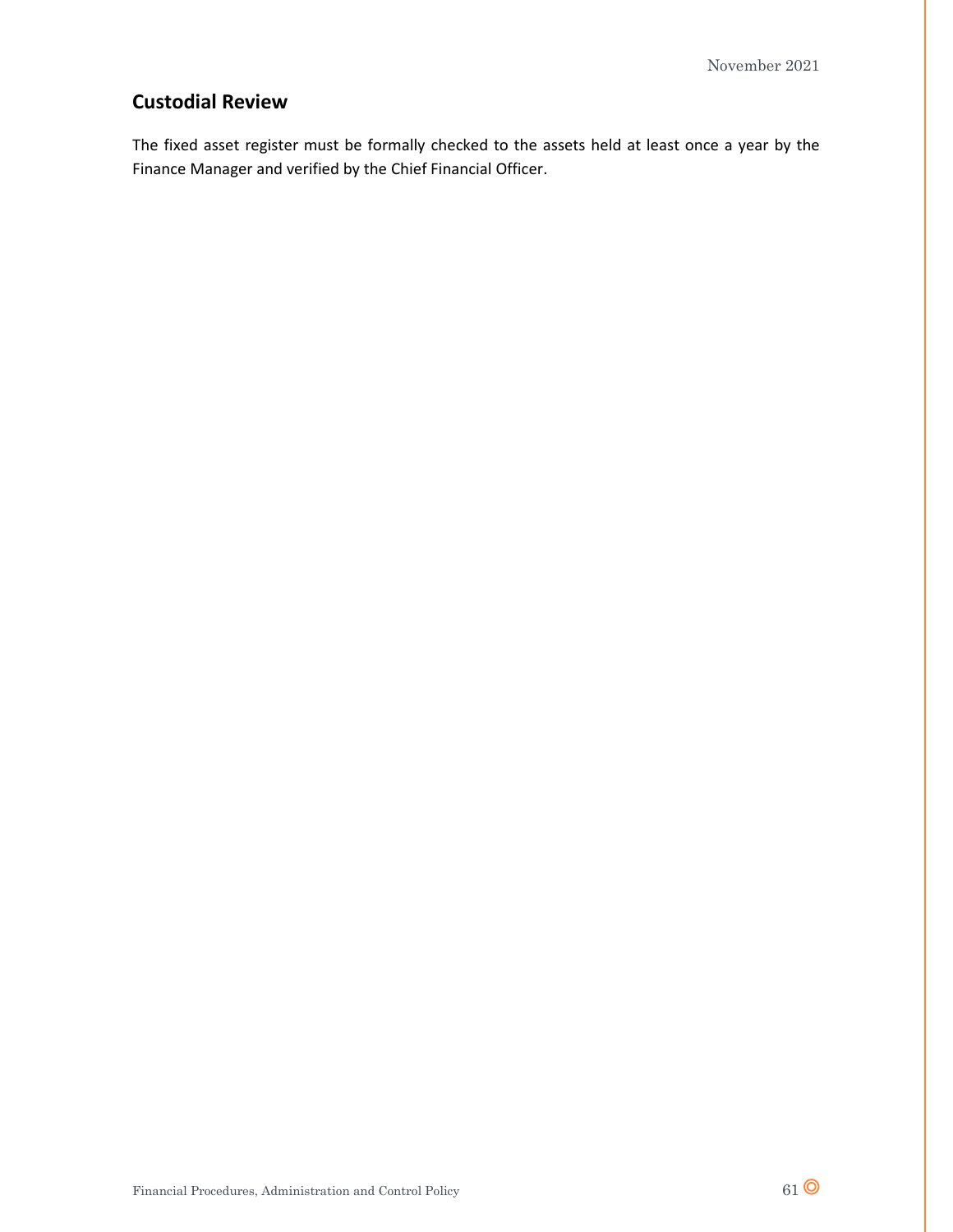## Custodial Review

The fixed asset register must be formally checked to the assets held at least once a year by the Finance Manager and verified by the Chief Financial Officer.